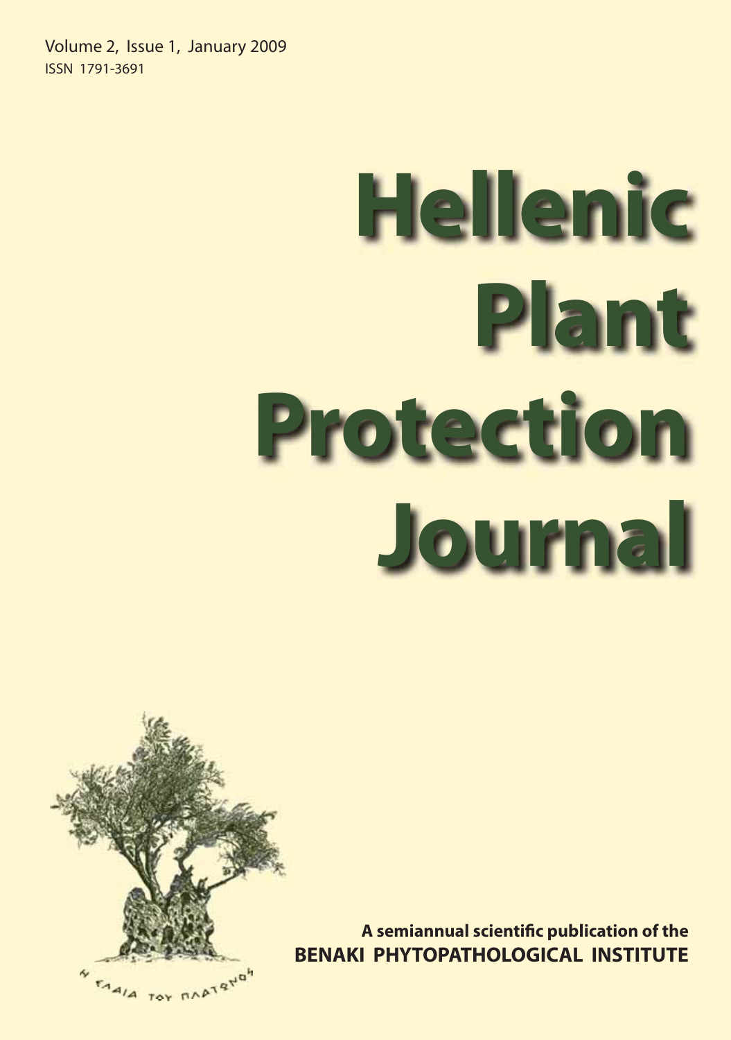Volume 2, Issue 1, January 2009

ISSN 1791-3691

# Hellenic Plant Protection Journal

Η ΕΛΑΙΑ ΤΟΥ ΠΛΑΤΩΝΟΣ

**A semiannual scientific publication of the**
**BENAKI PHYTOPATHOLOGICAL INSTITUTE**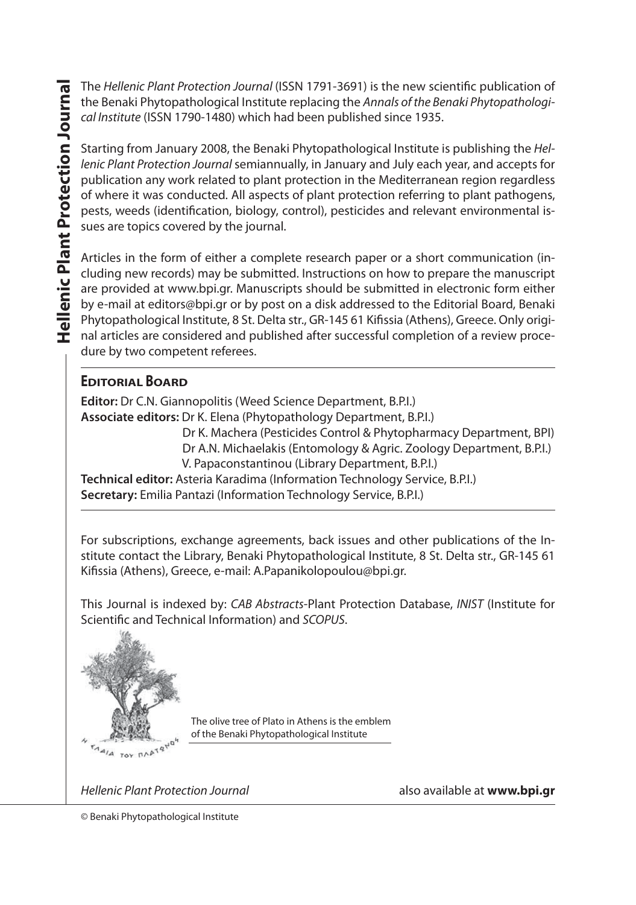The *Hellenic Plant Protection Journal* (ISSN 1791-3691) is the new scientific publication of the Benaki Phytopathological Institute replacing the *Annals of the Benaki Phytopathological Institute* (ISSN 1790-1480) which had been published since 1935.

Starting from January 2008, the Benaki Phytopathological Institute is publishing the *Hellenic Plant Protection Journal* semiannually, in January and July each year, and accepts for publication any work related to plant protection in the Mediterranean region regardless of where it was conducted. All aspects of plant protection referring to plant pathogens, pests, weeds (identification, biology, control), pesticides and relevant environmental issues are topics covered by the journal.

Articles in the form of either a complete research paper or a short communication (including new records) may be submitted. Instructions on how to prepare the manuscript are provided at www.bpi.gr. Manuscripts should be submitted in electronic form either by e-mail at editors@bpi.gr or by post on a disk addressed to the Editorial Board, Benaki Phytopathological Institute, 8 St. Delta str., GR-145 61 Kifissia (Athens), Greece. Only original articles are considered and published after successful completion of a review procedure by two competent referees.

## Editorial Board

**Editor:** Dr C.N. Giannopolitis (Weed Science Department, B.P.I.)
**Associate editors:** Dr K. Elena (Phytopathology Department, B.P.I.)
Dr K. Machera (Pesticides Control & Phytopharmacy Department, BPI)
Dr A.N. Michaelakis (Entomology & Agric. Zoology Department, B.P.I.)
V. Papaconstantinou (Library Department, B.P.I.)
**Technical editor:** Asteria Karadima (Information Technology Service, B.P.I.)
**Secretary:** Emilia Pantazi (Information Technology Service, B.P.I.)

For subscriptions, exchange agreements, back issues and other publications of the Institute contact the Library, Benaki Phytopathological Institute, 8 St. Delta str., GR-145 61 Kifissia (Athens), Greece, e-mail: A.Papanikolopoulou@bpi.gr.

This Journal is indexed by: *CAB Abstracts*-Plant Protection Database, *INIST* (Institute for Scientific and Technical Information) and *SCOPUS*.

The olive tree of Plato in Athens is the emblem of the Benaki Phytopathological Institute

*Hellenic Plant Protection Journal* also available at **www.bpi.gr**

© Benaki Phytopathological Institute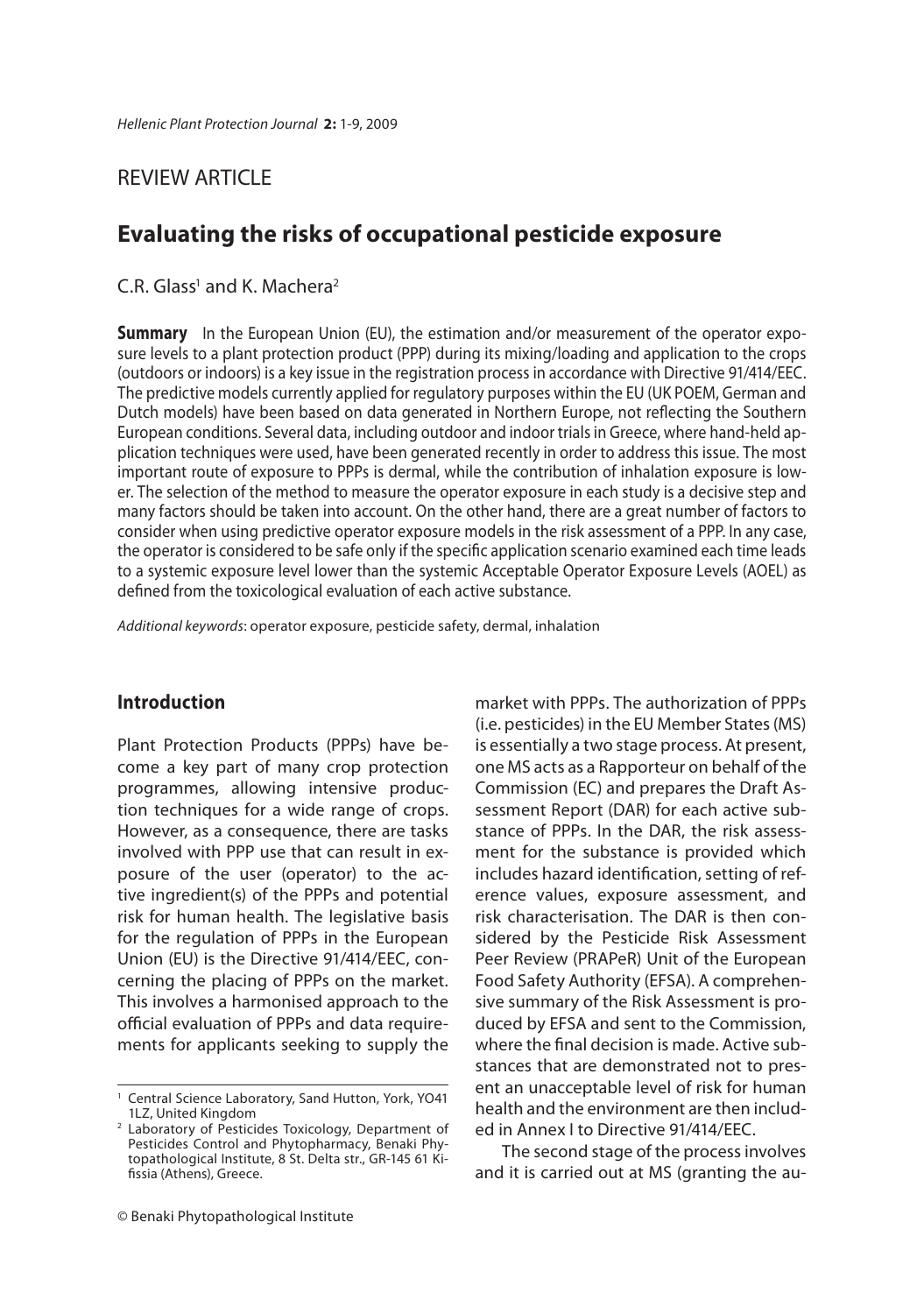REVIEW ARTICLE

# Evaluating the risks of occupational pesticide exposure

C.R. Glass[1] and K. Machera[2]

**Summary** In the European Union (EU), the estimation and/or measurement of the operator exposure levels to a plant protection product (PPP) during its mixing/loading and application to the crops (outdoors or indoors) is a key issue in the registration process in accordance with Directive 91/414/EEC. The predictive models currently applied for regulatory purposes within the EU (UK POEM, German and Dutch models) have been based on data generated in Northern Europe, not reflecting the Southern European conditions. Several data, including outdoor and indoor trials in Greece, where hand-held application techniques were used, have been generated recently in order to address this issue. The most important route of exposure to PPPs is dermal, while the contribution of inhalation exposure is lower. The selection of the method to measure the operator exposure in each study is a decisive step and many factors should be taken into account. On the other hand, there are a great number of factors to consider when using predictive operator exposure models in the risk assessment of a PPP. In any case, the operator is considered to be safe only if the specific application scenario examined each time leads to a systemic exposure level lower than the systemic Acceptable Operator Exposure Levels (AOEL) as defined from the toxicological evaluation of each active substance.

*Additional keywords*: operator exposure, pesticide safety, dermal, inhalation

## Introduction

Plant Protection Products (PPPs) have become a key part of many crop protection programmes, allowing intensive production techniques for a wide range of crops. However, as a consequence, there are tasks involved with PPP use that can result in exposure of the user (operator) to the active ingredient(s) of the PPPs and potential risk for human health. The legislative basis for the regulation of PPPs in the European Union (EU) is the Directive 91/414/EEC, concerning the placing of PPPs on the market. This involves a harmonised approach to the official evaluation of PPPs and data requirements for applicants seeking to supply the market with PPPs. The authorization of PPPs (i.e. pesticides) in the EU Member States (MS) is essentially a two stage process. At present, one MS acts as a Rapporteur on behalf of the Commission (EC) and prepares the Draft Assessment Report (DAR) for each active substance of PPPs. In the DAR, the risk assessment for the substance is provided which includes hazard identification, setting of reference values, exposure assessment, and risk characterisation. The DAR is then considered by the Pesticide Risk Assessment Peer Review (PRAPeR) Unit of the European Food Safety Authority (EFSA). A comprehensive summary of the Risk Assessment is produced by EFSA and sent to the Commission, where the final decision is made. Active substances that are demonstrated not to present an unacceptable level of risk for human health and the environment are then included in Annex I to Directive 91/414/EEC.

The second stage of the process involves and it is carried out at MS (granting the au-

[1] Central Science Laboratory, Sand Hutton, York, YO41 1LZ, United Kingdom

[2] Laboratory of Pesticides Toxicology, Department of Pesticides Control and Phytopharmacy, Benaki Phytopathological Institute, 8 St. Delta str., GR-145 61 Kifissia (Athens), Greece.

© Benaki Phytopathological Institute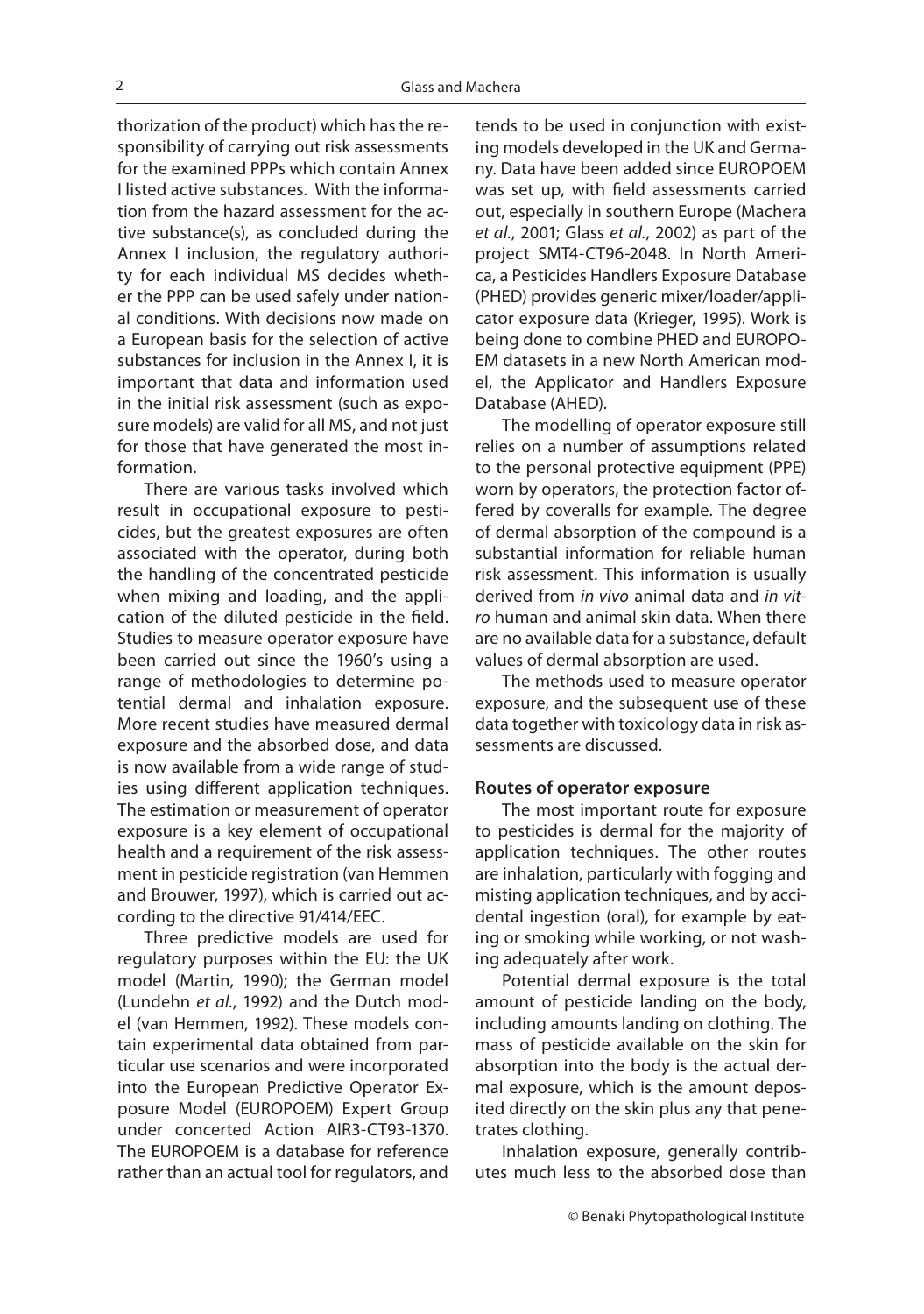thorization of the product) which has the responsibility of carrying out risk assessments for the examined PPPs which contain Annex I listed active substances. With the information from the hazard assessment for the active substance(s), as concluded during the Annex I inclusion, the regulatory authority for each individual MS decides whether the PPP can be used safely under national conditions. With decisions now made on a European basis for the selection of active substances for inclusion in the Annex I, it is important that data and information used in the initial risk assessment (such as exposure models) are valid for all MS, and not just for those that have generated the most information.

There are various tasks involved which result in occupational exposure to pesticides, but the greatest exposures are often associated with the operator, during both the handling of the concentrated pesticide when mixing and loading, and the application of the diluted pesticide in the field. Studies to measure operator exposure have been carried out since the 1960's using a range of methodologies to determine potential dermal and inhalation exposure. More recent studies have measured dermal exposure and the absorbed dose, and data is now available from a wide range of studies using different application techniques. The estimation or measurement of operator exposure is a key element of occupational health and a requirement of the risk assessment in pesticide registration (van Hemmen and Brouwer, 1997), which is carried out according to the directive 91/414/EEC.

Three predictive models are used for regulatory purposes within the EU: the UK model (Martin, 1990); the German model (Lundehn *et al.*, 1992) and the Dutch model (van Hemmen, 1992). These models contain experimental data obtained from particular use scenarios and were incorporated into the European Predictive Operator Exposure Model (EUROPOEM) Expert Group under concerted Action AIR3-CT93-1370. The EUROPOEM is a database for reference rather than an actual tool for regulators, and tends to be used in conjunction with existing models developed in the UK and Germany. Data have been added since EUROPOEM was set up, with field assessments carried out, especially in southern Europe (Machera *et al.*, 2001; Glass *et al.*, 2002) as part of the project SMT4-CT96-2048. In North America, a Pesticides Handlers Exposure Database (PHED) provides generic mixer/loader/applicator exposure data (Krieger, 1995). Work is being done to combine PHED and EUROPOEM datasets in a new North American model, the Applicator and Handlers Exposure Database (AHED).

The modelling of operator exposure still relies on a number of assumptions related to the personal protective equipment (PPE) worn by operators, the protection factor offered by coveralls for example. The degree of dermal absorption of the compound is a substantial information for reliable human risk assessment. This information is usually derived from *in vivo* animal data and *in vitro* human and animal skin data. When there are no available data for a substance, default values of dermal absorption are used.

The methods used to measure operator exposure, and the subsequent use of these data together with toxicology data in risk assessments are discussed.

**Routes of operator exposure**

The most important route for exposure to pesticides is dermal for the majority of application techniques. The other routes are inhalation, particularly with fogging and misting application techniques, and by accidental ingestion (oral), for example by eating or smoking while working, or not washing adequately after work.

Potential dermal exposure is the total amount of pesticide landing on the body, including amounts landing on clothing. The mass of pesticide available on the skin for absorption into the body is the actual dermal exposure, which is the amount deposited directly on the skin plus any that penetrates clothing.

Inhalation exposure, generally contributes much less to the absorbed dose than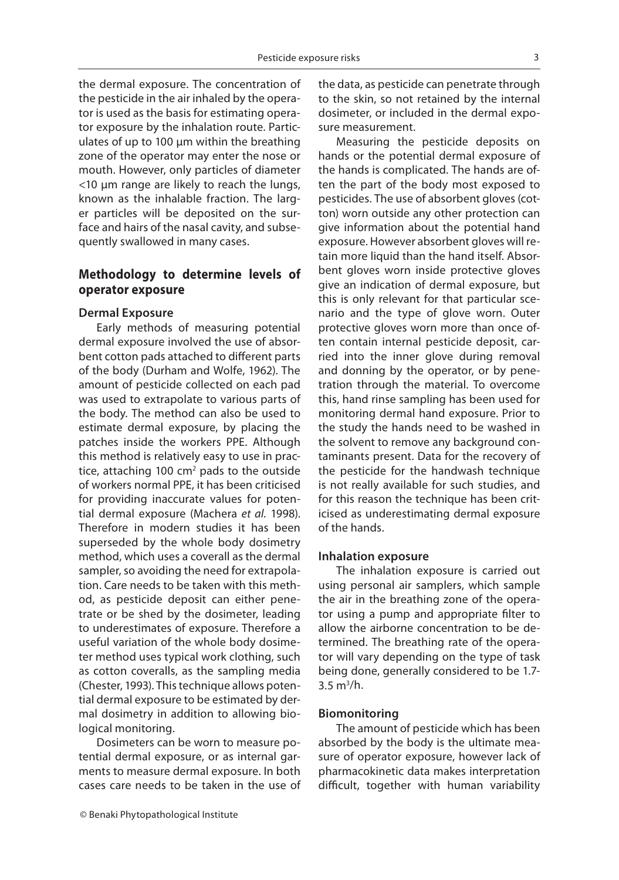the dermal exposure. The concentration of the pesticide in the air inhaled by the operator is used as the basis for estimating operator exposure by the inhalation route. Particulates of up to 100 µm within the breathing zone of the operator may enter the nose or mouth. However, only particles of diameter <10 µm range are likely to reach the lungs, known as the inhalable fraction. The larger particles will be deposited on the surface and hairs of the nasal cavity, and subsequently swallowed in many cases.

## Methodology to determine levels of operator exposure

### Dermal Exposure

Early methods of measuring potential dermal exposure involved the use of absorbent cotton pads attached to different parts of the body (Durham and Wolfe, 1962). The amount of pesticide collected on each pad was used to extrapolate to various parts of the body. The method can also be used to estimate dermal exposure, by placing the patches inside the workers PPE. Although this method is relatively easy to use in practice, attaching 100 $cm^2$ pads to the outside of workers normal PPE, it has been criticised for providing inaccurate values for potential dermal exposure (Machera *et al.* 1998). Therefore in modern studies it has been superseded by the whole body dosimetry method, which uses a coverall as the dermal sampler, so avoiding the need for extrapolation. Care needs to be taken with this method, as pesticide deposit can either penetrate or be shed by the dosimeter, leading to underestimates of exposure. Therefore a useful variation of the whole body dosimeter method uses typical work clothing, such as cotton coveralls, as the sampling media (Chester, 1993). This technique allows potential dermal exposure to be estimated by dermal dosimetry in addition to allowing biological monitoring.

Dosimeters can be worn to measure potential dermal exposure, or as internal garments to measure dermal exposure. In both cases care needs to be taken in the use of the data, as pesticide can penetrate through to the skin, so not retained by the internal dosimeter, or included in the dermal exposure measurement.

Measuring the pesticide deposits on hands or the potential dermal exposure of the hands is complicated. The hands are often the part of the body most exposed to pesticides. The use of absorbent gloves (cotton) worn outside any other protection can give information about the potential hand exposure. However absorbent gloves will retain more liquid than the hand itself. Absorbent gloves worn inside protective gloves give an indication of dermal exposure, but this is only relevant for that particular scenario and the type of glove worn. Outer protective gloves worn more than once often contain internal pesticide deposit, carried into the inner glove during removal and donning by the operator, or by penetration through the material. To overcome this, hand rinse sampling has been used for monitoring dermal hand exposure. Prior to the study the hands need to be washed in the solvent to remove any background contaminants present. Data for the recovery of the pesticide for the handwash technique is not really available for such studies, and for this reason the technique has been criticised as underestimating dermal exposure of the hands.

### Inhalation exposure

The inhalation exposure is carried out using personal air samplers, which sample the air in the breathing zone of the operator using a pump and appropriate filter to allow the airborne concentration to be determined. The breathing rate of the operator will vary depending on the type of task being done, generally considered to be 1.7-3.5 $m^3$/h.

### Biomonitoring

The amount of pesticide which has been absorbed by the body is the ultimate measure of operator exposure, however lack of pharmacokinetic data makes interpretation difficult, together with human variability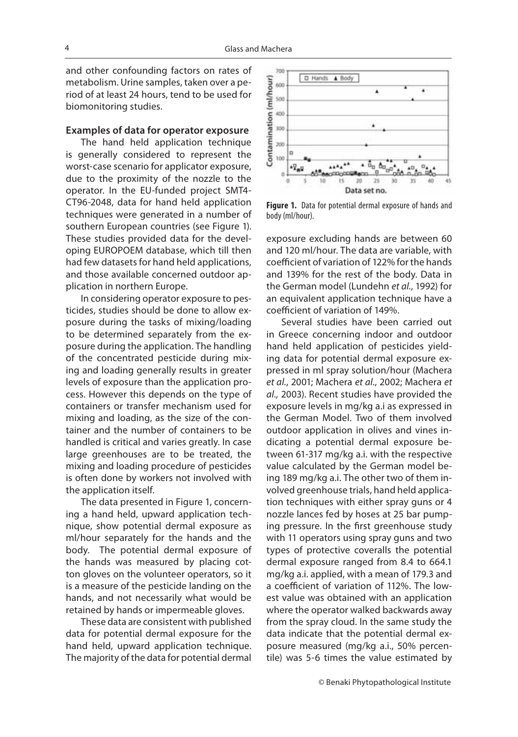and other confounding factors on rates of metabolism. Urine samples, taken over a period of at least 24 hours, tend to be used for biomonitoring studies.

### Examples of data for operator exposure

The hand held application technique is generally considered to represent the worst-case scenario for applicator exposure, due to the proximity of the nozzle to the operator. In the EU-funded project SMT4-CT96-2048, data for hand held application techniques were generated in a number of southern European countries (see Figure 1). These studies provided data for the developing EUROPOEM database, which till then had few datasets for hand held applications, and those available concerned outdoor application in northern Europe.

In considering operator exposure to pesticides, studies should be done to allow exposure during the tasks of mixing/loading to be determined separately from the exposure during the application. The handling of the concentrated pesticide during mixing and loading generally results in greater levels of exposure than the application process. However this depends on the type of containers or transfer mechanism used for mixing and loading, as the size of the container and the number of containers to be handled is critical and varies greatly. In case large greenhouses are to be treated, the mixing and loading procedure of pesticides is often done by workers not involved with the application itself.

The data presented in Figure 1, concerning a hand held, upward application technique, show potential dermal exposure as ml/hour separately for the hands and the body. The potential dermal exposure of the hands was measured by placing cotton gloves on the volunteer operators, so it is a measure of the pesticide landing on the hands, and not necessarily what would be retained by hands or impermeable gloves.

These data are consistent with published data for potential dermal exposure for the hand held, upward application technique. The majority of the data for potential dermal exposure excluding hands are between 60 and 120 ml/hour. The data are variable, with coefficient of variation of 122% for the hands and 139% for the rest of the body. Data in the German model (Lundehn *et al.*, 1992) for an equivalent application technique have a coefficient of variation of 149%.

**Figure 1.** Data for potential dermal exposure of hands and body (ml/hour).

Several studies have been carried out in Greece concerning indoor and outdoor hand held application of pesticides yielding data for potential dermal exposure expressed in ml spray solution/hour (Machera *et al.*, 2001; Machera *et al.*, 2002; Machera *et al.*, 2003). Recent studies have provided the exposure levels in mg/kg a.i as expressed in the German Model. Two of them involved outdoor application in olives and vines indicating a potential dermal exposure between 61-317 mg/kg a.i. with the respective value calculated by the German model being 189 mg/kg a.i. The other two of them involved greenhouse trials, hand held application techniques with either spray guns or 4 nozzle lances fed by hoses at 25 bar pumping pressure. In the first greenhouse study with 11 operators using spray guns and two types of protective coveralls the potential dermal exposure ranged from 8.4 to 664.1 mg/kg a.i. applied, with a mean of 179.3 and a coefficient of variation of 112%. The lowest value was obtained with an application where the operator walked backwards away from the spray cloud. In the same study the data indicate that the potential dermal exposure measured (mg/kg a.i., 50% percentile) was 5-6 times the value estimated by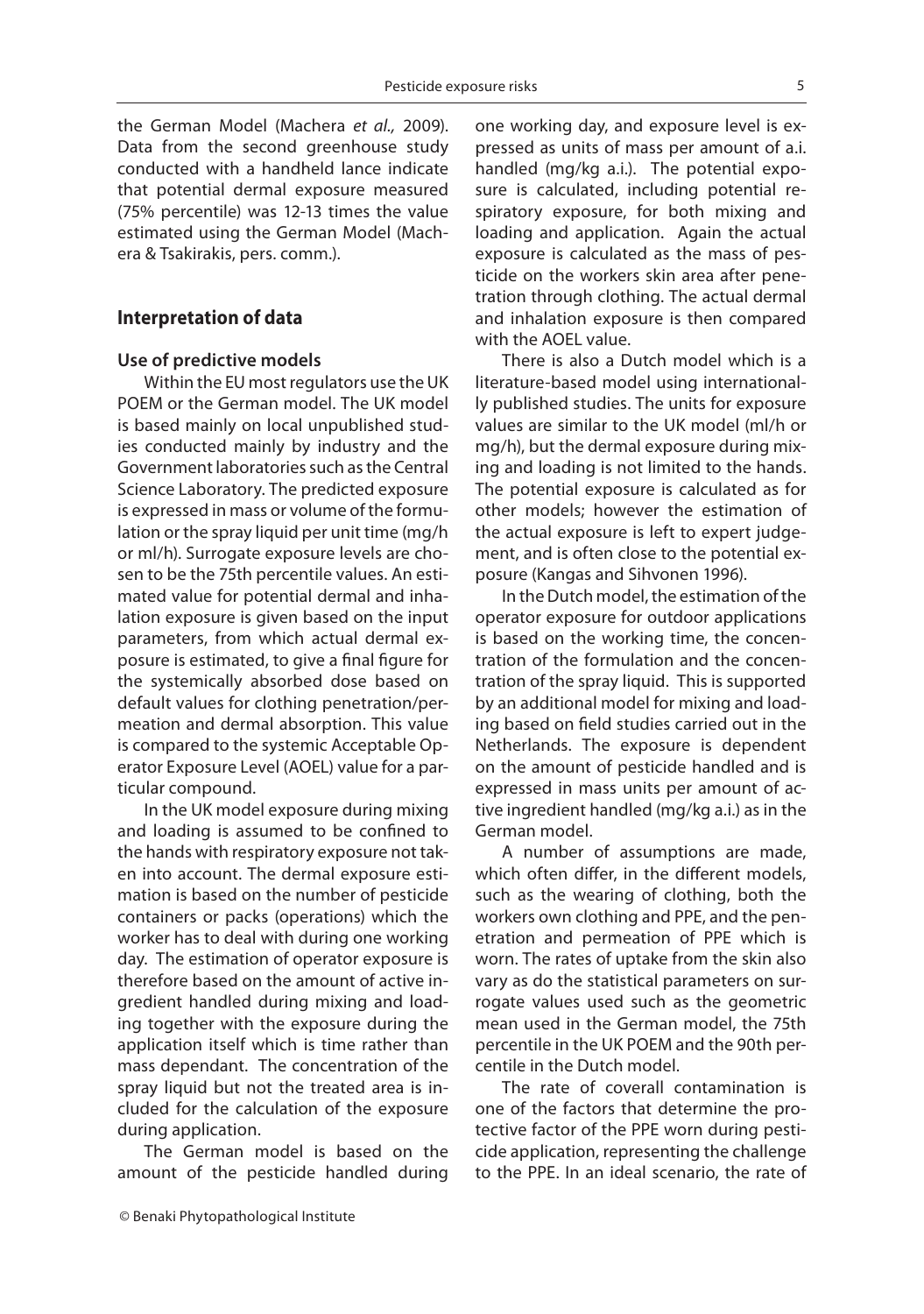the German Model (Machera *et al.,* 2009). Data from the second greenhouse study conducted with a handheld lance indicate that potential dermal exposure measured (75% percentile) was 12-13 times the value estimated using the German Model (Machera & Tsakirakis, pers. comm.).

## Interpretation of data

### Use of predictive models

Within the EU most regulators use the UK POEM or the German model. The UK model is based mainly on local unpublished studies conducted mainly by industry and the Government laboratories such as the Central Science Laboratory. The predicted exposure is expressed in mass or volume of the formulation or the spray liquid per unit time (mg/h or ml/h). Surrogate exposure levels are chosen to be the 75th percentile values. An estimated value for potential dermal and inhalation exposure is given based on the input parameters, from which actual dermal exposure is estimated, to give a final figure for the systemically absorbed dose based on default values for clothing penetration/permeation and dermal absorption. This value is compared to the systemic Acceptable Operator Exposure Level (AOEL) value for a particular compound.

In the UK model exposure during mixing and loading is assumed to be confined to the hands with respiratory exposure not taken into account. The dermal exposure estimation is based on the number of pesticide containers or packs (operations) which the worker has to deal with during one working day. The estimation of operator exposure is therefore based on the amount of active ingredient handled during mixing and loading together with the exposure during the application itself which is time rather than mass dependant. The concentration of the spray liquid but not the treated area is included for the calculation of the exposure during application.

The German model is based on the amount of the pesticide handled during one working day, and exposure level is expressed as units of mass per amount of a.i. handled (mg/kg a.i.). The potential exposure is calculated, including potential respiratory exposure, for both mixing and loading and application. Again the actual exposure is calculated as the mass of pesticide on the workers skin area after penetration through clothing. The actual dermal and inhalation exposure is then compared with the AOEL value.

There is also a Dutch model which is a literature-based model using internationally published studies. The units for exposure values are similar to the UK model (ml/h or mg/h), but the dermal exposure during mixing and loading is not limited to the hands. The potential exposure is calculated as for other models; however the estimation of the actual exposure is left to expert judgement, and is often close to the potential exposure (Kangas and Sihvonen 1996).

In the Dutch model, the estimation of the operator exposure for outdoor applications is based on the working time, the concentration of the formulation and the concentration of the spray liquid. This is supported by an additional model for mixing and loading based on field studies carried out in the Netherlands. The exposure is dependent on the amount of pesticide handled and is expressed in mass units per amount of active ingredient handled (mg/kg a.i.) as in the German model.

A number of assumptions are made, which often differ, in the different models, such as the wearing of clothing, both the workers own clothing and PPE, and the penetration and permeation of PPE which is worn. The rates of uptake from the skin also vary as do the statistical parameters on surrogate values used such as the geometric mean used in the German model, the 75th percentile in the UK POEM and the 90th percentile in the Dutch model.

The rate of coverall contamination is one of the factors that determine the protective factor of the PPE worn during pesticide application, representing the challenge to the PPE. In an ideal scenario, the rate of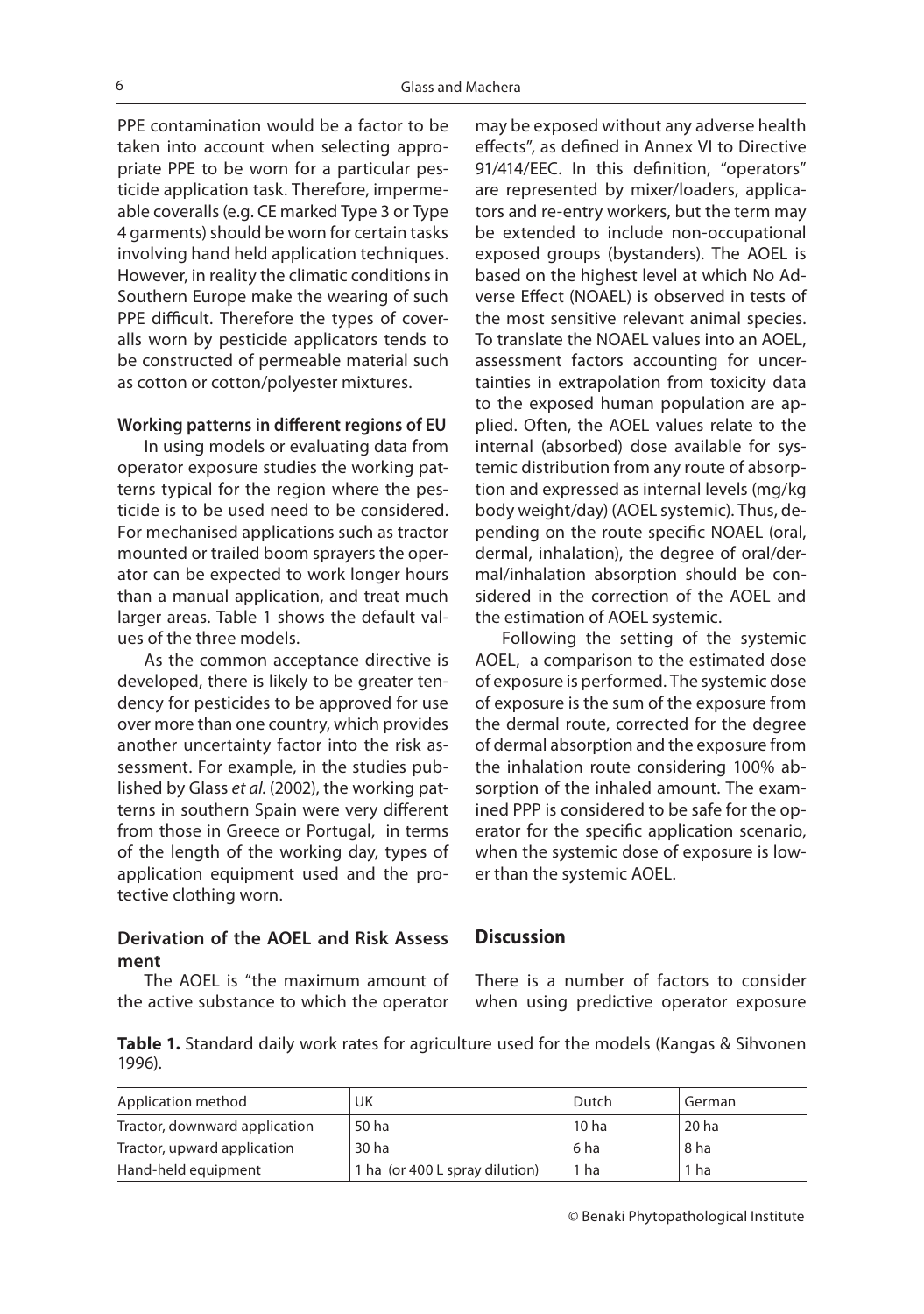PPE contamination would be a factor to be taken into account when selecting appropriate PPE to be worn for a particular pesticide application task. Therefore, impermeable coveralls (e.g. CE marked Type 3 or Type 4 garments) should be worn for certain tasks involving hand held application techniques. However, in reality the climatic conditions in Southern Europe make the wearing of such PPE difficult. Therefore the types of coveralls worn by pesticide applicators tends to be constructed of permeable material such as cotton or cotton/polyester mixtures.

**Working patterns in different regions of EU**

In using models or evaluating data from operator exposure studies the working patterns typical for the region where the pesticide is to be used need to be considered. For mechanised applications such as tractor mounted or trailed boom sprayers the operator can be expected to work longer hours than a manual application, and treat much larger areas. Table 1 shows the default values of the three models.

As the common acceptance directive is developed, there is likely to be greater tendency for pesticides to be approved for use over more than one country, which provides another uncertainty factor into the risk assessment. For example, in the studies published by Glass *et al.* (2002), the working patterns in southern Spain were very different from those in Greece or Portugal, in terms of the length of the working day, types of application equipment used and the protective clothing worn.

### Derivation of the AOEL and Risk Assessment

The AOEL is "the maximum amount of the active substance to which the operator may be exposed without any adverse health effects", as defined in Annex VI to Directive 91/414/EEC. In this definition, "operators" are represented by mixer/loaders, applicators and re-entry workers, but the term may be extended to include non-occupational exposed groups (bystanders). The AOEL is based on the highest level at which No Adverse Effect (NOAEL) is observed in tests of the most sensitive relevant animal species. To translate the NOAEL values into an AOEL, assessment factors accounting for uncertainties in extrapolation from toxicity data to the exposed human population are applied. Often, the AOEL values relate to the internal (absorbed) dose available for systemic distribution from any route of absorption and expressed as internal levels (mg/kg body weight/day) (AOEL systemic). Thus, depending on the route specific NOAEL (oral, dermal, inhalation), the degree of oral/dermal/inhalation absorption should be considered in the correction of the AOEL and the estimation of AOEL systemic.

Following the setting of the systemic AOEL, a comparison to the estimated dose of exposure is performed. The systemic dose of exposure is the sum of the exposure from the dermal route, corrected for the degree of dermal absorption and the exposure from the inhalation route considering 100% absorption of the inhaled amount. The examined PPP is considered to be safe for the operator for the specific application scenario, when the systemic dose of exposure is lower than the systemic AOEL.

## Discussion

There is a number of factors to consider when using predictive operator exposure

**Table 1.** Standard daily work rates for agriculture used for the models (Kangas & Sihvonen 1996).

| Application method | UK | Dutch | German |
|---|---|---|---|
| Tractor, downward application | 50 ha | 10 ha | 20 ha |
| Tractor, upward application | 30 ha | 6 ha | 8 ha |
| Hand-held equipment | 1 ha (or 400 L spray dilution) | 1 ha | 1 ha |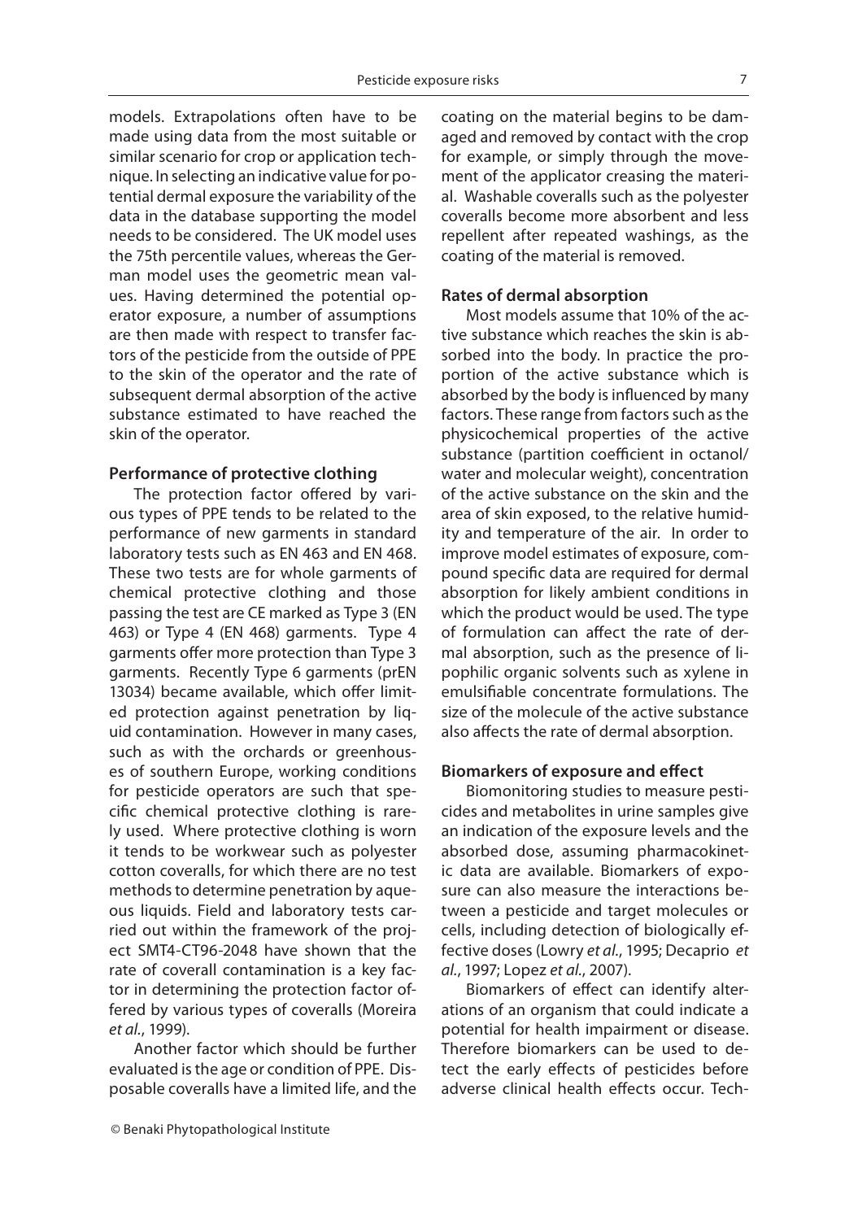models. Extrapolations often have to be made using data from the most suitable or similar scenario for crop or application technique. In selecting an indicative value for potential dermal exposure the variability of the data in the database supporting the model needs to be considered. The UK model uses the 75th percentile values, whereas the German model uses the geometric mean values. Having determined the potential operator exposure, a number of assumptions are then made with respect to transfer factors of the pesticide from the outside of PPE to the skin of the operator and the rate of subsequent dermal absorption of the active substance estimated to have reached the skin of the operator.

### Performance of protective clothing

The protection factor offered by various types of PPE tends to be related to the performance of new garments in standard laboratory tests such as EN 463 and EN 468. These two tests are for whole garments of chemical protective clothing and those passing the test are CE marked as Type 3 (EN 463) or Type 4 (EN 468) garments. Type 4 garments offer more protection than Type 3 garments. Recently Type 6 garments (prEN 13034) became available, which offer limited protection against penetration by liquid contamination. However in many cases, such as with the orchards or greenhouses of southern Europe, working conditions for pesticide operators are such that specific chemical protective clothing is rarely used. Where protective clothing is worn it tends to be workwear such as polyester cotton coveralls, for which there are no test methods to determine penetration by aqueous liquids. Field and laboratory tests carried out within the framework of the project SMT4-CT96-2048 have shown that the rate of coverall contamination is a key factor in determining the protection factor offered by various types of coveralls (Moreira *et al.*, 1999).

Another factor which should be further evaluated is the age or condition of PPE. Disposable coveralls have a limited life, and the coating on the material begins to be damaged and removed by contact with the crop for example, or simply through the movement of the applicator creasing the material. Washable coveralls such as the polyester coveralls become more absorbent and less repellent after repeated washings, as the coating of the material is removed.

### Rates of dermal absorption

Most models assume that 10% of the active substance which reaches the skin is absorbed into the body. In practice the proportion of the active substance which is absorbed by the body is influenced by many factors. These range from factors such as the physicochemical properties of the active substance (partition coefficient in octanol/water and molecular weight), concentration of the active substance on the skin and the area of skin exposed, to the relative humidity and temperature of the air. In order to improve model estimates of exposure, compound specific data are required for dermal absorption for likely ambient conditions in which the product would be used. The type of formulation can affect the rate of dermal absorption, such as the presence of lipophilic organic solvents such as xylene in emulsifiable concentrate formulations. The size of the molecule of the active substance also affects the rate of dermal absorption.

### Biomarkers of exposure and effect

Biomonitoring studies to measure pesticides and metabolites in urine samples give an indication of the exposure levels and the absorbed dose, assuming pharmacokinetic data are available. Biomarkers of exposure can also measure the interactions between a pesticide and target molecules or cells, including detection of biologically effective doses (Lowry *et al.*, 1995; Decaprio *et al.*, 1997; Lopez *et al.*, 2007).

Biomarkers of effect can identify alterations of an organism that could indicate a potential for health impairment or disease. Therefore biomarkers can be used to detect the early effects of pesticides before adverse clinical health effects occur. Tech-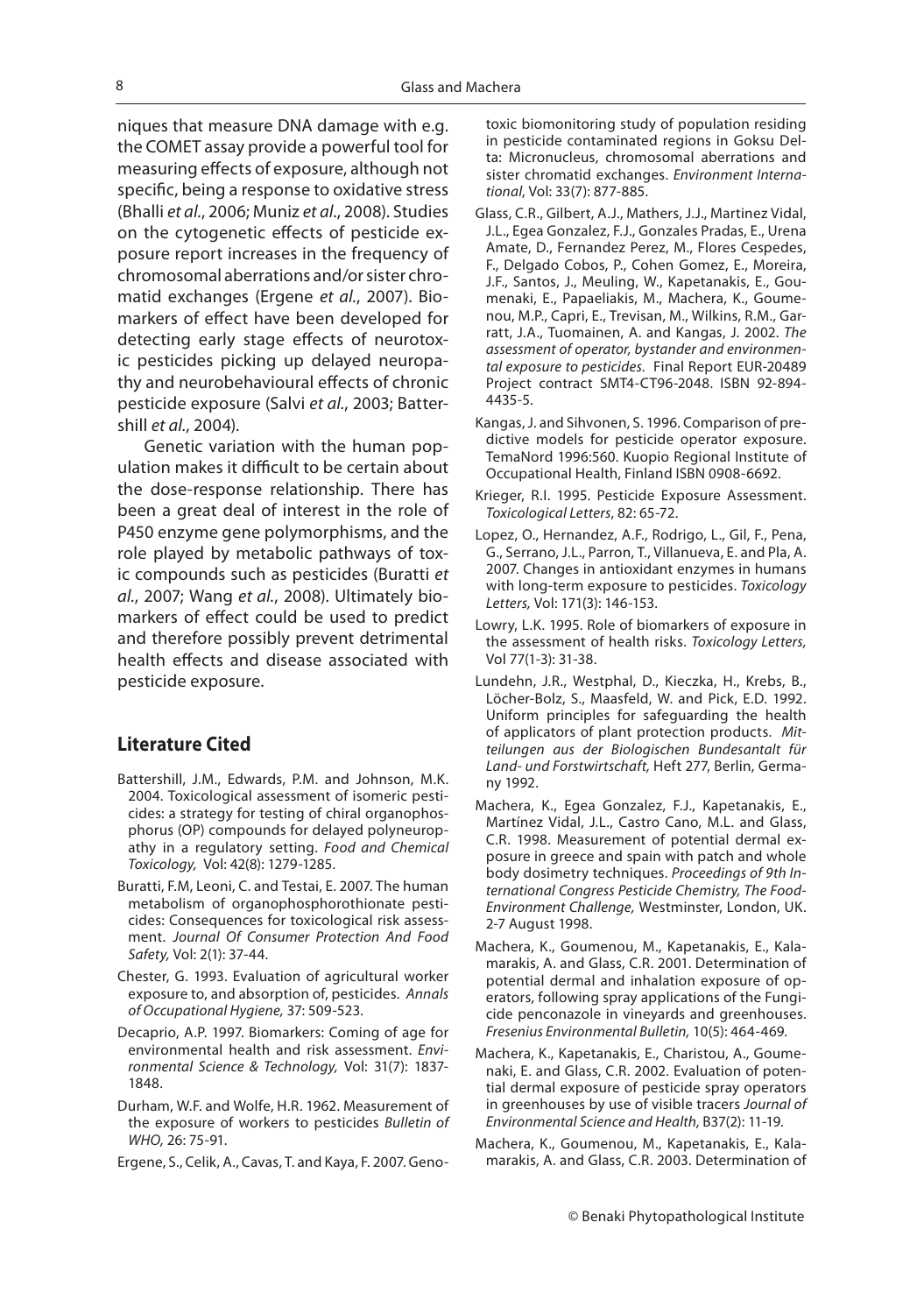niques that measure DNA damage with e.g. the COMET assay provide a powerful tool for measuring effects of exposure, although not specific, being a response to oxidative stress (Bhalli *et al.*, 2006; Muniz *et al.*, 2008). Studies on the cytogenetic effects of pesticide exposure report increases in the frequency of chromosomal aberrations and/or sister chromatid exchanges (Ergene *et al.*, 2007). Biomarkers of effect have been developed for detecting early stage effects of neurotoxic pesticides picking up delayed neuropathy and neurobehavioural effects of chronic pesticide exposure (Salvi *et al.*, 2003; Battershill *et al.*, 2004).

Genetic variation with the human population makes it difficult to be certain about the dose-response relationship. There has been a great deal of interest in the role of P450 enzyme gene polymorphisms, and the role played by metabolic pathways of toxic compounds such as pesticides (Buratti *et al.*, 2007; Wang *et al.*, 2008). Ultimately biomarkers of effect could be used to predict and therefore possibly prevent detrimental health effects and disease associated with pesticide exposure.

## Literature Cited

Battershill, J.M., Edwards, P.M. and Johnson, M.K. 2004. Toxicological assessment of isomeric pesticides: a strategy for testing of chiral organophosphorus (OP) compounds for delayed polyneuropathy in a regulatory setting. *Food and Chemical Toxicology,* Vol: 42(8): 1279-1285.

Buratti, F.M, Leoni, C. and Testai, E. 2007. The human metabolism of organophosphorothionate pesticides: Consequences for toxicological risk assessment. *Journal Of Consumer Protection And Food Safety,* Vol: 2(1): 37-44.

Chester, G. 1993. Evaluation of agricultural worker exposure to, and absorption of, pesticides. *Annals of Occupational Hygiene,* 37: 509-523.

Decaprio, A.P. 1997. Biomarkers: Coming of age for environmental health and risk assessment. *Environmental Science & Technology,* Vol: 31(7): 1837-1848.

Durham, W.F. and Wolfe, H.R. 1962. Measurement of the exposure of workers to pesticides *Bulletin of WHO,* 26: 75-91.

Ergene, S., Celik, A., Cavas, T. and Kaya, F. 2007. Genotoxic biomonitoring study of population residing in pesticide contaminated regions in Goksu Delta: Micronucleus, chromosomal aberrations and sister chromatid exchanges. *Environment International*, Vol: 33(7): 877-885.

Glass, C.R., Gilbert, A.J., Mathers, J.J., Martinez Vidal, J.L., Egea Gonzalez, F.J., Gonzales Pradas, E., Urena Amate, D., Fernandez Perez, M., Flores Cespedes, F., Delgado Cobos, P., Cohen Gomez, E., Moreira, J.F., Santos, J., Meuling, W., Kapetanakis, E., Goumenaki, E., Papaeliakis, M., Machera, K., Goumenou, M.P., Capri, E., Trevisan, M., Wilkins, R.M., Garratt, J.A., Tuomainen, A. and Kangas, J. 2002. *The assessment of operator, bystander and environmental exposure to pesticides.* Final Report EUR-20489 Project contract SMT4-CT96-2048. ISBN 92-894-4435-5.

Kangas, J. and Sihvonen, S. 1996. Comparison of predictive models for pesticide operator exposure. TemaNord 1996:560. Kuopio Regional Institute of Occupational Health, Finland ISBN 0908-6692.

Krieger, R.I. 1995. Pesticide Exposure Assessment. *Toxicological Letters*, 82: 65-72.

Lopez, O., Hernandez, A.F., Rodrigo, L., Gil, F., Pena, G., Serrano, J.L., Parron, T., Villanueva, E. and Pla, A. 2007. Changes in antioxidant enzymes in humans with long-term exposure to pesticides. *Toxicology Letters,* Vol: 171(3): 146-153.

Lowry, L.K. 1995. Role of biomarkers of exposure in the assessment of health risks. *Toxicology Letters,* Vol 77(1-3): 31-38.

Lundehn, J.R., Westphal, D., Kieczka, H., Krebs, B., Löcher-Bolz, S., Maasfeld, W. and Pick, E.D. 1992. Uniform principles for safeguarding the health of applicators of plant protection products. *Mitteilungen aus der Biologischen Bundesantalt für Land- und Forstwirtschaft,* Heft 277, Berlin, Germany 1992.

Machera, K., Egea Gonzalez, F.J., Kapetanakis, E., Martínez Vidal, J.L., Castro Cano, M.L. and Glass, C.R. 1998. Measurement of potential dermal exposure in greece and spain with patch and whole body dosimetry techniques. *Proceedings of 9th International Congress Pesticide Chemistry, The Food-Environment Challenge,* Westminster, London, UK. 2-7 August 1998.

Machera, K., Goumenou, M., Kapetanakis, E., Kalamarakis, A. and Glass, C.R. 2001. Determination of potential dermal and inhalation exposure of operators, following spray applications of the Fungicide penconazole in vineyards and greenhouses. *Fresenius Environmental Bulletin,* 10(5): 464-469.

Machera, K., Kapetanakis, E., Charistou, A., Goumenaki, E. and Glass, C.R. 2002. Evaluation of potential dermal exposure of pesticide spray operators in greenhouses by use of visible tracers *Journal of Environmental Science and Health,* B37(2): 11-19.

Machera, K., Goumenou, M., Kapetanakis, E., Kalamarakis, A. and Glass, C.R. 2003. Determination of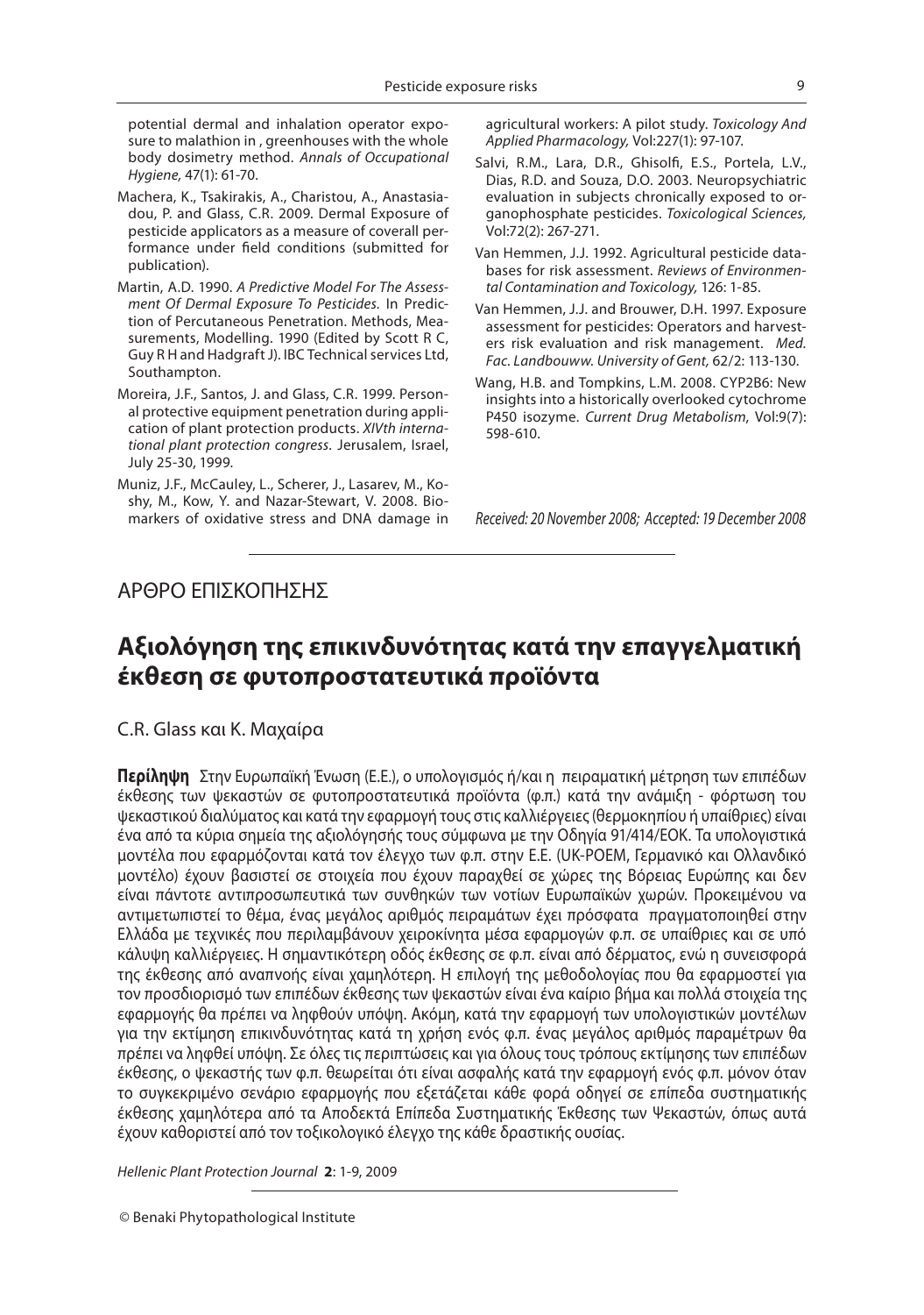potential dermal and inhalation operator exposure to malathion in , greenhouses with the whole body dosimetry method. *Annals of Occupational Hygiene,* 47(1): 61-70.

Machera, K., Tsakirakis, A., Charistou, A., Anastasiadou, P. and Glass, C.R. 2009. Dermal Exposure of pesticide applicators as a measure of coverall performance under field conditions (submitted for publication).

Martin, A.D. 1990. *A Predictive Model For The Assessment Of Dermal Exposure To Pesticides.* In Prediction of Percutaneous Penetration. Methods, Measurements, Modelling. 1990 (Edited by Scott R C, Guy R H and Hadgraft J). IBC Technical services Ltd, Southampton.

Moreira, J.F., Santos, J. and Glass, C.R. 1999. Personal protective equipment penetration during application of plant protection products. *XIVth international plant protection congress.* Jerusalem, Israel, July 25-30, 1999.

Muniz, J.F., McCauley, L., Scherer, J., Lasarev, M., Koshy, M., Kow, Y. and Nazar-Stewart, V. 2008. Biomarkers of oxidative stress and DNA damage in agricultural workers: A pilot study. *Toxicology And Applied Pharmacology,* Vol:227(1): 97-107.

Salvi, R.M., Lara, D.R., Ghisolfi, E.S., Portela, L.V., Dias, R.D. and Souza, D.O. 2003. Neuropsychiatric evaluation in subjects chronically exposed to organophosphate pesticides. *Toxicological Sciences,* Vol:72(2): 267-271.

Van Hemmen, J.J. 1992. Agricultural pesticide databases for risk assessment. *Reviews of Environmental Contamination and Toxicology,* 126: 1-85.

Van Hemmen, J.J. and Brouwer, D.H. 1997. Exposure assessment for pesticides: Operators and harvesters risk evaluation and risk management. *Med. Fac. Landbouww. University of Gent,* 62/2: 113-130.

Wang, H.B. and Tompkins, L.M. 2008. CYP2B6: New insights into a historically overlooked cytochrome P450 isozyme. *Current Drug Metabolism*, Vol:9(7): 598-610.

*Received: 20 November 2008; Accepted: 19 December 2008*

---

ΑΡΘΡΟ ΕΠΙΣΚΟΠΗΣΗΣ

# Αξιολόγηση της επικινδυνότητας κατά την επαγγελματική έκθεση σε φυτοπροστατευτικά προϊόντα

C.R. Glass και Κ. Μαχαίρα

**Περίληψη** Στην Ευρωπαϊκή Ένωση (Ε.Ε.), ο υπολογισμός ή/και η πειραματική μέτρηση των επιπέδων έκθεσης των ψεκαστών σε φυτοπροστατευτικά προϊόντα (φ.π.) κατά την ανάμιξη - φόρτωση του ψεκαστικού διαλύματος και κατά την εφαρμογή τους στις καλλιέργειες (θερμοκηπίου ή υπαίθριες) είναι ένα από τα κύρια σημεία της αξιολόγησής τους σύμφωνα με την Οδηγία 91/414/ΕΟΚ. Τα υπολογιστικά μοντέλα που εφαρμόζονται κατά τον έλεγχο των φ.π. στην Ε.Ε. (UK-POEM, Γερμανικό και Ολλανδικό μοντέλο) έχουν βασιστεί σε στοιχεία που έχουν παραχθεί σε χώρες της Βόρειας Ευρώπης και δεν είναι πάντοτε αντιπροσωπευτικά των συνθηκών των νοτίων Ευρωπαϊκών χωρών. Προκειμένου να αντιμετωπιστεί το θέμα, ένας μεγάλος αριθμός πειραμάτων έχει πρόσφατα πραγματοποιηθεί στην Ελλάδα με τεχνικές που περιλαμβάνουν χειροκίνητα μέσα εφαρμογών φ.π. σε υπαίθριες και σε υπό κάλυψη καλλιέργειες. Η σημαντικότερη οδός έκθεσης σε φ.π. είναι από δέρματος, ενώ η συνεισφορά της έκθεσης από αναπνοής είναι χαμηλότερη. Η επιλογή της μεθοδολογίας που θα εφαρμοστεί για τον προσδιορισμό των επιπέδων έκθεσης των ψεκαστών είναι ένα καίριο βήμα και πολλά στοιχεία της εφαρμογής θα πρέπει να ληφθούν υπόψη. Ακόμη, κατά την εφαρμογή των υπολογιστικών μοντέλων για την εκτίμηση επικινδυνότητας κατά τη χρήση ενός φ.π. ένας μεγάλος αριθμός παραμέτρων θα πρέπει να ληφθεί υπόψη. Σε όλες τις περιπτώσεις και για όλους τους τρόπους εκτίμησης των επιπέδων έκθεσης, ο ψεκαστής των φ.π. θεωρείται ότι είναι ασφαλής κατά την εφαρμογή ενός φ.π. μόνον όταν το συγκεκριμένο σενάριο εφαρμογής που εξετάζεται κάθε φορά οδηγεί σε επίπεδα συστηματικής έκθεσης χαμηλότερα από τα Αποδεκτά Επίπεδα Συστηματικής Έκθεσης των Ψεκαστών, όπως αυτά έχουν καθοριστεί από τον τοξικολογικό έλεγχο της κάθε δραστικής ουσίας.

*Hellenic Plant Protection Journal* **2**: 1-9, 2009

© Benaki Phytopathological Institute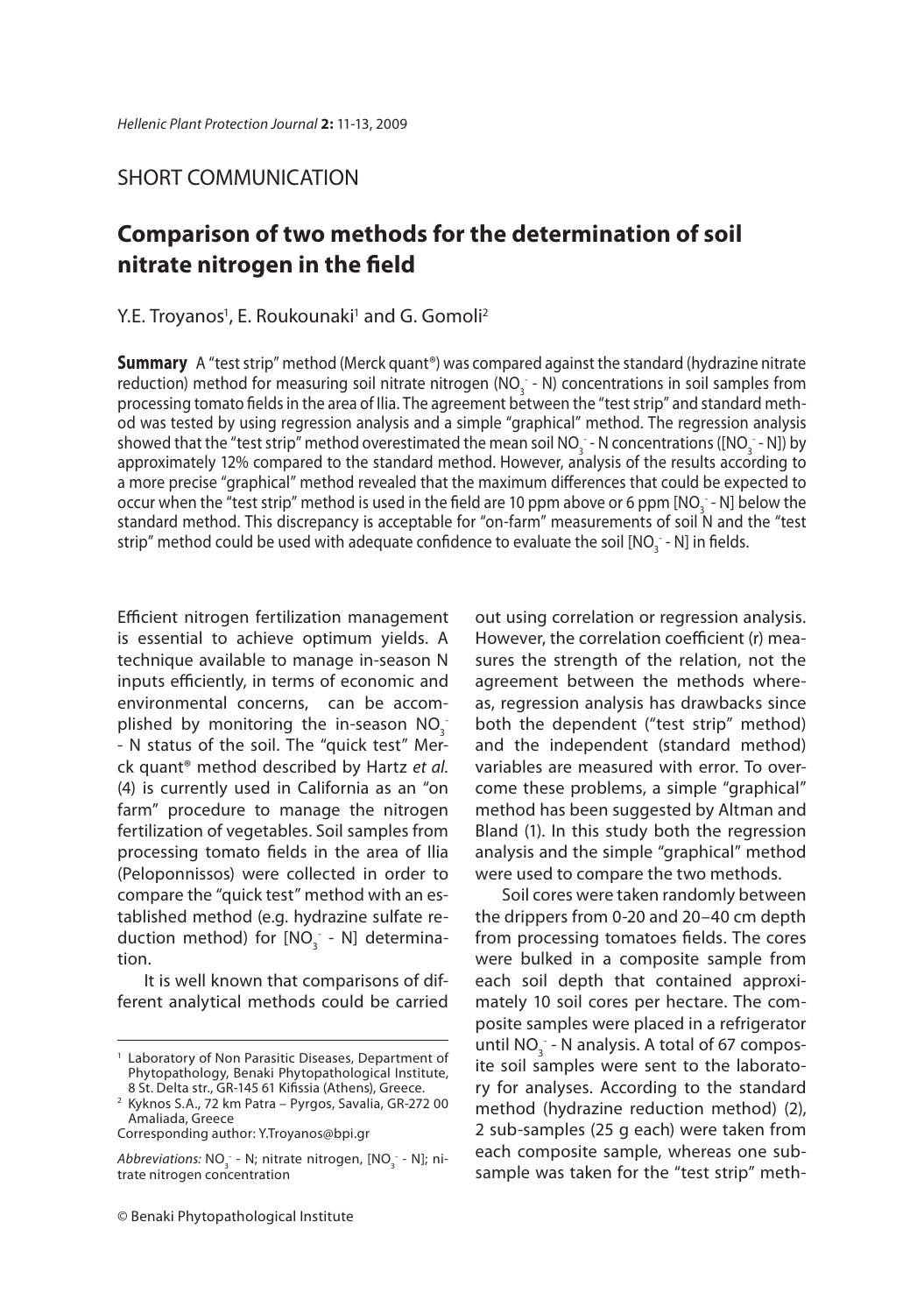SHORT COMMUNICATION

# Comparison of two methods for the determination of soil nitrate nitrogen in the field

Y.E. Troyanos[1], E. Roukounaki[1] and G. Gomoli[2]

**Summary** A "test strip" method (Merck quant®) was compared against the standard (hydrazine nitrate reduction) method for measuring soil nitrate nitrogen ($NO_3^-$ - N) concentrations in soil samples from processing tomato fields in the area of Ilia. The agreement between the "test strip" and standard method was tested by using regression analysis and a simple "graphical" method. The regression analysis showed that the "test strip" method overestimated the mean soil $NO_3^-$ - N concentrations ([$NO_3^-$ - N]) by approximately 12% compared to the standard method. However, analysis of the results according to a more precise "graphical" method revealed that the maximum differences that could be expected to occur when the "test strip" method is used in the field are 10 ppm above or 6 ppm [$NO_3^-$ - N] below the standard method. This discrepancy is acceptable for "on-farm" measurements of soil N and the "test strip" method could be used with adequate confidence to evaluate the soil [$NO_3^-$ - N] in fields.

Efficient nitrogen fertilization management is essential to achieve optimum yields. A technique available to manage in-season N inputs efficiently, in terms of economic and environmental concerns, can be accomplished by monitoring the in-season $NO_3^-$ - N status of the soil. The "quick test" Merck quant® method described by Hartz *et al.* (4) is currently used in California as an "on farm" procedure to manage the nitrogen fertilization of vegetables. Soil samples from processing tomato fields in the area of Ilia (Peloponnissos) were collected in order to compare the "quick test" method with an established method (e.g. hydrazine sulfate reduction method) for [$NO_3^-$ - N] determination.

It is well known that comparisons of different analytical methods could be carried out using correlation or regression analysis. However, the correlation coefficient (r) measures the strength of the relation, not the agreement between the methods whereas, regression analysis has drawbacks since both the dependent ("test strip" method) and the independent (standard method) variables are measured with error. To overcome these problems, a simple "graphical" method has been suggested by Altman and Bland (1). In this study both the regression analysis and the simple "graphical" method were used to compare the two methods.

Soil cores were taken randomly between the drippers from 0-20 and 20–40 cm depth from processing tomatoes fields. The cores were bulked in a composite sample from each soil depth that contained approximately 10 soil cores per hectare. The composite samples were placed in a refrigerator until $NO_3^-$ - N analysis. A total of 67 composite soil samples were sent to the laboratory for analyses. According to the standard method (hydrazine reduction method) (2), 2 sub-samples (25 g each) were taken from each composite sample, whereas one subsample was taken for the "test strip" meth-

---

[1] Laboratory of Non Parasitic Diseases, Department of Phytopathology, Benaki Phytopathological Institute, 8 St. Delta str., GR-145 61 Kifissia (Athens), Greece.

[2] Kyknos S.A., 72 km Patra – Pyrgos, Savalia, GR-272 00 Amaliada, Greece

Corresponding author: Y.Troyanos@bpi.gr

*Abbreviations:* $NO_3^-$ - N; nitrate nitrogen, [$NO_3^-$ - N]; nitrate nitrogen concentration

© Benaki Phytopathological Institute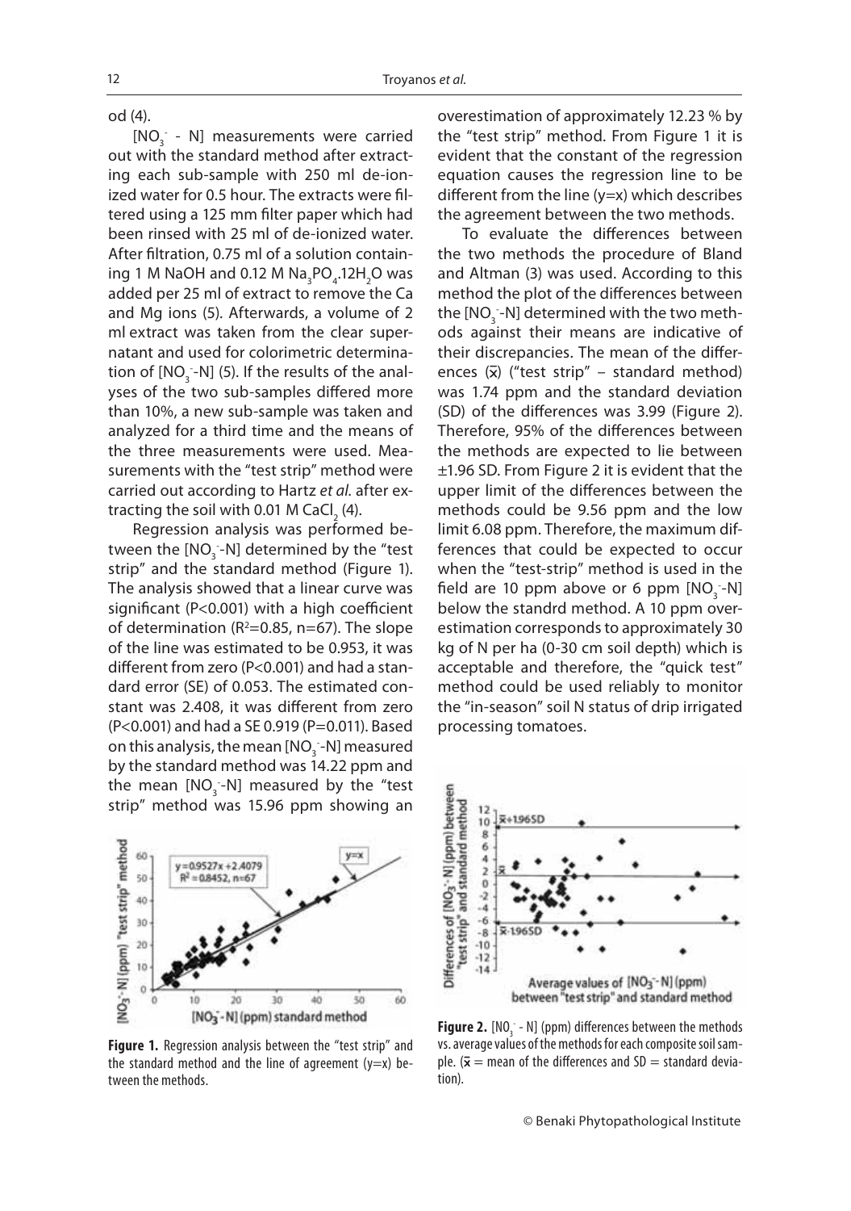od (4).

[$NO_3^-$ - N] measurements were carried out with the standard method after extracting each sub-sample with 250 ml de-ionized water for 0.5 hour. The extracts were filtered using a 125 mm filter paper which had been rinsed with 25 ml of de-ionized water. After filtration, 0.75 ml of a solution containing 1 M NaOH and 0.12 M $Na_3PO_4.12H_2O$ was added per 25 ml of extract to remove the Ca and Mg ions (5). Afterwards, a volume of 2 ml extract was taken from the clear supernatant and used for colorimetric determination of [$NO_3^-$-N] (5). If the results of the analyses of the two sub-samples differed more than 10%, a new sub-sample was taken and analyzed for a third time and the means of the three measurements were used. Measurements with the "test strip" method were carried out according to Hartz *et al.* after extracting the soil with 0.01 M $CaCl_2$ (4).

Regression analysis was performed between the [$NO_3^-$-N] determined by the "test strip" and the standard method (Figure 1). The analysis showed that a linear curve was significant (P<0.001) with a high coefficient of determination ($R^2$=0.85, n=67). The slope of the line was estimated to be 0.953, it was different from zero (P<0.001) and had a standard error (SE) of 0.053. The estimated constant was 2.408, it was different from zero (P<0.001) and had a SE 0.919 (P=0.011). Based on this analysis, the mean [$NO_3^-$-N] measured by the standard method was 14.22 ppm and the mean [$NO_3^-$-N] measured by the "test strip" method was 15.96 ppm showing an overestimation of approximately 12.23 % by the "test strip" method. From Figure 1 it is evident that the constant of the regression equation causes the regression line to be different from the line (y=x) which describes the agreement between the two methods.

To evaluate the differences between the two methods the procedure of Bland and Altman (3) was used. According to this method the plot of the differences between the [$NO_3^-$-N] determined with the two methods against their means are indicative of their discrepancies. The mean of the differences ($\bar{x}$) ("test strip" – standard method) was 1.74 ppm and the standard deviation (SD) of the differences was 3.99 (Figure 2). Therefore, 95% of the differences between the methods are expected to lie between ±1.96 SD. From Figure 2 it is evident that the upper limit of the differences between the methods could be 9.56 ppm and the low limit 6.08 ppm. Therefore, the maximum differences that could be expected to occur when the "test-strip" method is used in the field are 10 ppm above or 6 ppm [$NO_3^-$-N] below the standrd method. A 10 ppm overestimation corresponds to approximately 30 kg of N per ha (0-30 cm soil depth) which is acceptable and therefore, the "quick test" method could be used reliably to monitor the "in-season" soil N status of drip irrigated processing tomatoes.

**Figure 1.** Regression analysis between the "test strip" and the standard method and the line of agreement (y=x) between the methods.

**Figure 2.** [$NO_3^-$ - N] (ppm) differences between the methods vs. average values of the methods for each composite soil sample. ($\bar{x}$ = mean of the differences and SD = standard deviation).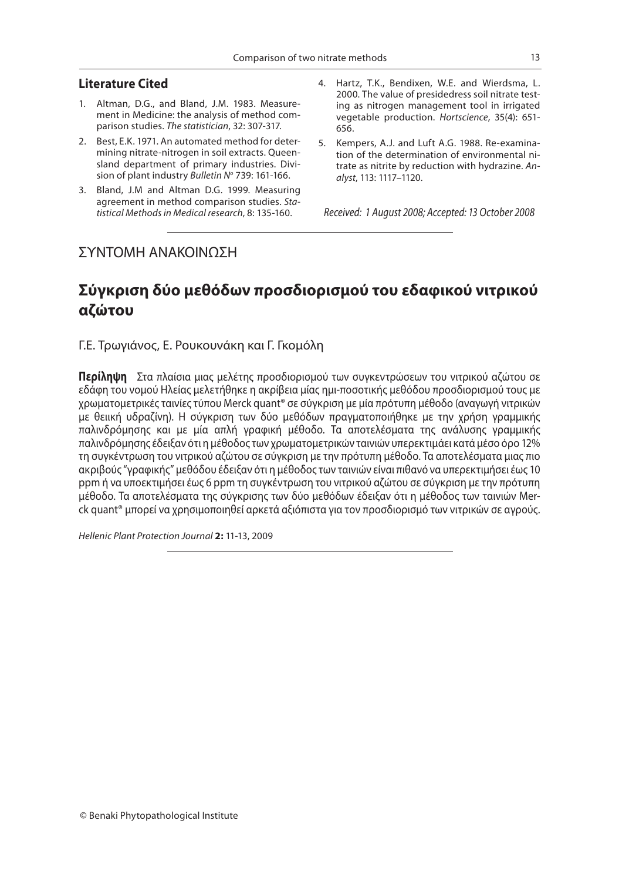## Literature Cited

1. Altman, D.G., and Bland, J.M. 1983. Measurement in Medicine: the analysis of method comparison studies. *The statistician*, 32: 307-317.
2. Best, E.K. 1971. An automated method for determining nitrate-nitrogen in soil extracts. Queensland department of primary industries. Division of plant industry *Bulletin N$^o$* 739: 161-166.
3. Bland, J.M and Altman D.G. 1999. Measuring agreement in method comparison studies. *Statistical Methods in Medical research*, 8: 135-160.
4. Hartz, T.K., Bendixen, W.E. and Wierdsma, L. 2000. The value of presidedress soil nitrate testing as nitrogen management tool in irrigated vegetable production. *Hortscience*, 35(4): 651-656.
5. Kempers, A.J. and Luft A.G. 1988. Re-examination of the determination of environmental nitrate as nitrite by reduction with hydrazine. *Analyst*, 113: 1117–1120.

*Received: 1 August 2008; Accepted: 13 October 2008*

---

ΣΥΝΤΟΜΗ ΑΝΑΚΟΙΝΩΣΗ

# Σύγκριση δύο μεθόδων προσδιορισμού του εδαφικού νιτρικού αζώτου

Γ.Ε. Τρωγιάνος, Ε. Ρουκουνάκη και Γ. Γκομόλη

**Περίληψη** Στα πλαίσια μιας μελέτης προσδιορισμού των συγκεντρώσεων του νιτρικού αζώτου σε εδάφη του νομού Ηλείας μελετήθηκε η ακρίβεια μίας ημι-ποσοτικής μεθόδου προσδιορισμού τους με χρωματομετρικές ταινίες τύπου Merck quant® σε σύγκριση με μία πρότυπη μέθοδο (αναγωγή νιτρικών με θειική υδραζίνη). Η σύγκριση των δύο μεθόδων πραγματοποιήθηκε με την χρήση γραμμικής παλινδρόμησης και με μία απλή γραφική μέθοδο. Τα αποτελέσματα της ανάλυσης γραμμικής παλινδρόμησης έδειξαν ότι η μέθοδος των χρωματομετρικών ταινιών υπερεκτιμάει κατά μέσο όρο 12% τη συγκέντρωση του νιτρικού αζώτου σε σύγκριση με την πρότυπη μέθοδο. Τα αποτελέσματα μιας πιο ακριβούς "γραφικής" μεθόδου έδειξαν ότι η μέθοδος των ταινιών είναι πιθανό να υπερεκτιμήσει έως 10 ppm ή να υποεκτιμήσει έως 6 ppm τη συγκέντρωση του νιτρικού αζώτου σε σύγκριση με την πρότυπη μέθοδο. Τα αποτελέσματα της σύγκρισης των δύο μεθόδων έδειξαν ότι η μέθοδος των ταινιών Merck quant® μπορεί να χρησιμοποιηθεί αρκετά αξιόπιστα για τον προσδιορισμό των νιτρικών σε αγρούς.

*Hellenic Plant Protection Journal* **2:** 11-13, 2009

---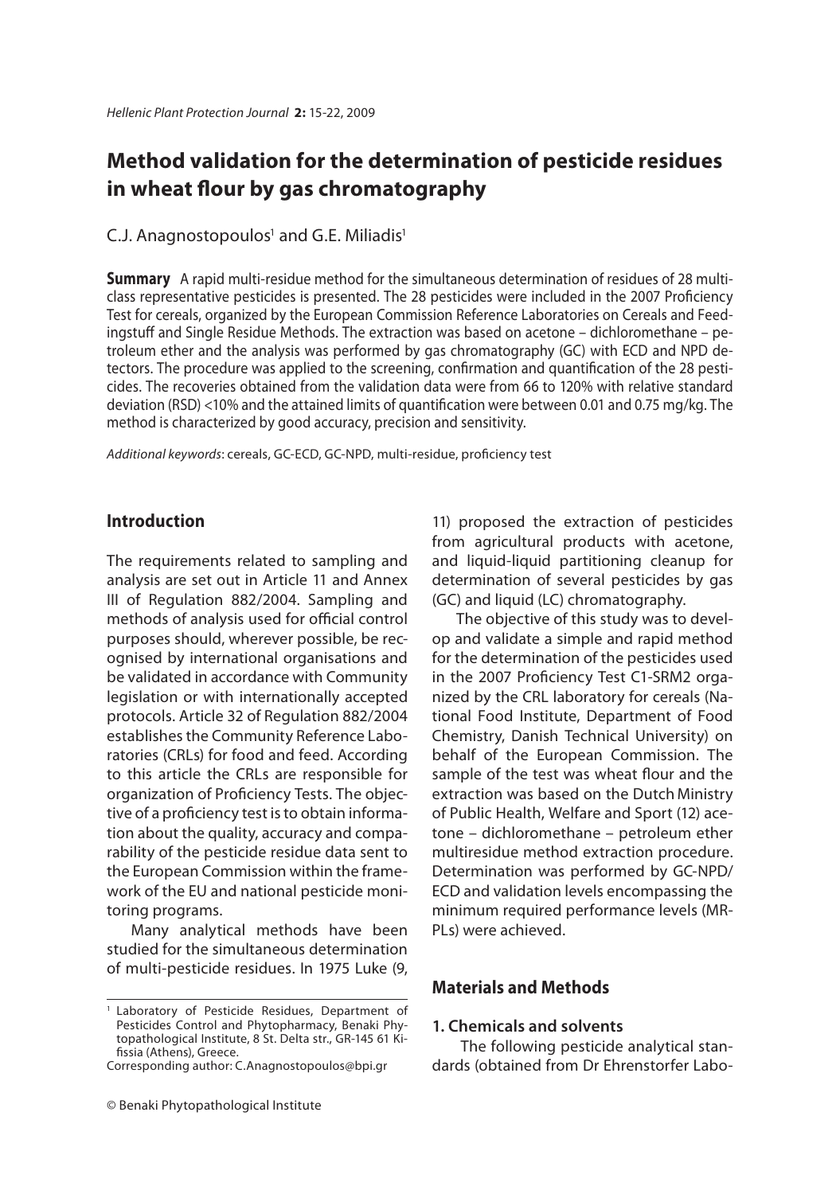# Method validation for the determination of pesticide residues in wheat flour by gas chromatography

C.J. Anagnostopoulos[1] and G.E. Miliadis[1]

**Summary** A rapid multi-residue method for the simultaneous determination of residues of 28 multi-class representative pesticides is presented. The 28 pesticides were included in the 2007 Proficiency Test for cereals, organized by the European Commission Reference Laboratories on Cereals and Feedingstuff and Single Residue Methods. The extraction was based on acetone – dichloromethane – petroleum ether and the analysis was performed by gas chromatography (GC) with ECD and NPD detectors. The procedure was applied to the screening, confirmation and quantification of the 28 pesticides. The recoveries obtained from the validation data were from 66 to 120% with relative standard deviation (RSD) <10% and the attained limits of quantification were between 0.01 and 0.75 mg/kg. The method is characterized by good accuracy, precision and sensitivity.

*Additional keywords*: cereals, GC-ECD, GC-NPD, multi-residue, proficiency test

## Introduction

The requirements related to sampling and analysis are set out in Article 11 and Annex III of Regulation 882/2004. Sampling and methods of analysis used for official control purposes should, wherever possible, be recognised by international organisations and be validated in accordance with Community legislation or with internationally accepted protocols. Article 32 of Regulation 882/2004 establishes the Community Reference Laboratories (CRLs) for food and feed. According to this article the CRLs are responsible for organization of Proficiency Tests. The objective of a proficiency test is to obtain information about the quality, accuracy and comparability of the pesticide residue data sent to the European Commission within the framework of the EU and national pesticide monitoring programs.

Many analytical methods have been studied for the simultaneous determination of multi-pesticide residues. In 1975 Luke (9, 11) proposed the extraction of pesticides from agricultural products with acetone, and liquid-liquid partitioning cleanup for determination of several pesticides by gas (GC) and liquid (LC) chromatography.

The objective of this study was to develop and validate a simple and rapid method for the determination of the pesticides used in the 2007 Proficiency Test C1-SRM2 organized by the CRL laboratory for cereals (National Food Institute, Department of Food Chemistry, Danish Technical University) on behalf of the European Commission. The sample of the test was wheat flour and the extraction was based on the Dutch Ministry of Public Health, Welfare and Sport (12) acetone – dichloromethane – petroleum ether multiresidue method extraction procedure. Determination was performed by GC-NPD/ECD and validation levels encompassing the minimum required performance levels (MRPLs) were achieved.

## Materials and Methods

### 1. Chemicals and solvents

The following pesticide analytical standards (obtained from Dr Ehrenstorfer Labo-

[1] Laboratory of Pesticide Residues, Department of Pesticides Control and Phytopharmacy, Benaki Phytopathological Institute, 8 St. Delta str., GR-145 61 Kifissia (Athens), Greece.
Corresponding author: C.Anagnostopoulos@bpi.gr

© Benaki Phytopathological Institute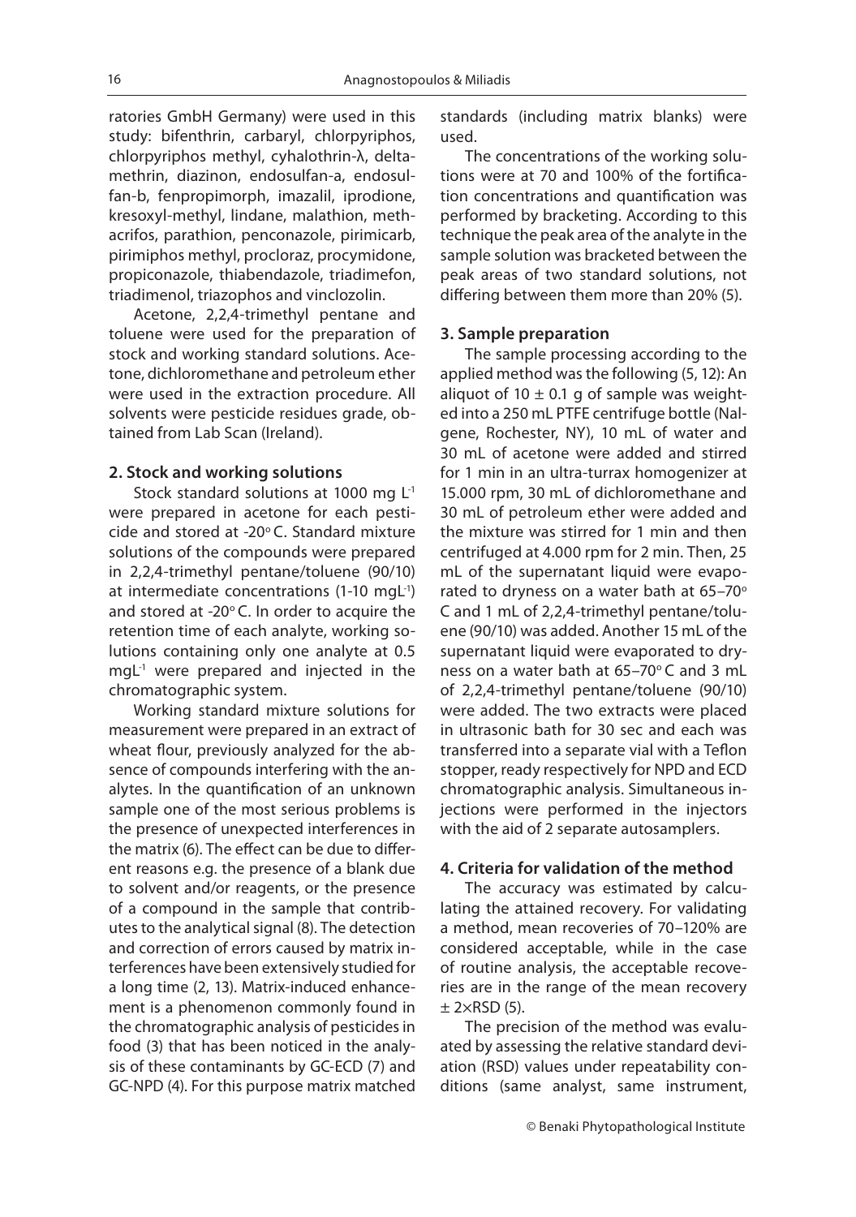ratories GmbH Germany) were used in this study: bifenthrin, carbaryl, chlorpyriphos, chlorpyriphos methyl, cyhalothrin-λ, deltamethrin, diazinon, endosulfan-a, endosulfan-b, fenpropimorph, imazalil, iprodione, kresoxyl-methyl, lindane, malathion, methacrifos, parathion, penconazole, pirimicarb, pirimiphos methyl, procloraz, procymidone, propiconazole, thiabendazole, triadimefon, triadimenol, triazophos and vinclozolin.

Acetone, 2,2,4-trimethyl pentane and toluene were used for the preparation of stock and working standard solutions. Acetone, dichloromethane and petroleum ether were used in the extraction procedure. All solvents were pesticide residues grade, obtained from Lab Scan (Ireland).

### 2. Stock and working solutions

Stock standard solutions at 1000 mg $L^{-1}$ were prepared in acetone for each pesticide and stored at -20° C. Standard mixture solutions of the compounds were prepared in 2,2,4-trimethyl pentane/toluene (90/10) at intermediate concentrations (1-10 $mgL^{-1}$) and stored at -20° C. In order to acquire the retention time of each analyte, working solutions containing only one analyte at 0.5 $mgL^{-1}$ were prepared and injected in the chromatographic system.

Working standard mixture solutions for measurement were prepared in an extract of wheat flour, previously analyzed for the absence of compounds interfering with the analytes. In the quantification of an unknown sample one of the most serious problems is the presence of unexpected interferences in the matrix (6). The effect can be due to different reasons e.g. the presence of a blank due to solvent and/or reagents, or the presence of a compound in the sample that contributes to the analytical signal (8). The detection and correction of errors caused by matrix interferences have been extensively studied for a long time (2, 13). Matrix-induced enhancement is a phenomenon commonly found in the chromatographic analysis of pesticides in food (3) that has been noticed in the analysis of these contaminants by GC-ECD (7) and GC-NPD (4). For this purpose matrix matched standards (including matrix blanks) were used.

The concentrations of the working solutions were at 70 and 100% of the fortification concentrations and quantification was performed by bracketing. According to this technique the peak area of the analyte in the sample solution was bracketed between the peak areas of two standard solutions, not differing between them more than 20% (5).

### 3. Sample preparation

The sample processing according to the applied method was the following (5, 12): An aliquot of 10 ± 0.1 g of sample was weighted into a 250 mL PTFE centrifuge bottle (Nalgene, Rochester, NY), 10 mL of water and 30 mL of acetone were added and stirred for 1 min in an ultra-turrax homogenizer at 15.000 rpm, 30 mL of dichloromethane and 30 mL of petroleum ether were added and the mixture was stirred for 1 min and then centrifuged at 4.000 rpm for 2 min. Then, 25 mL of the supernatant liquid were evaporated to dryness on a water bath at 65–70° C and 1 mL of 2,2,4-trimethyl pentane/toluene (90/10) was added. Another 15 mL of the supernatant liquid were evaporated to dryness on a water bath at 65–70° C and 3 mL of 2,2,4-trimethyl pentane/toluene (90/10) were added. The two extracts were placed in ultrasonic bath for 30 sec and each was transferred into a separate vial with a Teflon stopper, ready respectively for NPD and ECD chromatographic analysis. Simultaneous injections were performed in the injectors with the aid of 2 separate autosamplers.

### 4. Criteria for validation of the method

The accuracy was estimated by calculating the attained recovery. For validating a method, mean recoveries of 70–120% are considered acceptable, while in the case of routine analysis, the acceptable recoveries are in the range of the mean recovery ± 2×RSD (5).

The precision of the method was evaluated by assessing the relative standard deviation (RSD) values under repeatability conditions (same analyst, same instrument,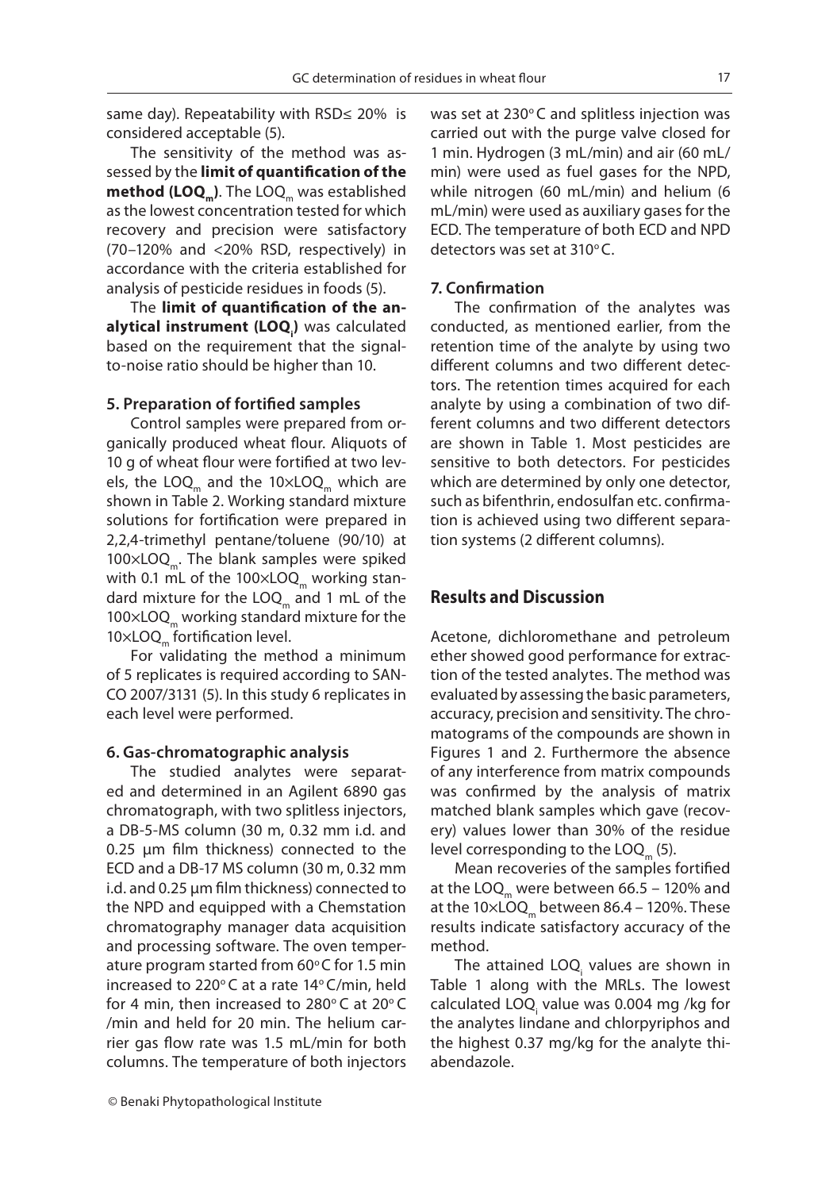same day). Repeatability with RSD≤ 20% is considered acceptable (5).

The sensitivity of the method was assessed by the **limit of quantification of the method ($LOQ_m$)**. The $LOQ_m$ was established as the lowest concentration tested for which recovery and precision were satisfactory (70–120% and <20% RSD, respectively) in accordance with the criteria established for analysis of pesticide residues in foods (5).

The **limit of quantification of the analytical instrument ($LOQ_i$)** was calculated based on the requirement that the signal-to-noise ratio should be higher than 10.

### 5. Preparation of fortified samples

Control samples were prepared from organically produced wheat flour. Aliquots of 10 g of wheat flour were fortified at two levels, the $LOQ_m$ and the $10\times LOQ_m$ which are shown in Table 2. Working standard mixture solutions for fortification were prepared in 2,2,4-trimethyl pentane/toluene (90/10) at $100\times LOQ_m$. The blank samples were spiked with 0.1 mL of the $100\times LOQ_m$ working standard mixture for the $LOQ_m$ and 1 mL of the $100\times LOQ_m$ working standard mixture for the $10\times LOQ_m$ fortification level.

For validating the method a minimum of 5 replicates is required according to SANCO 2007/3131 (5). In this study 6 replicates in each level were performed.

### 6. Gas-chromatographic analysis

The studied analytes were separated and determined in an Agilent 6890 gas chromatograph, with two splitless injectors, a DB-5-MS column (30 m, 0.32 mm i.d. and 0.25 µm film thickness) connected to the ECD and a DB-17 MS column (30 m, 0.32 mm i.d. and 0.25 µm film thickness) connected to the NPD and equipped with a Chemstation chromatography manager data acquisition and processing software. The oven temperature program started from 60°C for 1.5 min increased to 220°C at a rate 14°C/min, held for 4 min, then increased to 280°C at 20°C /min and held for 20 min. The helium carrier gas flow rate was 1.5 mL/min for both columns. The temperature of both injectors was set at 230°C and splitless injection was carried out with the purge valve closed for 1 min. Hydrogen (3 mL/min) and air (60 mL/min) were used as fuel gases for the NPD, while nitrogen (60 mL/min) and helium (6 mL/min) were used as auxiliary gases for the ECD. The temperature of both ECD and NPD detectors was set at 310°C.

### 7. Confirmation

The confirmation of the analytes was conducted, as mentioned earlier, from the retention time of the analyte by using two different columns and two different detectors. The retention times acquired for each analyte by using a combination of two different columns and two different detectors are shown in Table 1. Most pesticides are sensitive to both detectors. For pesticides which are determined by only one detector, such as bifenthrin, endosulfan etc. confirmation is achieved using two different separation systems (2 different columns).

## Results and Discussion

Acetone, dichloromethane and petroleum ether showed good performance for extraction of the tested analytes. The method was evaluated by assessing the basic parameters, accuracy, precision and sensitivity. The chromatograms of the compounds are shown in Figures 1 and 2. Furthermore the absence of any interference from matrix compounds was confirmed by the analysis of matrix matched blank samples which gave (recovery) values lower than 30% of the residue level corresponding to the $LOQ_m$ (5).

Mean recoveries of the samples fortified at the $LOQ_m$ were between 66.5 – 120% and at the $10\times LOQ_m$ between 86.4 – 120%. These results indicate satisfactory accuracy of the method.

The attained $LOQ_i$ values are shown in Table 1 along with the MRLs. The lowest calculated $LOQ_i$ value was 0.004 mg /kg for the analytes lindane and chlorpyriphos and the highest 0.37 mg/kg for the analyte thiabendazole.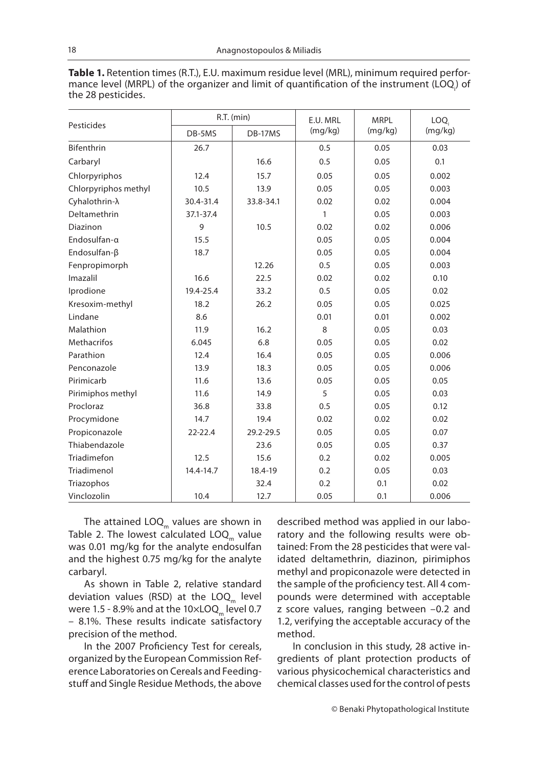**Table 1.** Retention times (R.T.), E.U. maximum residue level (MRL), minimum required performance level (MRPL) of the organizer and limit of quantification of the instrument ($LOQ_i$) of the 28 pesticides.

| Pesticides | R.T. (min) | | E.U. MRL (mg/kg) | MRPL (mg/kg) | $LOQ_i$ (mg/kg) |
|---|---|---|---|---|---|
| | DB-5MS | DB-17MS | | | |
| Bifenthrin | 26.7 | | 0.5 | 0.05 | 0.03 |
| Carbaryl | | 16.6 | 0.5 | 0.05 | 0.1 |
| Chlorpyriphos | 12.4 | 15.7 | 0.05 | 0.05 | 0.002 |
| Chlorpyriphos methyl | 10.5 | 13.9 | 0.05 | 0.05 | 0.003 |
| Cyhalothrin-λ | 30.4-31.4 | 33.8-34.1 | 0.02 | 0.02 | 0.004 |
| Deltamethrin | 37.1-37.4 | | 1 | 0.05 | 0.003 |
| Diazinon | 9 | 10.5 | 0.02 | 0.02 | 0.006 |
| Endosulfan-α | 15.5 | | 0.05 | 0.05 | 0.004 |
| Endosulfan-β | 18.7 | | 0.05 | 0.05 | 0.004 |
| Fenpropimorph | | 12.26 | 0.5 | 0.05 | 0.003 |
| Imazalil | 16.6 | 22.5 | 0.02 | 0.02 | 0.10 |
| Iprodione | 19.4-25.4 | 33.2 | 0.5 | 0.05 | 0.02 |
| Kresoxim-methyl | 18.2 | 26.2 | 0.05 | 0.05 | 0.025 |
| Lindane | 8.6 | | 0.01 | 0.01 | 0.002 |
| Malathion | 11.9 | 16.2 | 8 | 0.05 | 0.03 |
| Methacrifos | 6.045 | 6.8 | 0.05 | 0.05 | 0.02 |
| Parathion | 12.4 | 16.4 | 0.05 | 0.05 | 0.006 |
| Penconazole | 13.9 | 18.3 | 0.05 | 0.05 | 0.006 |
| Pirimicarb | 11.6 | 13.6 | 0.05 | 0.05 | 0.05 |
| Pirimiphos methyl | 11.6 | 14.9 | 5 | 0.05 | 0.03 |
| Procloraz | 36.8 | 33.8 | 0.5 | 0.05 | 0.12 |
| Procymidone | 14.7 | 19.4 | 0.02 | 0.02 | 0.02 |
| Propiconazole | 22-22.4 | 29.2-29.5 | 0.05 | 0.05 | 0.07 |
| Thiabendazole | | 23.6 | 0.05 | 0.05 | 0.37 |
| Triadimefon | 12.5 | 15.6 | 0.2 | 0.02 | 0.005 |
| Triadimenol | 14.4-14.7 | 18.4-19 | 0.2 | 0.05 | 0.03 |
| Triazophos | | 32.4 | 0.2 | 0.1 | 0.02 |
| Vinclozolin | 10.4 | 12.7 | 0.05 | 0.1 | 0.006 |

The attained $LOQ_m$ values are shown in Table 2. The lowest calculated $LOQ_m$ value was 0.01 mg/kg for the analyte endosulfan and the highest 0.75 mg/kg for the analyte carbaryl.

As shown in Table 2, relative standard deviation values (RSD) at the $LOQ_m$ level were 1.5 - 8.9% and at the $10 \times LOQ_m$ level 0.7 – 8.1%. These results indicate satisfactory precision of the method.

In the 2007 Proficiency Test for cereals, organized by the European Commission Reference Laboratories on Cereals and Feedingstuff and Single Residue Methods, the above described method was applied in our laboratory and the following results were obtained: From the 28 pesticides that were validated deltamethrin, diazinon, pirimiphos methyl and propiconazole were detected in the sample of the proficiency test. All 4 compounds were determined with acceptable z score values, ranging between −0.2 and 1.2, verifying the acceptable accuracy of the method.

In conclusion in this study, 28 active ingredients of plant protection products of various physicochemical characteristics and chemical classes used for the control of pests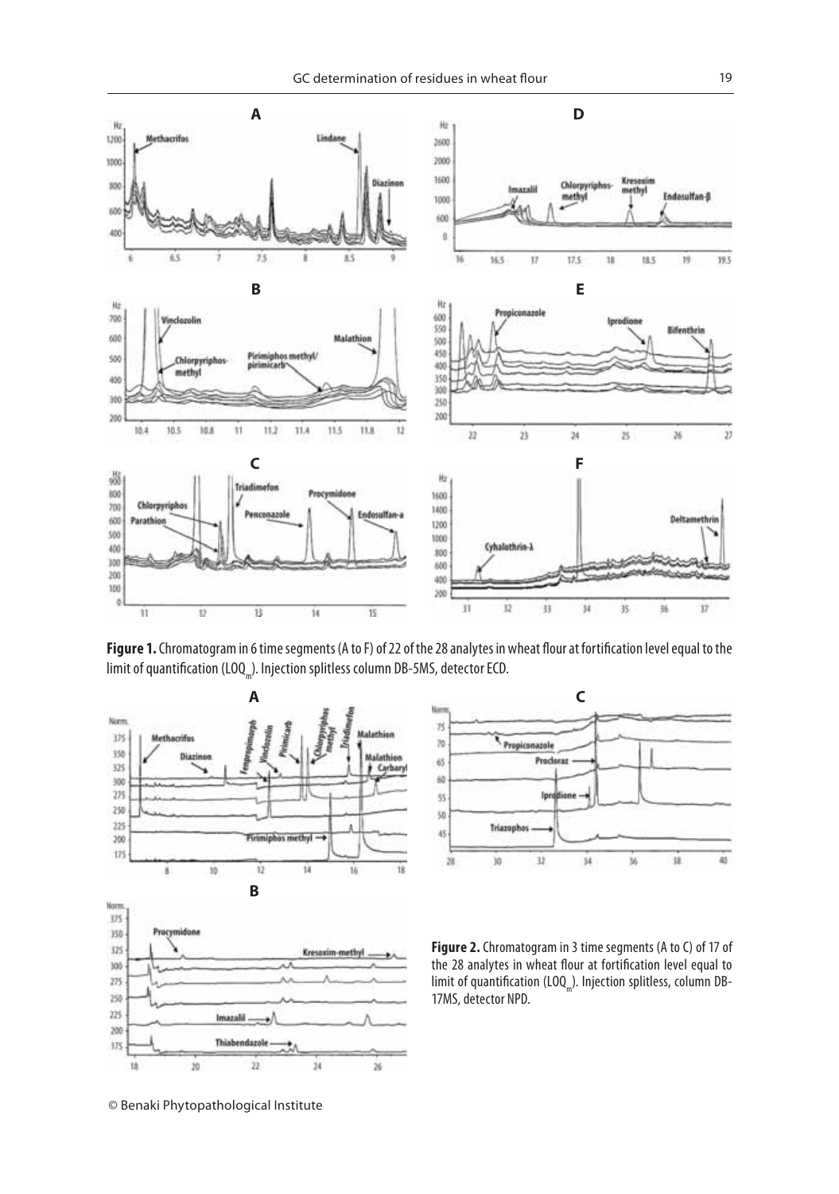**Figure 1.** Chromatogram in 6 time segments (A to F) of 22 of the 28 analytes in wheat flour at fortification level equal to the limit of quantification ($LOQ_m$). Injection splitless column DB-5MS, detector ECD.

**Figure 2.** Chromatogram in 3 time segments (A to C) of 17 of the 28 analytes in wheat flour at fortification level equal to limit of quantification ($LOQ_m$). Injection splitless, column DB-17MS, detector NPD.

© Benaki Phytopathological Institute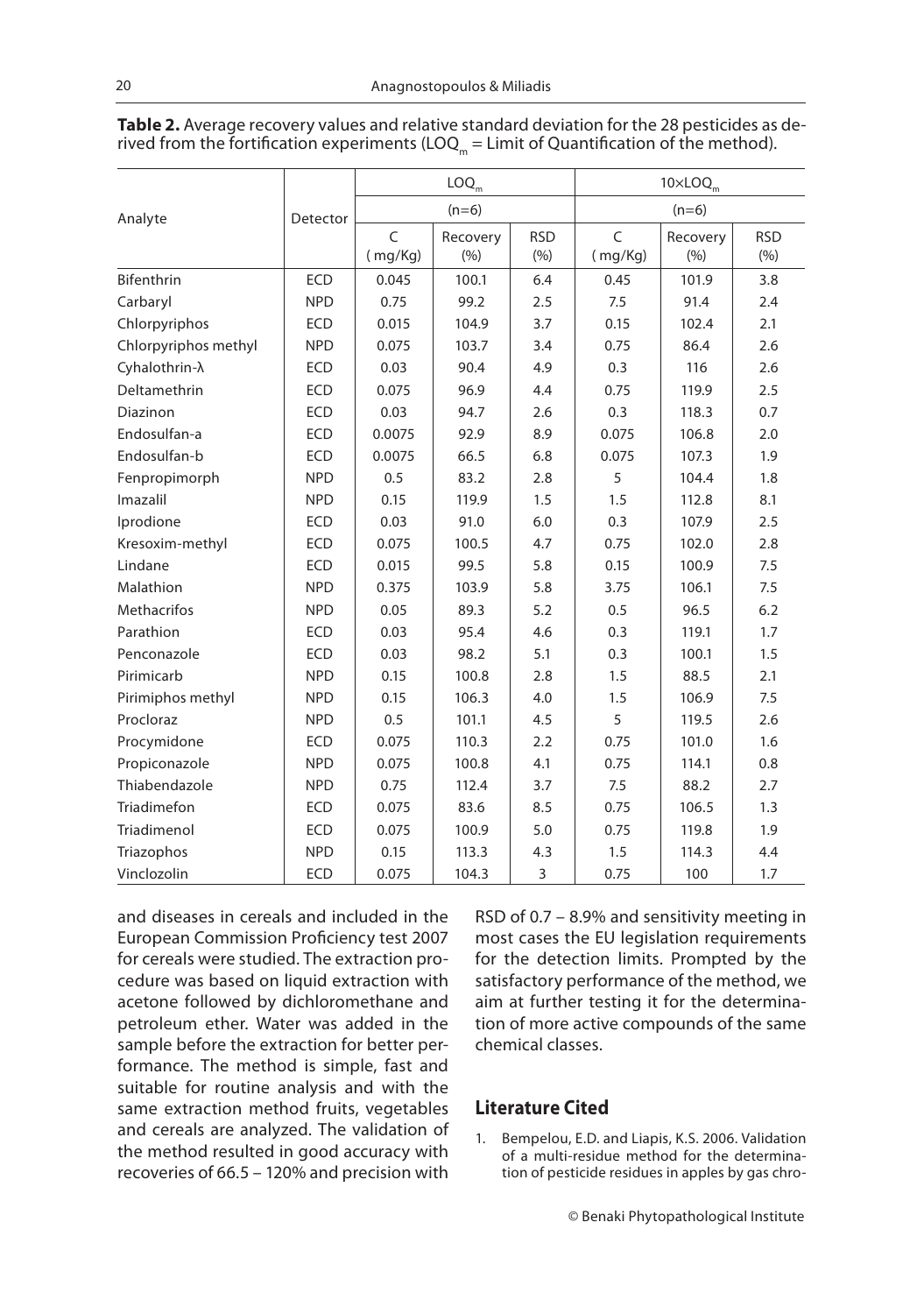**Table 2.** Average recovery values and relative standard deviation for the 28 pesticides as derived from the fortification experiments ($LOQ_m$ = Limit of Quantification of the method).

| Analyte | Detector | $LOQ_m$ (n=6) | | | $10\times LOQ_m$ (n=6) | | |
|---|---|---|---|---|---|---|---|
| | | C ( mg/Kg) | Recovery (%) | RSD (%) | C ( mg/Kg) | Recovery (%) | RSD (%) |
| Bifenthrin | ECD | 0.045 | 100.1 | 6.4 | 0.45 | 101.9 | 3.8 |
| Carbaryl | NPD | 0.75 | 99.2 | 2.5 | 7.5 | 91.4 | 2.4 |
| Chlorpyriphos | ECD | 0.015 | 104.9 | 3.7 | 0.15 | 102.4 | 2.1 |
| Chlorpyriphos methyl | NPD | 0.075 | 103.7 | 3.4 | 0.75 | 86.4 | 2.6 |
| Cyhalothrin-λ | ECD | 0.03 | 90.4 | 4.9 | 0.3 | 116 | 2.6 |
| Deltamethrin | ECD | 0.075 | 96.9 | 4.4 | 0.75 | 119.9 | 2.5 |
| Diazinon | ECD | 0.03 | 94.7 | 2.6 | 0.3 | 118.3 | 0.7 |
| Endosulfan-a | ECD | 0.0075 | 92.9 | 8.9 | 0.075 | 106.8 | 2.0 |
| Endosulfan-b | ECD | 0.0075 | 66.5 | 6.8 | 0.075 | 107.3 | 1.9 |
| Fenpropimorph | NPD | 0.5 | 83.2 | 2.8 | 5 | 104.4 | 1.8 |
| Imazalil | NPD | 0.15 | 119.9 | 1.5 | 1.5 | 112.8 | 8.1 |
| Iprodione | ECD | 0.03 | 91.0 | 6.0 | 0.3 | 107.9 | 2.5 |
| Kresoxim-methyl | ECD | 0.075 | 100.5 | 4.7 | 0.75 | 102.0 | 2.8 |
| Lindane | ECD | 0.015 | 99.5 | 5.8 | 0.15 | 100.9 | 7.5 |
| Malathion | NPD | 0.375 | 103.9 | 5.8 | 3.75 | 106.1 | 7.5 |
| Methacrifos | NPD | 0.05 | 89.3 | 5.2 | 0.5 | 96.5 | 6.2 |
| Parathion | ECD | 0.03 | 95.4 | 4.6 | 0.3 | 119.1 | 1.7 |
| Penconazole | ECD | 0.03 | 98.2 | 5.1 | 0.3 | 100.1 | 1.5 |
| Pirimicarb | NPD | 0.15 | 100.8 | 2.8 | 1.5 | 88.5 | 2.1 |
| Pirimiphos methyl | NPD | 0.15 | 106.3 | 4.0 | 1.5 | 106.9 | 7.5 |
| Procloraz | NPD | 0.5 | 101.1 | 4.5 | 5 | 119.5 | 2.6 |
| Procymidone | ECD | 0.075 | 110.3 | 2.2 | 0.75 | 101.0 | 1.6 |
| Propiconazole | NPD | 0.075 | 100.8 | 4.1 | 0.75 | 114.1 | 0.8 |
| Thiabendazole | NPD | 0.75 | 112.4 | 3.7 | 7.5 | 88.2 | 2.7 |
| Triadimefon | ECD | 0.075 | 83.6 | 8.5 | 0.75 | 106.5 | 1.3 |
| Triadimenol | ECD | 0.075 | 100.9 | 5.0 | 0.75 | 119.8 | 1.9 |
| Triazophos | NPD | 0.15 | 113.3 | 4.3 | 1.5 | 114.3 | 4.4 |
| Vinclozolin | ECD | 0.075 | 104.3 | 3 | 0.75 | 100 | 1.7 |

and diseases in cereals and included in the European Commission Proficiency test 2007 for cereals were studied. The extraction procedure was based on liquid extraction with acetone followed by dichloromethane and petroleum ether. Water was added in the sample before the extraction for better performance. The method is simple, fast and suitable for routine analysis and with the same extraction method fruits, vegetables and cereals are analyzed. The validation of the method resulted in good accuracy with recoveries of 66.5 – 120% and precision with RSD of 0.7 – 8.9% and sensitivity meeting in most cases the EU legislation requirements for the detection limits. Prompted by the satisfactory performance of the method, we aim at further testing it for the determination of more active compounds of the same chemical classes.

## Literature Cited

1. Bempelou, E.D. and Liapis, K.S. 2006. Validation of a multi-residue method for the determination of pesticide residues in apples by gas chro-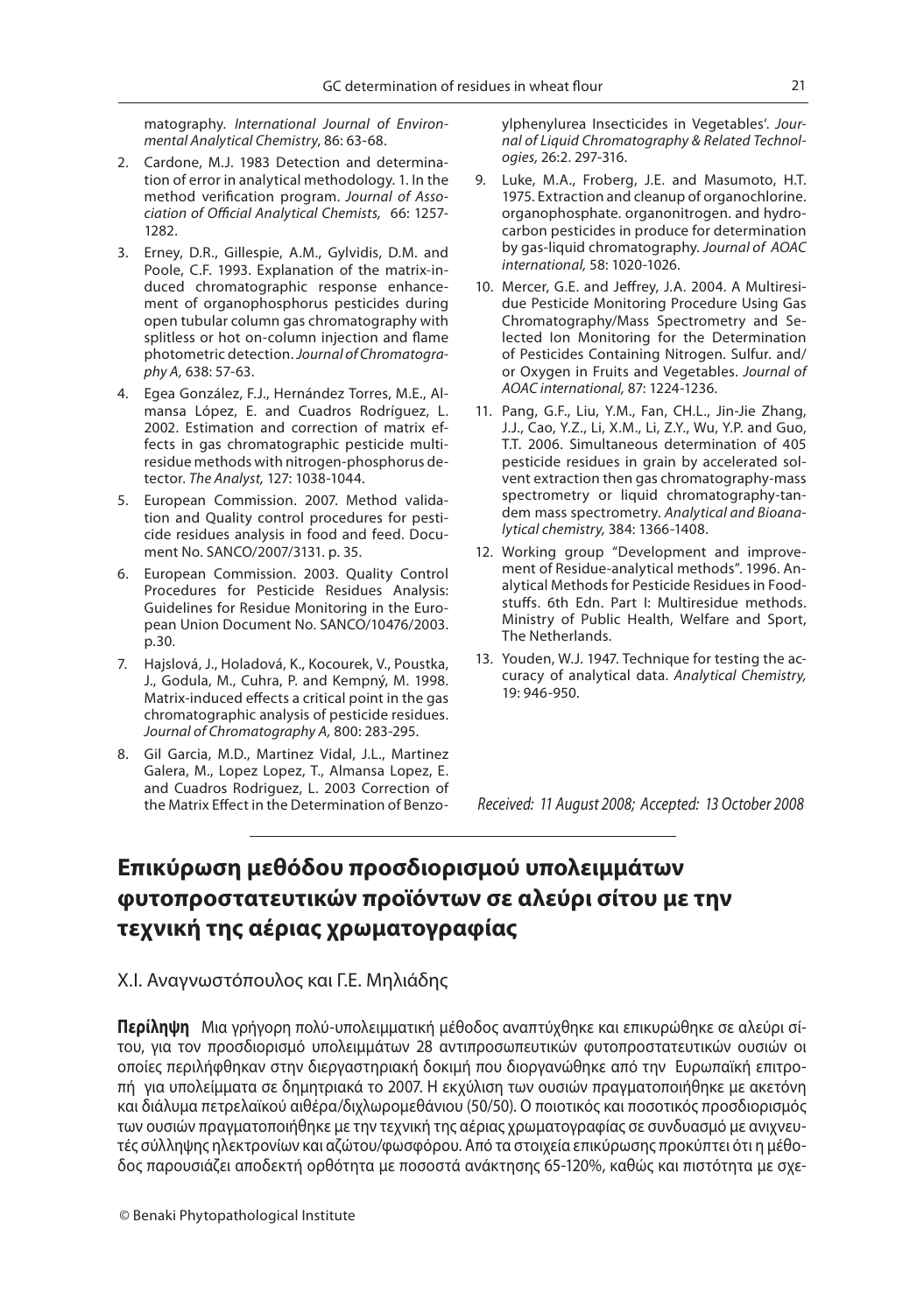matography. *International Journal of Environmental Analytical Chemistry*, 86: 63-68.

2. Cardone, M.J. 1983 Detection and determination of error in analytical methodology. 1. In the method verification program. *Journal of Association of Official Analytical Chemists,* 66: 1257-1282.
3. Erney, D.R., Gillespie, A.M., Gylvidis, D.M. and Poole, C.F. 1993. Explanation of the matrix-induced chromatographic response enhancement of organophosphorus pesticides during open tubular column gas chromatography with splitless or hot on-column injection and flame photometric detection. *Journal of Chromatography A,* 638: 57-63.
4. Egea González, F.J., Hernández Torres, M.E., Almansa López, E. and Cuadros Rodríguez, L. 2002. Estimation and correction of matrix effects in gas chromatographic pesticide multiresidue methods with nitrogen-phosphorus detector. *The Analyst,* 127: 1038-1044.
5. European Commission. 2007. Method validation and Quality control procedures for pesticide residues analysis in food and feed. Document No. SANCO/2007/3131. p. 35.
6. European Commission. 2003. Quality Control Procedures for Pesticide Residues Analysis: Guidelines for Residue Monitoring in the European Union Document No. SANCO/10476/2003. p.30.
7. Hajslová, J., Holadová, K., Kocourek, V., Poustka, J., Godula, M., Cuhra, P. and Kempný, M. 1998. Matrix-induced effects a critical point in the gas chromatographic analysis of pesticide residues. *Journal of Chromatography A,* 800: 283-295.
8. Gil Garcia, M.D., Martinez Vidal, J.L., Martinez Galera, M., Lopez Lopez, T., Almansa Lopez, E. and Cuadros Rodriguez, L. 2003 Correction of the Matrix Effect in the Determination of Benzoylphenylurea Insecticides in Vegetables'. *Journal of Liquid Chromatography & Related Technologies,* 26:2. 297-316.
9. Luke, M.A., Froberg, J.E. and Masumoto, H.T. 1975. Extraction and cleanup of organochlorine. organophosphate. organonitrogen. and hydrocarbon pesticides in produce for determination by gas-liquid chromatography. *Journal of AOAC international,* 58: 1020-1026.
10. Mercer, G.E. and Jeffrey, J.A. 2004. A Multiresidue Pesticide Monitoring Procedure Using Gas Chromatography/Mass Spectrometry and Selected Ion Monitoring for the Determination of Pesticides Containing Nitrogen. Sulfur. and/or Oxygen in Fruits and Vegetables. *Journal of AOAC international,* 87: 1224-1236.
11. Pang, G.F., Liu, Y.M., Fan, CH.L., Jin-Jie Zhang, J.J., Cao, Y.Z., Li, X.M., Li, Z.Y., Wu, Y.P. and Guo, T.T. 2006. Simultaneous determination of 405 pesticide residues in grain by accelerated solvent extraction then gas chromatography-mass spectrometry or liquid chromatography-tandem mass spectrometry. *Analytical and Bioanalytical chemistry,* 384: 1366-1408.
12. Working group "Development and improvement of Residue-analytical methods". 1996. Analytical Methods for Pesticide Residues in Foodstuffs. 6th Edn. Part I: Multiresidue methods. Ministry of Public Health, Welfare and Sport, The Netherlands.
13. Youden, W.J. 1947. Technique for testing the accuracy of analytical data. *Analytical Chemistry,* 19: 946-950.

*Received: 11 August 2008; Accepted: 13 October 2008*

---

# Επικύρωση μεθόδου προσδιορισμού υπολειμμάτων φυτοπροστατευτικών προϊόντων σε αλεύρι σίτου με την τεχνική της αέριας χρωματογραφίας

Χ.Ι. Αναγνωστόπουλος και Γ.Ε. Μηλιάδης

**Περίληψη** Μια γρήγορη πολύ-υπολειμματική μέθοδος αναπτύχθηκε και επικυρώθηκε σε αλεύρι σίτου, για τον προσδιορισμό υπολειμμάτων 28 αντιπροσωπευτικών φυτοπροστατευτικών ουσιών οι οποίες περιλήφθηκαν στην διεργαστηριακή δοκιμή που διοργανώθηκε από την Ευρωπαϊκή επιτροπή για υπολείμματα σε δημητριακά το 2007. Η εκχύλιση των ουσιών πραγματοποιήθηκε με ακετόνη και διάλυμα πετρελαϊκού αιθέρα/διχλωρομεθάνιου (50/50). Ο ποιοτικός και ποσοτικός προσδιορισμός των ουσιών πραγματοποιήθηκε με την τεχνική της αέριας χρωματογραφίας σε συνδυασμό με ανιχνευτές σύλληψης ηλεκτρονίων και αζώτου/φωσφόρου. Από τα στοιχεία επικύρωσης προκύπτει ότι η μέθοδος παρουσιάζει αποδεκτή ορθότητα με ποσοστά ανάκτησης 65-120%, καθώς και πιστότητα με σχε-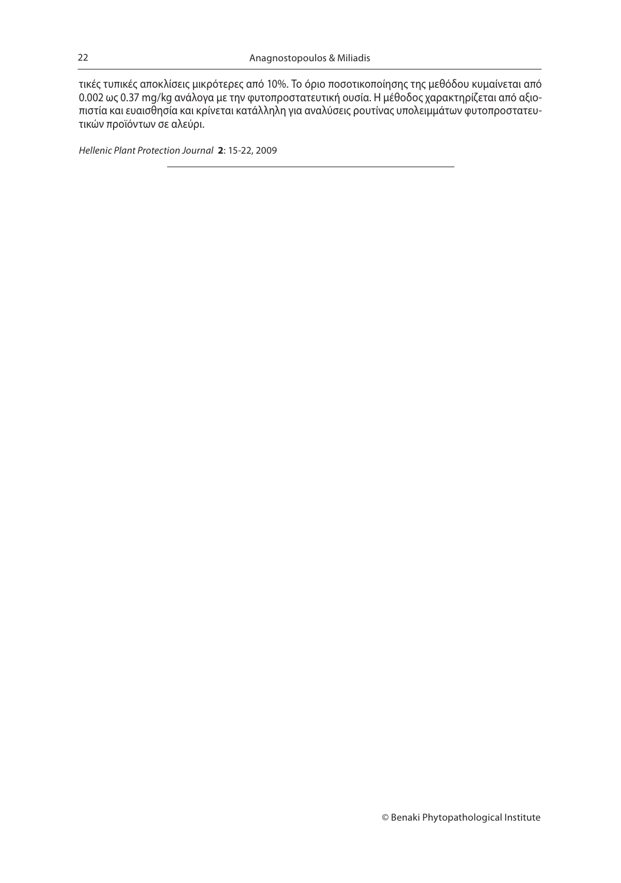τικές τυπικές αποκλίσεις μικρότερες από 10%. Το όριο ποσοτικοποίησης της μεθόδου κυμαίνεται από 0.002 ως 0.37 mg/kg ανάλογα με την φυτοπροστατευτική ουσία. Η μέθοδος χαρακτηρίζεται από αξιοπιστία και ευαισθησία και κρίνεται κατάλληλη για αναλύσεις ρουτίνας υπολειμμάτων φυτοπροστατευτικών προϊόντων σε αλεύρι.

*Hellenic Plant Protection Journal* **2**: 15-22, 2009

© Benaki Phytopathological Institute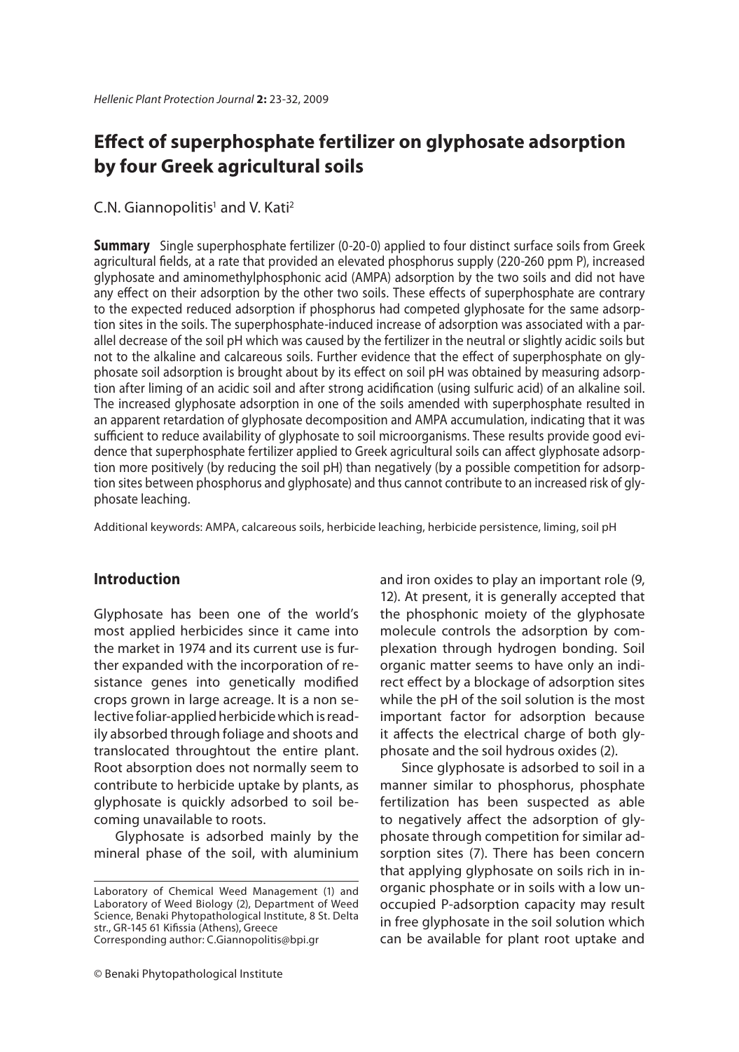# Effect of superphosphate fertilizer on glyphosate adsorption by four Greek agricultural soils

C.N. Giannopolitis[1] and V. Kati[2]

**Summary** Single superphosphate fertilizer (0-20-0) applied to four distinct surface soils from Greek agricultural fields, at a rate that provided an elevated phosphorus supply (220-260 ppm P), increased glyphosate and aminomethylphosphonic acid (AMPA) adsorption by the two soils and did not have any effect on their adsorption by the other two soils. These effects of superphosphate are contrary to the expected reduced adsorption if phosphorus had competed glyphosate for the same adsorption sites in the soils. The superphosphate-induced increase of adsorption was associated with a parallel decrease of the soil pH which was caused by the fertilizer in the neutral or slightly acidic soils but not to the alkaline and calcareous soils. Further evidence that the effect of superphosphate on glyphosate soil adsorption is brought about by its effect on soil pH was obtained by measuring adsorption after liming of an acidic soil and after strong acidification (using sulfuric acid) of an alkaline soil. The increased glyphosate adsorption in one of the soils amended with superphosphate resulted in an apparent retardation of glyphosate decomposition and AMPA accumulation, indicating that it was sufficient to reduce availability of glyphosate to soil microorganisms. These results provide good evidence that superphosphate fertilizer applied to Greek agricultural soils can affect glyphosate adsorption more positively (by reducing the soil pH) than negatively (by a possible competition for adsorption sites between phosphorus and glyphosate) and thus cannot contribute to an increased risk of glyphosate leaching.

Additional keywords: AMPA, calcareous soils, herbicide leaching, herbicide persistence, liming, soil pH

## Introduction

Glyphosate has been one of the world's most applied herbicides since it came into the market in 1974 and its current use is further expanded with the incorporation of resistance genes into genetically modified crops grown in large acreage. It is a non selective foliar-applied herbicide which is readily absorbed through foliage and shoots and translocated throughout the entire plant. Root absorption does not normally seem to contribute to herbicide uptake by plants, as glyphosate is quickly adsorbed to soil becoming unavailable to roots.

Glyphosate is adsorbed mainly by the mineral phase of the soil, with aluminium and iron oxides to play an important role (9, 12). At present, it is generally accepted that the phosphonic moiety of the glyphosate molecule controls the adsorption by complexation through hydrogen bonding. Soil organic matter seems to have only an indirect effect by a blockage of adsorption sites while the pH of the soil solution is the most important factor for adsorption because it affects the electrical charge of both glyphosate and the soil hydrous oxides (2).

Since glyphosate is adsorbed to soil in a manner similar to phosphorus, phosphate fertilization has been suspected as able to negatively affect the adsorption of glyphosate through competition for similar adsorption sites (7). There has been concern that applying glyphosate on soils rich in inorganic phosphate or in soils with a low unoccupied P-adsorption capacity may result in free glyphosate in the soil solution which can be available for plant root uptake and

---

Laboratory of Chemical Weed Management (1) and Laboratory of Weed Biology (2), Department of Weed Science, Benaki Phytopathological Institute, 8 St. Delta str., GR-145 61 Kifissia (Athens), Greece
Corresponding author: C.Giannopolitis@bpi.gr

© Benaki Phytopathological Institute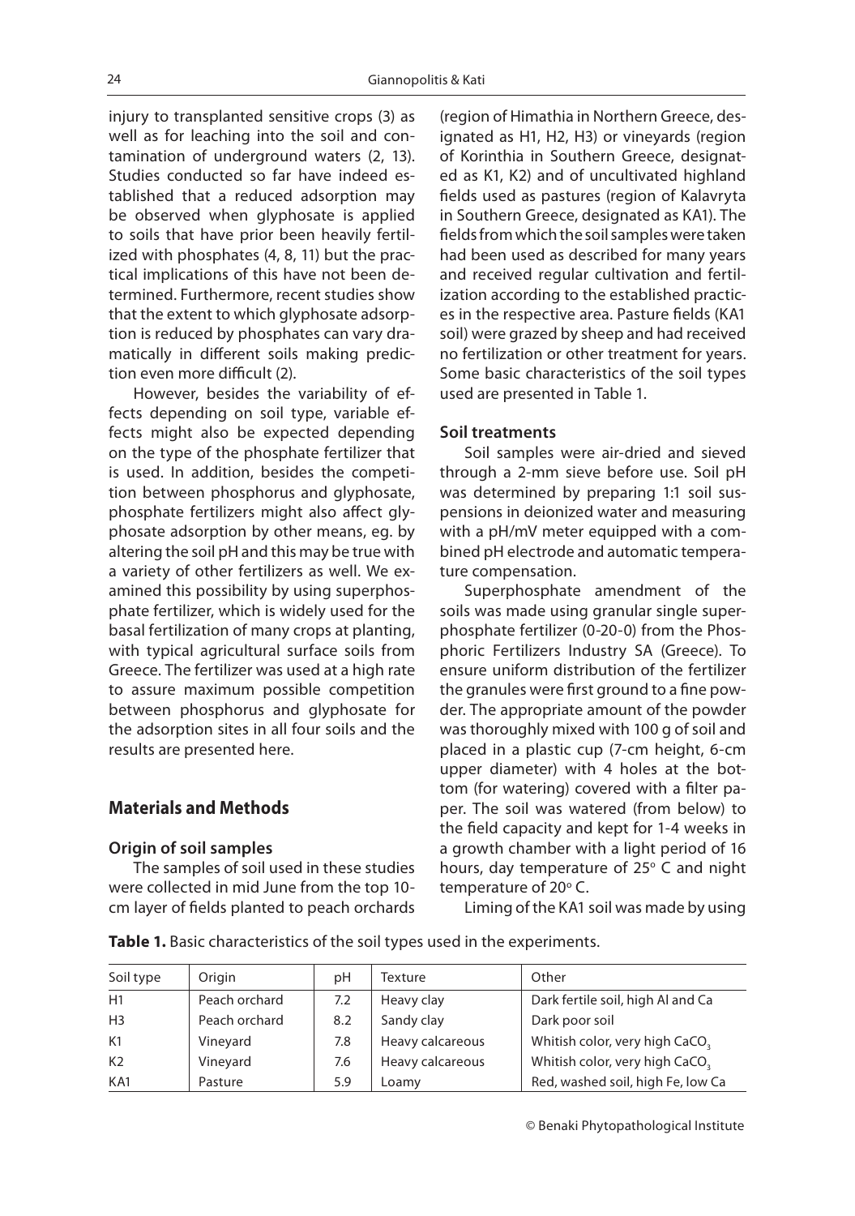injury to transplanted sensitive crops (3) as well as for leaching into the soil and contamination of underground waters (2, 13). Studies conducted so far have indeed established that a reduced adsorption may be observed when glyphosate is applied to soils that have prior been heavily fertilized with phosphates (4, 8, 11) but the practical implications of this have not been determined. Furthermore, recent studies show that the extent to which glyphosate adsorption is reduced by phosphates can vary dramatically in different soils making prediction even more difficult (2).

However, besides the variability of effects depending on soil type, variable effects might also be expected depending on the type of the phosphate fertilizer that is used. In addition, besides the competition between phosphorus and glyphosate, phosphate fertilizers might also affect glyphosate adsorption by other means, eg. by altering the soil pH and this may be true with a variety of other fertilizers as well. We examined this possibility by using superphosphate fertilizer, which is widely used for the basal fertilization of many crops at planting, with typical agricultural surface soils from Greece. The fertilizer was used at a high rate to assure maximum possible competition between phosphorus and glyphosate for the adsorption sites in all four soils and the results are presented here.

## Materials and Methods

### Origin of soil samples

The samples of soil used in these studies were collected in mid June from the top 10-cm layer of fields planted to peach orchards (region of Himathia in Northern Greece, designated as H1, H2, H3) or vineyards (region of Korinthia in Southern Greece, designated as K1, K2) and of uncultivated highland fields used as pastures (region of Kalavryta in Southern Greece, designated as KA1). The fields from which the soil samples were taken had been used as described for many years and received regular cultivation and fertilization according to the established practices in the respective area. Pasture fields (KA1 soil) were grazed by sheep and had received no fertilization or other treatment for years. Some basic characteristics of the soil types used are presented in Table 1.

### Soil treatments

Soil samples were air-dried and sieved through a 2-mm sieve before use. Soil pH was determined by preparing 1:1 soil suspensions in deionized water and measuring with a pH/mV meter equipped with a combined pH electrode and automatic temperature compensation.

Superphosphate amendment of the soils was made using granular single superphosphate fertilizer (0-20-0) from the Phosphoric Fertilizers Industry SA (Greece). To ensure uniform distribution of the fertilizer the granules were first ground to a fine powder. The appropriate amount of the powder was thoroughly mixed with 100 g of soil and placed in a plastic cup (7-cm height, 6-cm upper diameter) with 4 holes at the bottom (for watering) covered with a filter paper. The soil was watered (from below) to the field capacity and kept for 1-4 weeks in a growth chamber with a light period of 16 hours, day temperature of 25° C and night temperature of 20° C.

Liming of the KA1 soil was made by using

**Table 1.** Basic characteristics of the soil types used in the experiments.

| Soil type | Origin | pH | Texture | Other |
|---|---|---|---|---|
| H1 | Peach orchard | 7.2 | Heavy clay | Dark fertile soil, high Al and Ca |
| H3 | Peach orchard | 8.2 | Sandy clay | Dark poor soil |
| K1 | Vineyard | 7.8 | Heavy calcareous | Whitish color, very high $CaCO_3$ |
| K2 | Vineyard | 7.6 | Heavy calcareous | Whitish color, very high $CaCO_3$ |
| KA1 | Pasture | 5.9 | Loamy | Red, washed soil, high Fe, low Ca |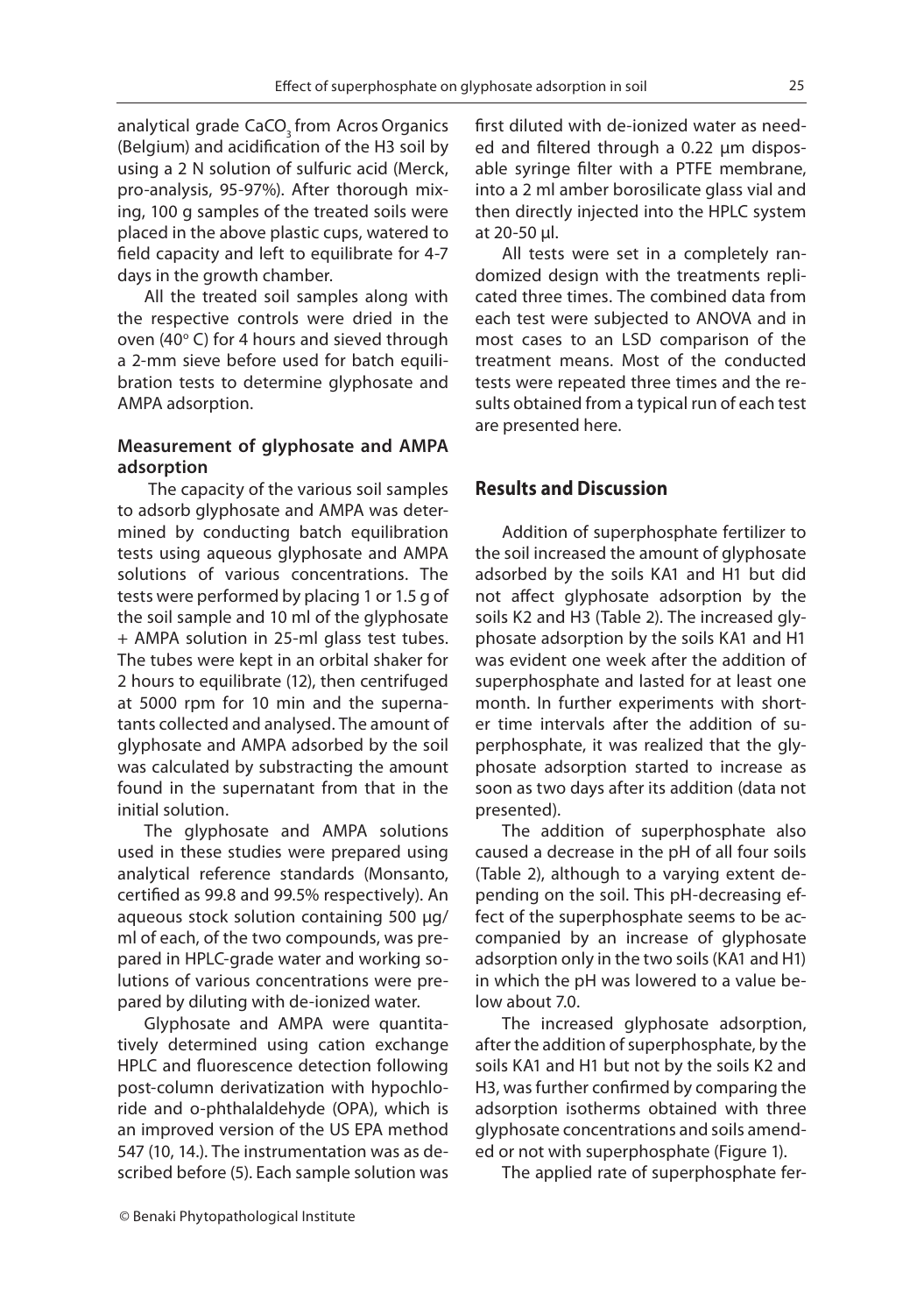analytical grade $CaCO_3$ from Acros Organics (Belgium) and acidification of the H3 soil by using a 2 N solution of sulfuric acid (Merck, pro-analysis, 95-97%). After thorough mixing, 100 g samples of the treated soils were placed in the above plastic cups, watered to field capacity and left to equilibrate for 4-7 days in the growth chamber.

All the treated soil samples along with the respective controls were dried in the oven (40° C) for 4 hours and sieved through a 2-mm sieve before used for batch equilibration tests to determine glyphosate and AMPA adsorption.

### Measurement of glyphosate and AMPA adsorption

The capacity of the various soil samples to adsorb glyphosate and AMPA was determined by conducting batch equilibration tests using aqueous glyphosate and AMPA solutions of various concentrations. The tests were performed by placing 1 or 1.5 g of the soil sample and 10 ml of the glyphosate + AMPA solution in 25-ml glass test tubes. The tubes were kept in an orbital shaker for 2 hours to equilibrate (12), then centrifuged at 5000 rpm for 10 min and the supernatants collected and analysed. The amount of glyphosate and AMPA adsorbed by the soil was calculated by substracting the amount found in the supernatant from that in the initial solution.

The glyphosate and AMPA solutions used in these studies were prepared using analytical reference standards (Monsanto, certified as 99.8 and 99.5% respectively). An aqueous stock solution containing 500 μg/ml of each, of the two compounds, was prepared in HPLC-grade water and working solutions of various concentrations were prepared by diluting with de-ionized water.

Glyphosate and AMPA were quantitatively determined using cation exchange HPLC and fluorescence detection following post-column derivatization with hypochloride and o-phthalaldehyde (OPA), which is an improved version of the US EPA method 547 (10, 14.). The instrumentation was as described before (5). Each sample solution was first diluted with de-ionized water as needed and filtered through a 0.22 μm disposable syringe filter with a PTFE membrane, into a 2 ml amber borosilicate glass vial and then directly injected into the HPLC system at 20-50 μl.

All tests were set in a completely randomized design with the treatments replicated three times. The combined data from each test were subjected to ANOVA and in most cases to an LSD comparison of the treatment means. Most of the conducted tests were repeated three times and the results obtained from a typical run of each test are presented here.

## Results and Discussion

Addition of superphosphate fertilizer to the soil increased the amount of glyphosate adsorbed by the soils KA1 and H1 but did not affect glyphosate adsorption by the soils K2 and H3 (Table 2). The increased glyphosate adsorption by the soils KA1 and H1 was evident one week after the addition of superphosphate and lasted for at least one month. In further experiments with shorter time intervals after the addition of superphosphate, it was realized that the glyphosate adsorption started to increase as soon as two days after its addition (data not presented).

The addition of superphosphate also caused a decrease in the pH of all four soils (Table 2), although to a varying extent depending on the soil. This pH-decreasing effect of the superphosphate seems to be accompanied by an increase of glyphosate adsorption only in the two soils (KA1 and H1) in which the pH was lowered to a value below about 7.0.

The increased glyphosate adsorption, after the addition of superphosphate, by the soils KA1 and H1 but not by the soils K2 and H3, was further confirmed by comparing the adsorption isotherms obtained with three glyphosate concentrations and soils amended or not with superphosphate (Figure 1).

The applied rate of superphosphate fer-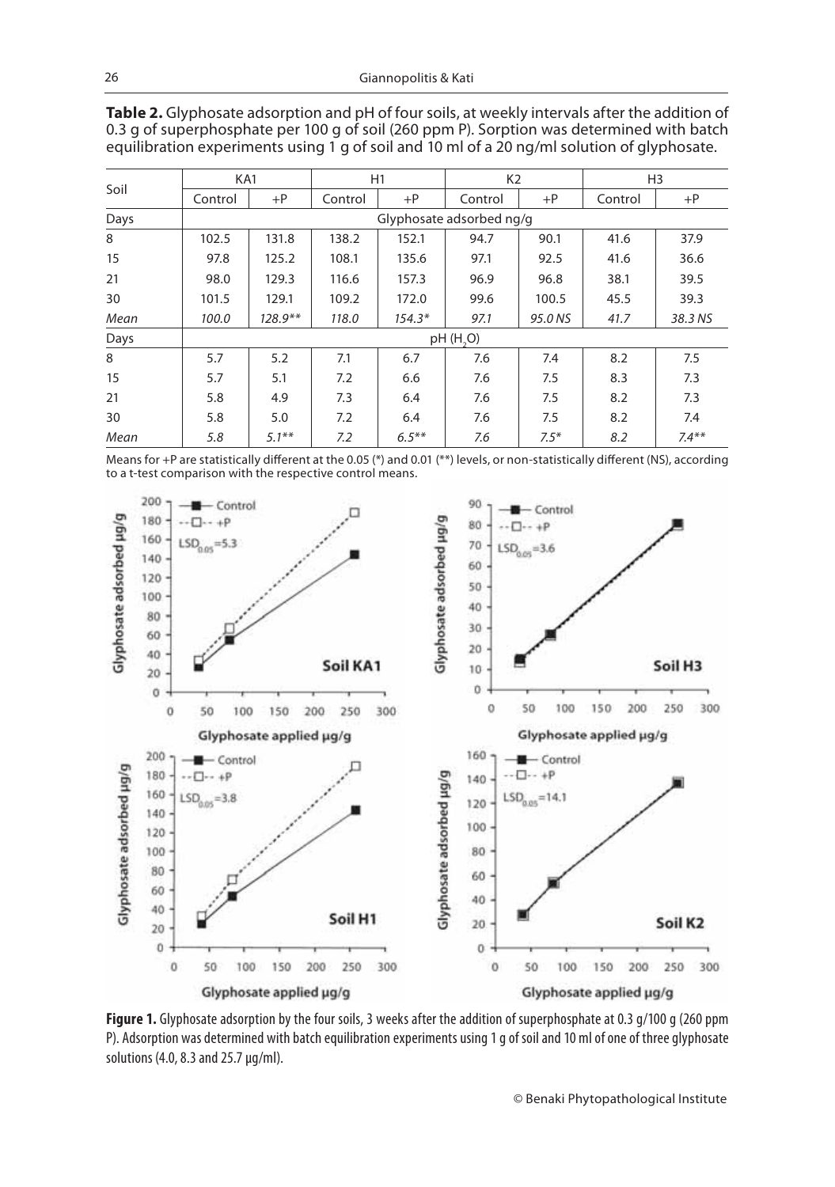**Table 2.** Glyphosate adsorption and pH of four soils, at weekly intervals after the addition of 0.3 g of superphosphate per 100 g of soil (260 ppm P). Sorption was determined with batch equilibration experiments using 1 g of soil and 10 ml of a 20 ng/ml solution of glyphosate.

| Soil | KA1 | | H1 | | K2 | | H3 | |
|---|---|---|---|---|---|---|---|---|
| | Control | +P | Control | +P | Control | +P | Control | +P |
| Days | Glyphosate adsorbed ng/g | | | | | | | |
| 8 | 102.5 | 131.8 | 138.2 | 152.1 | 94.7 | 90.1 | 41.6 | 37.9 |
| 15 | 97.8 | 125.2 | 108.1 | 135.6 | 97.1 | 92.5 | 41.6 | 36.6 |
| 21 | 98.0 | 129.3 | 116.6 | 157.3 | 96.9 | 96.8 | 38.1 | 39.5 |
| 30 | 101.5 | 129.1 | 109.2 | 172.0 | 99.6 | 100.5 | 45.5 | 39.3 |
| *Mean* | *100.0* | *128.9*** | *118.0* | *154.3** | *97.1* | *95.0 NS* | *41.7* | *38.3 NS* |
| Days | pH ($H_2O$) | | | | | | | |
| 8 | 5.7 | 5.2 | 7.1 | 6.7 | 7.6 | 7.4 | 8.2 | 7.5 |
| 15 | 5.7 | 5.1 | 7.2 | 6.6 | 7.6 | 7.5 | 8.3 | 7.3 |
| 21 | 5.8 | 4.9 | 7.3 | 6.4 | 7.6 | 7.5 | 8.2 | 7.3 |
| 30 | 5.8 | 5.0 | 7.2 | 6.4 | 7.6 | 7.5 | 8.2 | 7.4 |
| *Mean* | *5.8* | *5.1*** | *7.2* | *6.5*** | *7.6* | *7.5** | *8.2* | *7.4*** |

Means for +P are statistically different at the 0.05 (*) and 0.01 (**) levels, or non-statistically different (NS), according to a t-test comparison with the respective control means.

**Figure 1.** Glyphosate adsorption by the four soils, 3 weeks after the addition of superphosphate at 0.3 g/100 g (260 ppm P). Adsorption was determined with batch equilibration experiments using 1 g of soil and 10 ml of one of three glyphosate solutions (4.0, 8.3 and 25.7 µg/ml).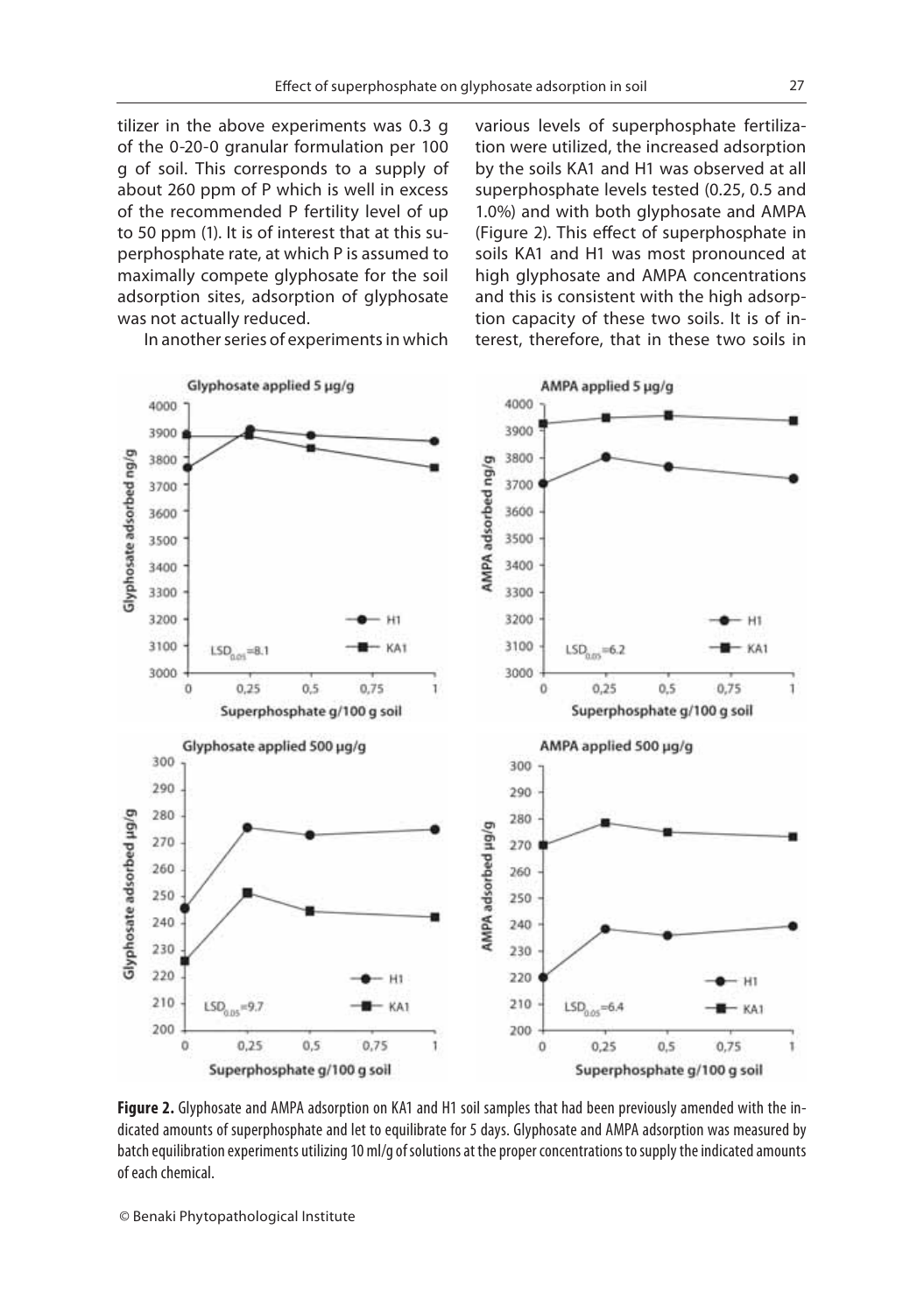tilizer in the above experiments was 0.3 g of the 0-20-0 granular formulation per 100 g of soil. This corresponds to a supply of about 260 ppm of P which is well in excess of the recommended P fertility level of up to 50 ppm (1). It is of interest that at this superphosphate rate, at which P is assumed to maximally compete glyphosate for the soil adsorption sites, adsorption of glyphosate was not actually reduced.

In another series of experiments in which various levels of superphosphate fertilization were utilized, the increased adsorption by the soils KA1 and H1 was observed at all superphosphate levels tested (0.25, 0.5 and 1.0%) and with both glyphosate and AMPA (Figure 2). This effect of superphosphate in soils KA1 and H1 was most pronounced at high glyphosate and AMPA concentrations and this is consistent with the high adsorption capacity of these two soils. It is of interest, therefore, that in these two soils in

**Figure 2.** Glyphosate and AMPA adsorption on KA1 and H1 soil samples that had been previously amended with the indicated amounts of superphosphate and let to equilibrate for 5 days. Glyphosate and AMPA adsorption was measured by batch equilibration experiments utilizing 10 ml/g of solutions at the proper concentrations to supply the indicated amounts of each chemical.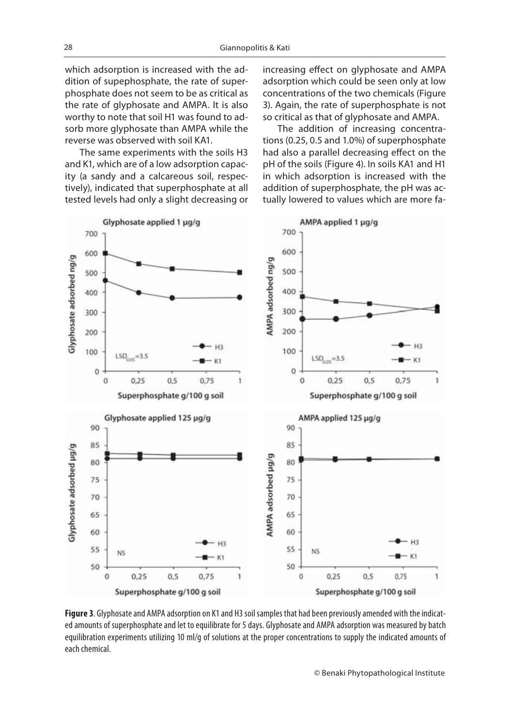which adsorption is increased with the addition of supephosphate, the rate of superphosphate does not seem to be as critical as the rate of glyphosate and AMPA. It is also worthy to note that soil H1 was found to adsorb more glyphosate than AMPA while the reverse was observed with soil KA1.

The same experiments with the soils H3 and K1, which are of a low adsorption capacity (a sandy and a calcareous soil, respectively), indicated that superphosphate at all tested levels had only a slight decreasing or increasing effect on glyphosate and AMPA adsorption which could be seen only at low concentrations of the two chemicals (Figure 3). Again, the rate of superphosphate is not so critical as that of glyphosate and AMPA.

The addition of increasing concentrations (0.25, 0.5 and 1.0%) of superphosphate had also a parallel decreasing effect on the pH of the soils (Figure 4). In soils KA1 and H1 in which adsorption is increased with the addition of superphosphate, the pH was actually lowered to values which are more fa-

**Figure 3**. Glyphosate and AMPA adsorption on K1 and H3 soil samples that had been previously amended with the indicated amounts of superphosphate and let to equilibrate for 5 days. Glyphosate and AMPA adsorption was measured by batch equilibration experiments utilizing 10 ml/g of solutions at the proper concentrations to supply the indicated amounts of each chemical.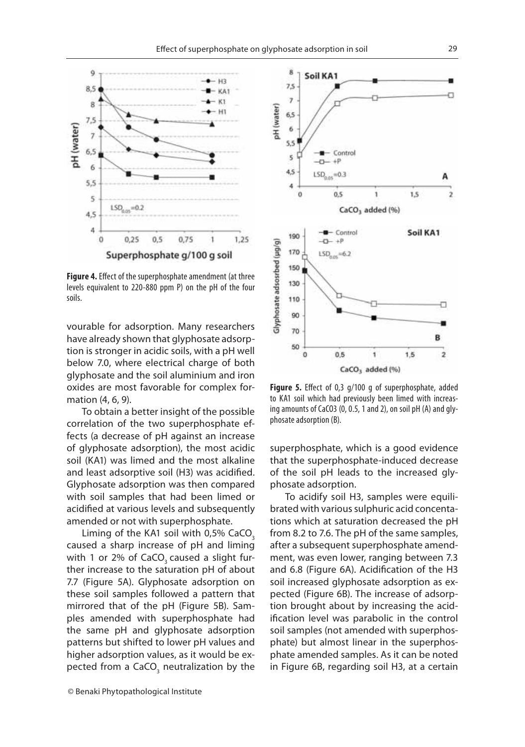**Figure 4.** Effect of the superphosphate amendment (at three levels equivalent to 220-880 ppm P) on the pH of the four soils.

vourable for adsorption. Many researchers have already shown that glyphosate adsorption is stronger in acidic soils, with a pH well below 7.0, where electrical charge of both glyphosate and the soil aluminium and iron oxides are most favorable for complex formation (4, 6, 9).

To obtain a better insight of the possible correlation of the two superphosphate effects (a decrease of pH against an increase of glyphosate adsorption), the most acidic soil (KA1) was limed and the most alkaline and least adsorptive soil (H3) was acidified. Glyphosate adsorption was then compared with soil samples that had been limed or acidified at various levels and subsequently amended or not with superphosphate.

Liming of the KA1 soil with 0,5% $CaCO_3$ caused a sharp increase of pH and liming with 1 or 2% of $CaCO_3$ caused a slight further increase to the saturation pH of about 7.7 (Figure 5A). Glyphosate adsorption on these soil samples followed a pattern that mirrored that of the pH (Figure 5B). Samples amended with superphosphate had the same pH and glyphosate adsorption patterns but shifted to lower pH values and higher adsorption values, as it would be expected from a $CaCO_3$ neutralization by the superphosphate, which is a good evidence that the superphosphate-induced decrease of the soil pH leads to the increased glyphosate adsorption.

**Figure 5.** Effect of 0,3 g/100 g of superphosphate, added to KA1 soil which had previously been limed with increasing amounts of CaCO3 (0, 0.5, 1 and 2), on soil pH (A) and glyphosate adsorption (B).

To acidify soil H3, samples were equilibrated with various sulphuric acid concentations which at saturation decreased the pH from 8.2 to 7.6. The pH of the same samples, after a subsequent superphosphate amendment, was even lower, ranging between 7.3 and 6.8 (Figure 6A). Acidification of the H3 soil increased glyphosate adsorption as expected (Figure 6B). The increase of adsorption brought about by increasing the acidification level was parabolic in the control soil samples (not amended with superphosphate) but almost linear in the superphosphate amended samples. As it can be noted in Figure 6B, regarding soil H3, at a certain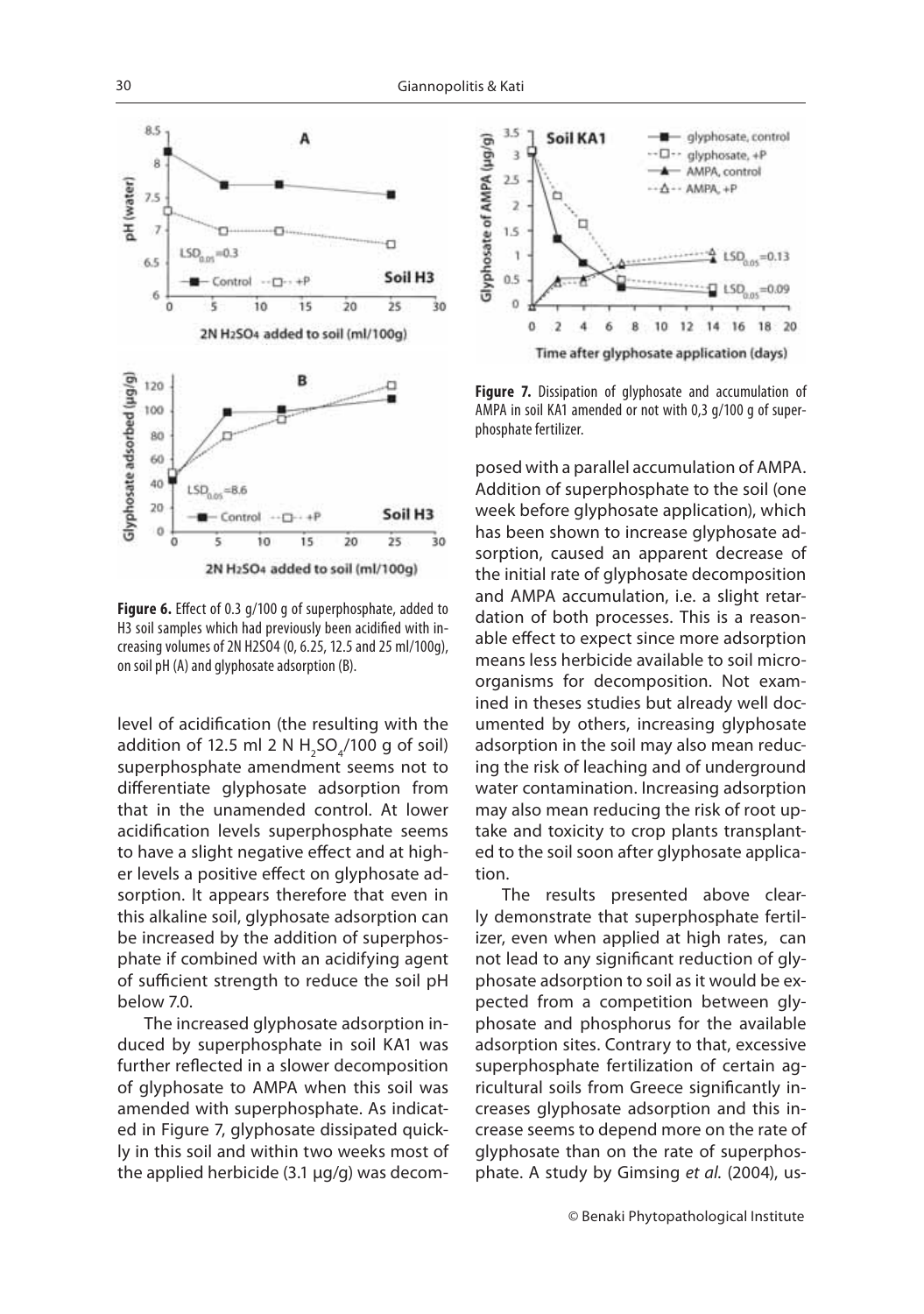**Figure 6.** Effect of 0.3 g/100 g of superphosphate, added to H3 soil samples which had previously been acidified with increasing volumes of 2N H2SO4 (0, 6.25, 12.5 and 25 ml/100g), on soil pH (A) and glyphosate adsorption (B).

level of acidification (the resulting with the addition of 12.5 ml 2 N $H_2SO_4$/100 g of soil) superphosphate amendment seems not to differentiate glyphosate adsorption from that in the unamended control. At lower acidification levels superphosphate seems to have a slight negative effect and at higher levels a positive effect on glyphosate adsorption. It appears therefore that even in this alkaline soil, glyphosate adsorption can be increased by the addition of superphosphate if combined with an acidifying agent of sufficient strength to reduce the soil pH below 7.0.

The increased glyphosate adsorption induced by superphosphate in soil KA1 was further reflected in a slower decomposition of glyphosate to AMPA when this soil was amended with superphosphate. As indicated in Figure 7, glyphosate dissipated quickly in this soil and within two weeks most of the applied herbicide (3.1 μg/g) was decomposed with a parallel accumulation of AMPA. Addition of superphosphate to the soil (one week before glyphosate application), which has been shown to increase glyphosate adsorption, caused an apparent decrease of the initial rate of glyphosate decomposition and AMPA accumulation, i.e. a slight retardation of both processes. This is a reasonable effect to expect since more adsorption means less herbicide available to soil microorganisms for decomposition. Not examined in theses studies but already well documented by others, increasing glyphosate adsorption in the soil may also mean reducing the risk of leaching and of underground water contamination. Increasing adsorption may also mean reducing the risk of root uptake and toxicity to crop plants transplanted to the soil soon after glyphosate application.

**Figure 7.** Dissipation of glyphosate and accumulation of AMPA in soil KA1 amended or not with 0,3 g/100 g of superphosphate fertilizer.

The results presented above clearly demonstrate that superphosphate fertilizer, even when applied at high rates, can not lead to any significant reduction of glyphosate adsorption to soil as it would be expected from a competition between glyphosate and phosphorus for the available adsorption sites. Contrary to that, excessive superphosphate fertilization of certain agricultural soils from Greece significantly increases glyphosate adsorption and this increase seems to depend more on the rate of glyphosate than on the rate of superphosphate. A study by Gimsing *et al.* (2004), us-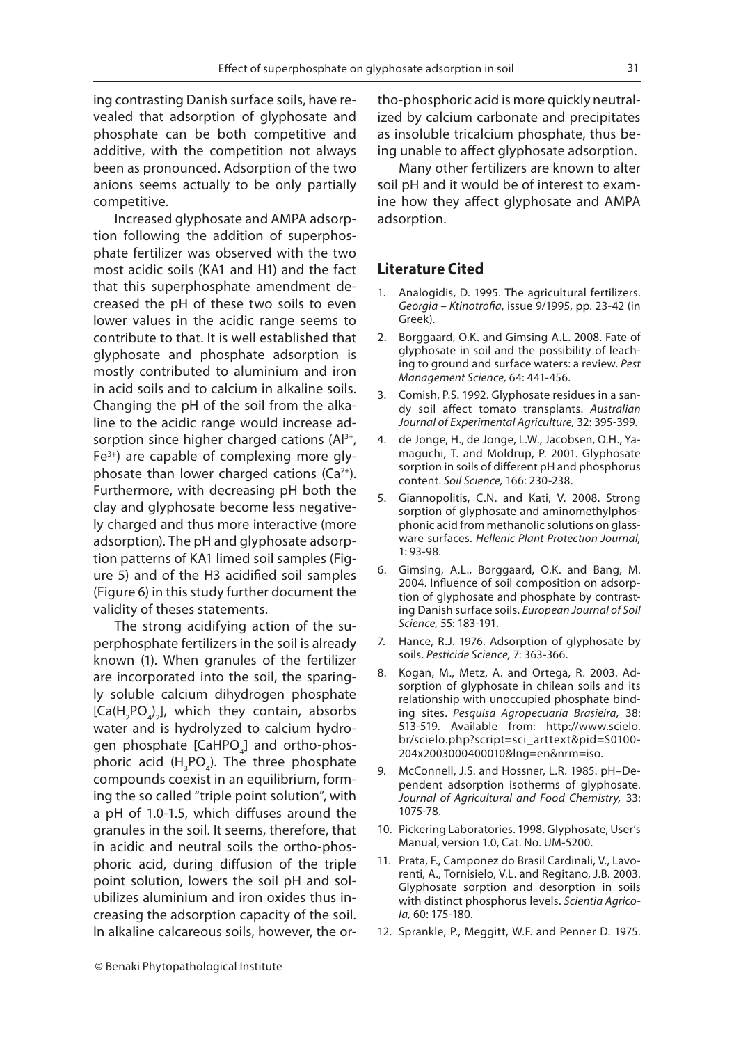ing contrasting Danish surface soils, have revealed that adsorption of glyphosate and phosphate can be both competitive and additive, with the competition not always been as pronounced. Adsorption of the two anions seems actually to be only partially competitive.

Increased glyphosate and AMPA adsorption following the addition of superphosphate fertilizer was observed with the two most acidic soils (KA1 and H1) and the fact that this superphosphate amendment decreased the pH of these two soils to even lower values in the acidic range seems to contribute to that. It is well established that glyphosate and phosphate adsorption is mostly contributed to aluminium and iron in acid soils and to calcium in alkaline soils. Changing the pH of the soil from the alkaline to the acidic range would increase adsorption since higher charged cations ($Al^{3+}$, $Fe^{3+}$) are capable of complexing more glyphosate than lower charged cations ($Ca^{2+}$). Furthermore, with decreasing pH both the clay and glyphosate become less negatively charged and thus more interactive (more adsorption). The pH and glyphosate adsorption patterns of KA1 limed soil samples (Figure 5) and of the H3 acidified soil samples (Figure 6) in this study further document the validity of theses statements.

The strong acidifying action of the superphosphate fertilizers in the soil is already known (1). When granules of the fertilizer are incorporated into the soil, the sparingly soluble calcium dihydrogen phosphate [$Ca(H_2PO_4)_2$], which they contain, absorbs water and is hydrolyzed to calcium hydrogen phosphate [$CaHPO_4$] and ortho-phosphoric acid ($H_3PO_4$). The three phosphate compounds coexist in an equilibrium, forming the so called "triple point solution", with a pH of 1.0-1.5, which diffuses around the granules in the soil. It seems, therefore, that in acidic and neutral soils the ortho-phosphoric acid, during diffusion of the triple point solution, lowers the soil pH and solubilizes aluminium and iron oxides thus increasing the adsorption capacity of the soil. In alkaline calcareous soils, however, the ortho-phosphoric acid is more quickly neutralized by calcium carbonate and precipitates as insoluble tricalcium phosphate, thus being unable to affect glyphosate adsorption.

Many other fertilizers are known to alter soil pH and it would be of interest to examine how they affect glyphosate and AMPA adsorption.

## Literature Cited

1. Analogidis, D. 1995. The agricultural fertilizers. *Georgia – Ktinotrofia*, issue 9/1995, pp. 23-42 (in Greek).
2. Borggaard, O.K. and Gimsing A.L. 2008. Fate of glyphosate in soil and the possibility of leaching to ground and surface waters: a review. *Pest Management Science,* 64: 441-456.
3. Comish, P.S. 1992. Glyphosate residues in a sandy soil affect tomato transplants. *Australian Journal of Experimental Agriculture,* 32: 395-399.
4. de Jonge, H., de Jonge, L.W., Jacobsen, O.H., Yamaguchi, T. and Moldrup, P. 2001. Glyphosate sorption in soils of different pH and phosphorus content. *Soil Science,* 166: 230-238.
5. Giannopolitis, C.N. and Kati, V. 2008. Strong sorption of glyphosate and aminomethylphosphonic acid from methanolic solutions on glassware surfaces. *Hellenic Plant Protection Journal,* 1: 93-98.
6. Gimsing, A.L., Borggaard, O.K. and Bang, M. 2004. Influence of soil composition on adsorption of glyphosate and phosphate by contrasting Danish surface soils. *European Journal of Soil Science,* 55: 183-191.
7. Hance, R.J. 1976. Adsorption of glyphosate by soils. *Pesticide Science,* 7: 363-366.
8. Kogan, M., Metz, A. and Ortega, R. 2003. Adsorption of glyphosate in chilean soils and its relationship with unoccupied phosphate binding sites. *Pesquisa Agropecuaria Brasieira,* 38: 513-519. Available from: http://www.scielo.br/scielo.php?script=sci_arttext&pid=S0100-204x2003000400010&lng=en&nrm=iso.
9. McConnell, J.S. and Hossner, L.R. 1985. pH–Dependent adsorption isotherms of glyphosate. *Journal of Agricultural and Food Chemistry,* 33: 1075-78.
10. Pickering Laboratories. 1998. Glyphosate, User's Manual, version 1.0, Cat. No. UM-5200.
11. Prata, F., Camponez do Brasil Cardinali, V., Lavorenti, A., Tornisielo, V.L. and Regitano, J.B. 2003. Glyphosate sorption and desorption in soils with distinct phosphorus levels. *Scientia Agricola,* 60: 175-180.
12. Sprankle, P., Meggitt, W.F. and Penner D. 1975.

© Benaki Phytopathological Institute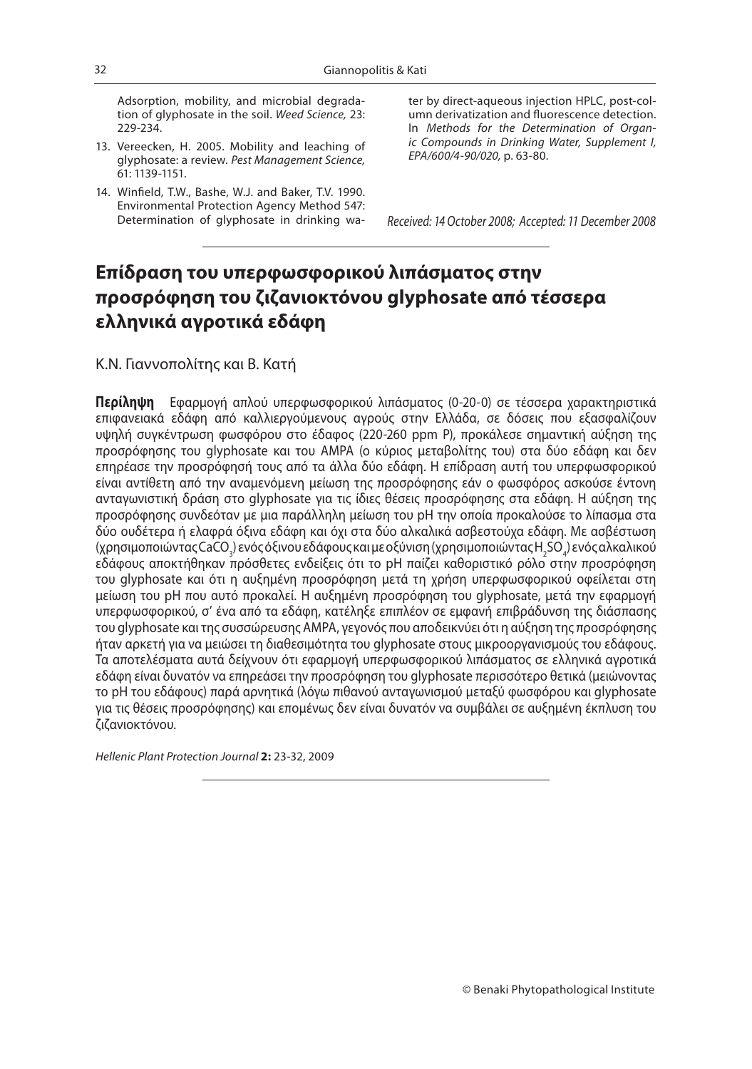Adsorption, mobility, and microbial degradation of glyphosate in the soil. *Weed Science,* 23: 229-234.

13. Vereecken, H. 2005. Mobility and leaching of glyphosate: a review. *Pest Management Science,* 61: 1139-1151.

14. Winfield, T.W., Bashe, W.J. and Baker, T.V. 1990. Environmental Protection Agency Method 547: Determination of glyphosate in drinking water by direct-aqueous injection HPLC, post-column derivatization and fluorescence detection. In *Methods for the Determination of Organic Compounds in Drinking Water, Supplement I, EPA/600/4-90/020,* p. 63-80.

*Received: 14 October 2008; Accepted: 11 December 2008*

# Επίδραση του υπερφωσφορικού λιπάσματος στην προσρόφηση του ζιζανιοκτόνου glyphosate από τέσσερα ελληνικά αγροτικά εδάφη

Κ.Ν. Γιαννοπολίτης και Β. Κατή

**Περίληψη** Εφαρμογή απλού υπερφωσφορικού λιπάσματος (0-20-0) σε τέσσερα χαρακτηριστικά επιφανειακά εδάφη από καλλιεργούμενους αγρούς στην Ελλάδα, σε δόσεις που εξασφαλίζουν υψηλή συγκέντρωση φωσφόρου στο έδαφος (220-260 ppm P), προκάλεσε σημαντική αύξηση της προσρόφησης του glyphosate και του AMPA (ο κύριος μεταβολίτης του) στα δύο εδάφη και δεν επηρέασε την προσρόφησή τους από τα άλλα δύο εδάφη. Η επίδραση αυτή του υπερφωσφορικού είναι αντίθετη από την αναμενόμενη μείωση της προσρόφησης εάν ο φωσφόρος ασκούσε έντονη ανταγωνιστική δράση στο glyphosate για τις ίδιες θέσεις προσρόφησης στα εδάφη. Η αύξηση της προσρόφησης συνδεόταν με μια παράλληλη μείωση του pH την οποία προκαλούσε το λίπασμα στα δύο ουδέτερα ή ελαφρά όξινα εδάφη και όχι στα δύο αλκαλικά ασβεστούχα εδάφη. Με ασβέστωση (χρησιμοποιώντας $CaCO_3$) ενός όξινου εδάφους και με οξύνιση (χρησιμοποιώντας $H_2SO_4$) ενός αλκαλικού εδάφους αποκτήθηκαν πρόσθετες ενδείξεις ότι το pH παίζει καθοριστικό ρόλο στην προσρόφηση του glyphosate και ότι η αυξημένη προσρόφηση μετά τη χρήση υπερφωσφορικού οφείλεται στη μείωση του pH που αυτό προκαλεί. Η αυξημένη προσρόφηση του glyphosate, μετά την εφαρμογή υπερφωσφορικού, σ' ένα από τα εδάφη, κατέληξε επιπλέον σε εμφανή επιβράδυνση της διάσπασης του glyphosate και της συσσώρευσης AMPA, γεγονός που αποδεικνύει ότι η αύξηση της προσρόφησης ήταν αρκετή για να μειώσει τη διαθεσιμότητα του glyphosate στους μικροοργανισμούς του εδάφους. Τα αποτελέσματα αυτά δείχνουν ότι εφαρμογή υπερφωσφορικού λιπάσματος σε ελληνικά αγροτικά εδάφη είναι δυνατόν να επηρεάσει την προσρόφηση του glyphosate περισσότερο θετικά (μειώνοντας το pH του εδάφους) παρά αρνητικά (λόγω πιθανού ανταγωνισμού μεταξύ φωσφόρου και glyphosate για τις θέσεις προσρόφησης) και επομένως δεν είναι δυνατόν να συμβάλει σε αυξημένη έκπλυση του ζιζανιοκτόνου.

*Hellenic Plant Protection Journal* **2:** 23-32, 2009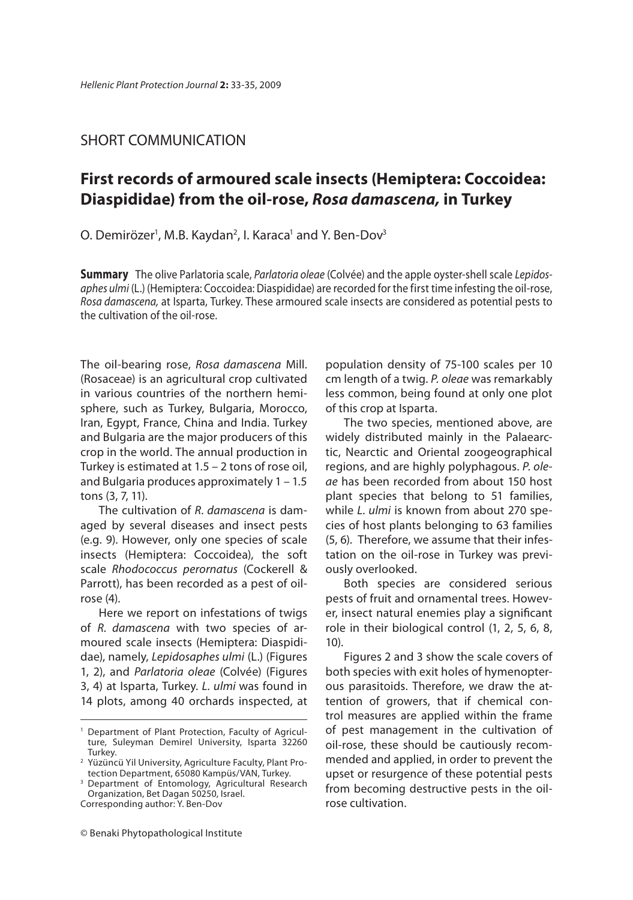SHORT COMMUNICATION

# First records of armoured scale insects (Hemiptera: Coccoidea: Diaspididae) from the oil-rose, *Rosa damascena,* in Turkey

O. Demirözer[1], M.B. Kaydan[2], I. Karaca[1] and Y. Ben-Dov[3]

**Summary** The olive Parlatoria scale, *Parlatoria oleae* (Colvée) and the apple oyster-shell scale *Lepidosaphes ulmi* (L.) (Hemiptera: Coccoidea: Diaspididae) are recorded for the first time infesting the oil-rose, *Rosa damascena,* at Isparta, Turkey. These armoured scale insects are considered as potential pests to the cultivation of the oil-rose.

The oil-bearing rose, *Rosa damascena* Mill. (Rosaceae) is an agricultural crop cultivated in various countries of the northern hemisphere, such as Turkey, Bulgaria, Morocco, Iran, Egypt, France, China and India. Turkey and Bulgaria are the major producers of this crop in the world. The annual production in Turkey is estimated at 1.5 – 2 tons of rose oil, and Bulgaria produces approximately 1 – 1.5 tons (3, 7, 11).

The cultivation of *R. damascena* is damaged by several diseases and insect pests (e.g. 9). However, only one species of scale insects (Hemiptera: Coccoidea), the soft scale *Rhodococcus perornatus* (Cockerell & Parrott), has been recorded as a pest of oil-rose (4).

Here we report on infestations of twigs of *R. damascena* with two species of armoured scale insects (Hemiptera: Diaspididae), namely, *Lepidosaphes ulmi* (L.) (Figures 1, 2), and *Parlatoria oleae* (Colvée) (Figures 3, 4) at Isparta, Turkey. *L. ulmi* was found in 14 plots, among 40 orchards inspected, at population density of 75-100 scales per 10 cm length of a twig. *P. oleae* was remarkably less common, being found at only one plot of this crop at Isparta.

The two species, mentioned above, are widely distributed mainly in the Palaearctic, Nearctic and Oriental zoogeographical regions, and are highly polyphagous. *P. oleae* has been recorded from about 150 host plant species that belong to 51 families, while *L. ulmi* is known from about 270 species of host plants belonging to 63 families (5, 6). Therefore, we assume that their infestation on the oil-rose in Turkey was previously overlooked.

Both species are considered serious pests of fruit and ornamental trees. However, insect natural enemies play a significant role in their biological control (1, 2, 5, 6, 8, 10).

Figures 2 and 3 show the scale covers of both species with exit holes of hymenopterous parasitoids. Therefore, we draw the attention of growers, that if chemical control measures are applied within the frame of pest management in the cultivation of oil-rose, these should be cautiously recommended and applied, in order to prevent the upset or resurgence of these potential pests from becoming destructive pests in the oil-rose cultivation.

---

[1] Department of Plant Protection, Faculty of Agriculture, Suleyman Demirel University, Isparta 32260 Turkey.

[2] Yüzüncü Yil University, Agriculture Faculty, Plant Protection Department, 65080 Kampüs/VAN, Turkey.

[3] Department of Entomology, Agricultural Research Organization, Bet Dagan 50250, Israel.

Corresponding author: Y. Ben-Dov

© Benaki Phytopathological Institute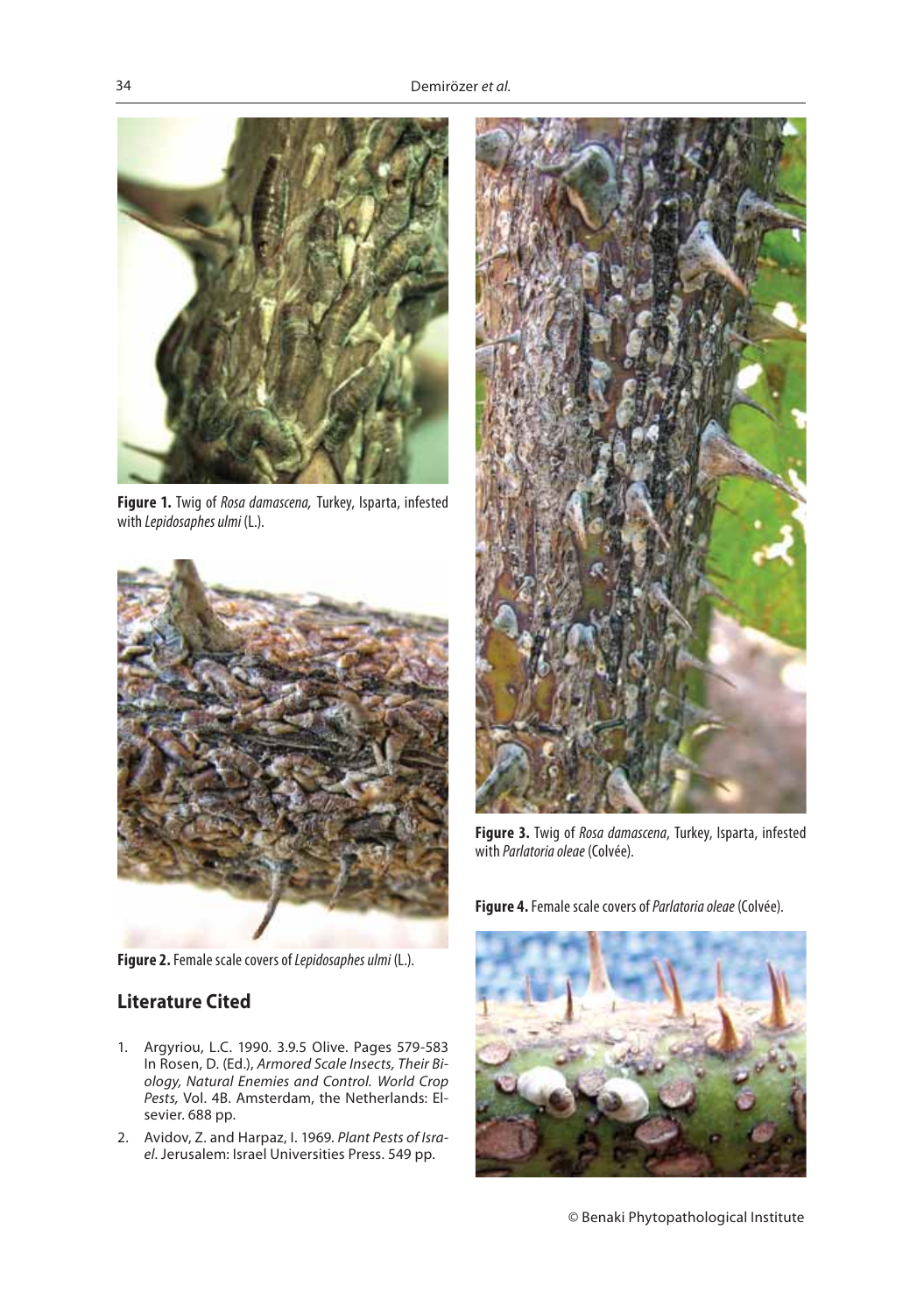**Figure 1.** Twig of *Rosa damascena,* Turkey, Isparta, infested with *Lepidosaphes ulmi* (L.).

**Figure 2.** Female scale covers of *Lepidosaphes ulmi* (L.).

**Figure 3.** Twig of *Rosa damascena*, Turkey, Isparta, infested with *Parlatoria oleae* (Colvée).

**Figure 4.** Female scale covers of *Parlatoria oleae* (Colvée).

## Literature Cited

1. Argyriou, L.C. 1990. 3.9.5 Olive. Pages 579-583 In Rosen, D. (Ed.), *Armored Scale Insects, Their Biology, Natural Enemies and Control. World Crop Pests,* Vol. 4B. Amsterdam, the Netherlands: Elsevier. 688 pp.
2. Avidov, Z. and Harpaz, I. 1969. *Plant Pests of Israel*. Jerusalem: Israel Universities Press. 549 pp.

© Benaki Phytopathological Institute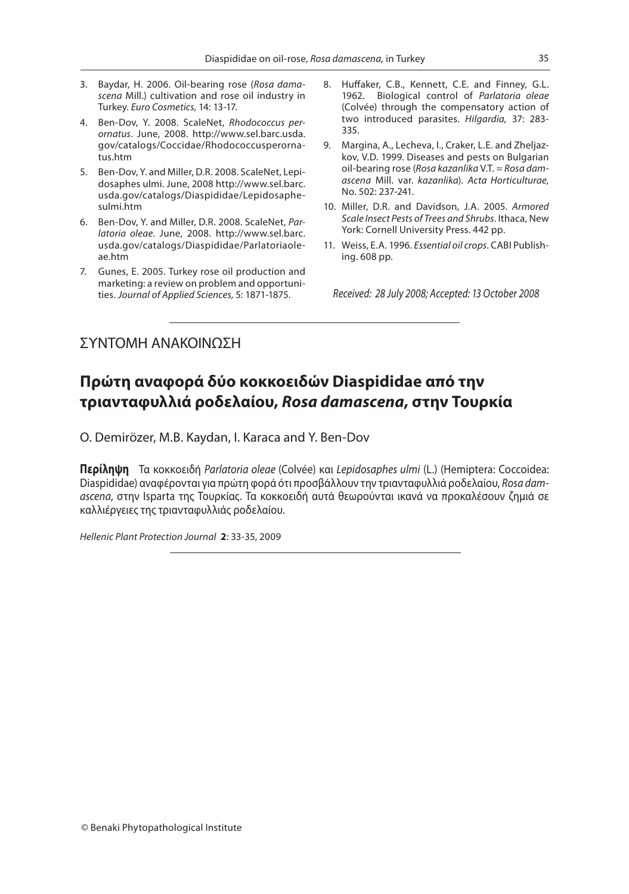3. Baydar, H. 2006. Oil-bearing rose (*Rosa damascena* Mill.) cultivation and rose oil industry in Turkey. *Euro Cosmetics,* 14: 13-17.
4. Ben-Dov, Y. 2008. ScaleNet, *Rhodococcus perornatus*. June, 2008. http://www.sel.barc.usda.gov/catalogs/Coccidae/Rhodococcusperornatus.htm
5. Ben-Dov, Y. and Miller, D.R. 2008. ScaleNet, Lepidosaphes ulmi. June, 2008 http://www.sel.barc.usda.gov/catalogs/Diaspididae/Lepidosaphesulmi.htm
6. Ben-Dov, Y. and Miller, D.R. 2008. ScaleNet, *Parlatoria oleae*. June, 2008. http://www.sel.barc.usda.gov/catalogs/Diaspididae/Parlatoriaoleae.htm
7. Gunes, E. 2005. Turkey rose oil production and marketing: a review on problem and opportunities. *Journal of Applied Sciences,* 5: 1871-1875.
8. Huffaker, C.B., Kennett, C.E. and Finney, G.L. 1962. Biological control of *Parlatoria oleae* (Colvée) through the compensatory action of two introduced parasites. *Hilgardia,* 37: 283-335.
9. Margina, A., Lecheva, I., Craker, L.E. and Zheljazkov, V.D. 1999. Diseases and pests on Bulgarian oil-bearing rose (*Rosa kazanlika* V.T. = *Rosa damascena* Mill. var. *kazanlika*). *Acta Horticulturae,* No. 502: 237-241.
10. Miller, D.R. and Davidson, J.A. 2005. *Armored Scale Insect Pests of Trees and Shrubs*. Ithaca, New York: Cornell University Press. 442 pp.
11. Weiss, E.A. 1996. *Essential oil crops*. CABI Publishing. 608 pp.

*Received: 28 July 2008; Accepted: 13 October 2008*

---

ΣΥΝΤΟΜΗ ΑΝΑΚΟΙΝΩΣΗ

# Πρώτη αναφορά δύο κοκκοειδών Diaspididae από την τριανταφυλλιά ροδελαίου, *Rosa damascena*, στην Τουρκία

O. Demirözer, M.B. Kaydan, I. Karaca and Y. Ben-Dov

**Περίληψη** Τα κοκκοειδή *Parlatoria oleae* (Colvée) και *Lepidosaphes ulmi* (L.) (Hemiptera: Coccoidea: Diaspididae) αναφέρονται για πρώτη φορά ότι προσβάλλουν την τριανταφυλλιά ροδελαίου, *Rosa damascena*, στην Isparta της Τουρκίας. Τα κοκκοειδή αυτά θεωρούνται ικανά να προκαλέσουν ζημιά σε καλλιέργειες της τριανταφυλλιάς ροδελαίου.

*Hellenic Plant Protection Journal* **2**: 33-35, 2009

---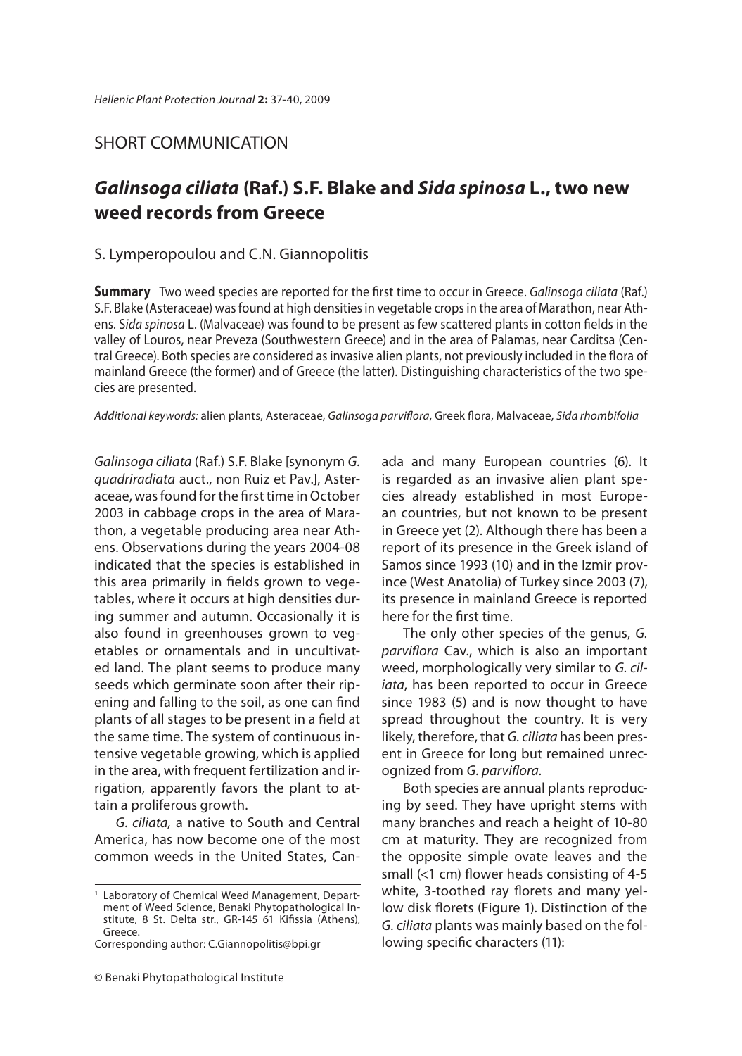## SHORT COMMUNICATION

# *Galinsoga ciliata* (Raf.) S.F. Blake and *Sida spinosa* L., two new weed records from Greece

S. Lymperopoulou and C.N. Giannopolitis

**Summary** Two weed species are reported for the first time to occur in Greece. *Galinsoga ciliata* (Raf.) S.F. Blake (Asteraceae) was found at high densities in vegetable crops in the area of Marathon, near Athens. *Sida spinosa* L. (Malvaceae) was found to be present as few scattered plants in cotton fields in the valley of Louros, near Preveza (Southwestern Greece) and in the area of Palamas, near Carditsa (Central Greece). Both species are considered as invasive alien plants, not previously included in the flora of mainland Greece (the former) and of Greece (the latter). Distinguishing characteristics of the two species are presented.

*Additional keywords:* alien plants, Asteraceae, *Galinsoga parviflora*, Greek flora, Malvaceae, *Sida rhombifolia*

*Galinsoga ciliata* (Raf.) S.F. Blake [synonym *G. quadriradiata* auct., non Ruiz et Pav.], Asteraceae, was found for the first time in October 2003 in cabbage crops in the area of Marathon, a vegetable producing area near Athens. Observations during the years 2004-08 indicated that the species is established in this area primarily in fields grown to vegetables, where it occurs at high densities during summer and autumn. Occasionally it is also found in greenhouses grown to vegetables or ornamentals and in uncultivated land. The plant seems to produce many seeds which germinate soon after their ripening and falling to the soil, as one can find plants of all stages to be present in a field at the same time. The system of continuous intensive vegetable growing, which is applied in the area, with frequent fertilization and irrigation, apparently favors the plant to attain a proliferous growth.

*G. ciliata,* a native to South and Central America, has now become one of the most common weeds in the United States, Canada and many European countries (6). It is regarded as an invasive alien plant species already established in most European countries, but not known to be present in Greece yet (2). Although there has been a report of its presence in the Greek island of Samos since 1993 (10) and in the Izmir province (West Anatolia) of Turkey since 2003 (7), its presence in mainland Greece is reported here for the first time.

The only other species of the genus, *G. parviflora* Cav., which is also an important weed, morphologically very similar to *G. ciliata*, has been reported to occur in Greece since 1983 (5) and is now thought to have spread throughout the country. It is very likely, therefore, that *G. ciliata* has been present in Greece for long but remained unrecognized from *G. parviflora.*

Both species are annual plants reproducing by seed. They have upright stems with many branches and reach a height of 10-80 cm at maturity. They are recognized from the opposite simple ovate leaves and the small (<1 cm) flower heads consisting of 4-5 white, 3-toothed ray florets and many yellow disk florets (Figure 1). Distinction of the *G. ciliata* plants was mainly based on the following specific characters (11):

[1] Laboratory of Chemical Weed Management, Department of Weed Science, Benaki Phytopathological Institute, 8 St. Delta str., GR-145 61 Kifissia (Athens), Greece.

Corresponding author: C.Giannopolitis@bpi.gr

© Benaki Phytopathological Institute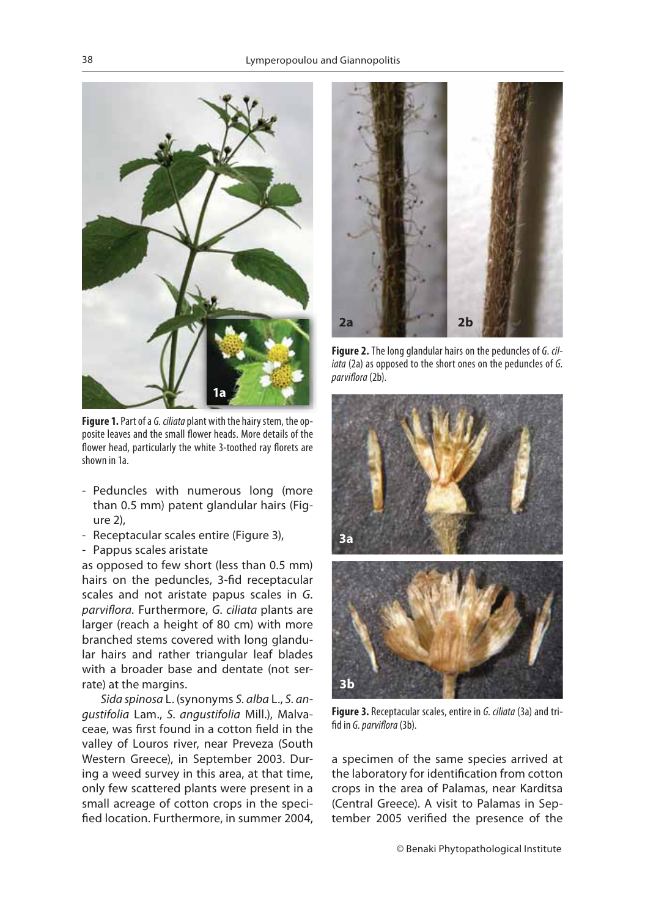**Figure 1.** Part of a *G. ciliata* plant with the hairy stem, the opposite leaves and the small flower heads. More details of the flower head, particularly the white 3-toothed ray florets are shown in 1a.

**Figure 2.** The long glandular hairs on the peduncles of *G. ciliata* (2a) as opposed to the short ones on the peduncles of *G. parviflora* (2b).

**Figure 3.** Receptacular scales, entire in *G. ciliata* (3a) and trifid in *G. parviflora* (3b).

- Peduncles with numerous long (more than 0.5 mm) patent glandular hairs (Figure 2),
- Receptacular scales entire (Figure 3),
- Pappus scales aristate

as opposed to few short (less than 0.5 mm) hairs on the peduncles, 3-fid receptacular scales and not aristate papus scales in *G. parviflora*. Furthermore, *G. ciliata* plants are larger (reach a height of 80 cm) with more branched stems covered with long glandular hairs and rather triangular leaf blades with a broader base and dentate (not serrate) at the margins.

*Sida spinosa* L. (synonyms *S. alba* L., *S. angustifolia* Lam., *S. angustifolia* Mill.), Malvaceae, was first found in a cotton field in the valley of Louros river, near Preveza (South Western Greece), in September 2003. During a weed survey in this area, at that time, only few scattered plants were present in a small acreage of cotton crops in the specified location. Furthermore, in summer 2004, a specimen of the same species arrived at the laboratory for identification from cotton crops in the area of Palamas, near Karditsa (Central Greece). A visit to Palamas in September 2005 verified the presence of the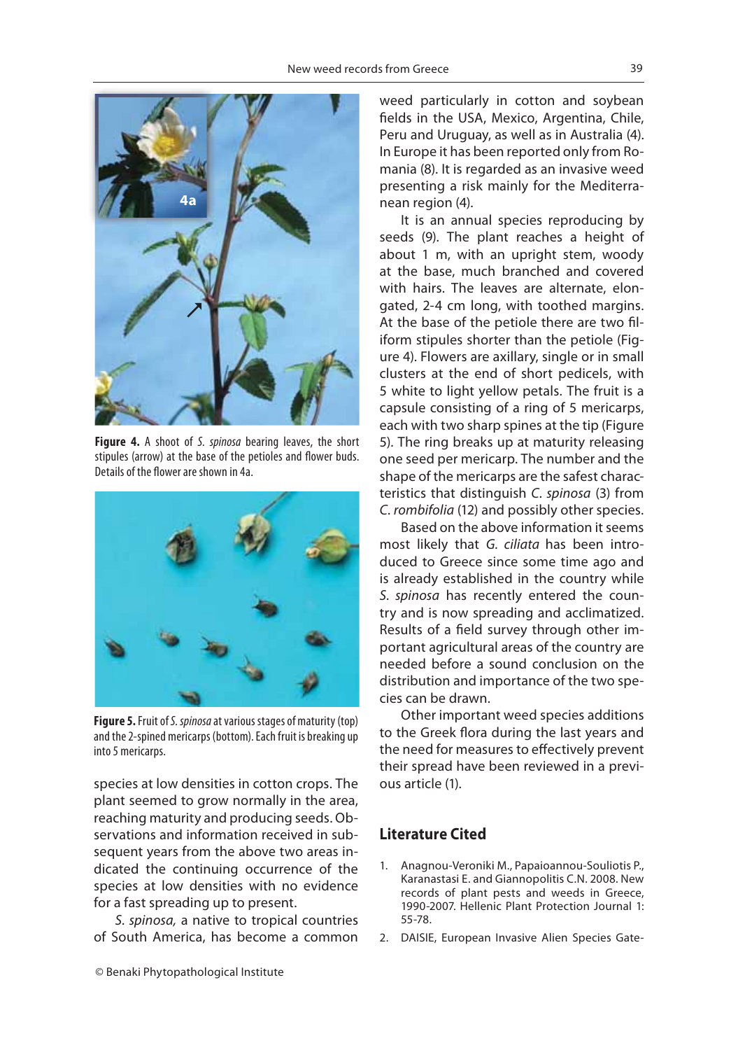Figure 4. A shoot of *S. spinosa* bearing leaves, the short stipules (arrow) at the base of the petioles and flower buds. Details of the flower are shown in 4a.

Figure 5. Fruit of *S. spinosa* at various stages of maturity (top) and the 2-spined mericarps (bottom). Each fruit is breaking up into 5 mericarps.

species at low densities in cotton crops. The plant seemed to grow normally in the area, reaching maturity and producing seeds. Observations and information received in subsequent years from the above two areas indicated the continuing occurrence of the species at low densities with no evidence for a fast spreading up to present.

*S. spinosa,* a native to tropical countries of South America, has become a common weed particularly in cotton and soybean fields in the USA, Mexico, Argentina, Chile, Peru and Uruguay, as well as in Australia (4). In Europe it has been reported only from Romania (8). It is regarded as an invasive weed presenting a risk mainly for the Mediterranean region (4).

It is an annual species reproducing by seeds (9). The plant reaches a height of about 1 m, with an upright stem, woody at the base, much branched and covered with hairs. The leaves are alternate, elongated, 2-4 cm long, with toothed margins. At the base of the petiole there are two filiform stipules shorter than the petiole (Figure 4). Flowers are axillary, single or in small clusters at the end of short pedicels, with 5 white to light yellow petals. The fruit is a capsule consisting of a ring of 5 mericarps, each with two sharp spines at the tip (Figure 5). The ring breaks up at maturity releasing one seed per mericarp. The number and the shape of the mericarps are the safest characteristics that distinguish *C. spinosa* (3) from *C. rombifolia* (12) and possibly other species.

Based on the above information it seems most likely that *G. ciliata* has been introduced to Greece since some time ago and is already established in the country while *S. spinosa* has recently entered the country and is now spreading and acclimatized. Results of a field survey through other important agricultural areas of the country are needed before a sound conclusion on the distribution and importance of the two species can be drawn.

Other important weed species additions to the Greek flora during the last years and the need for measures to effectively prevent their spread have been reviewed in a previous article (1).

## Literature Cited

1. Anagnou-Veroniki M., Papaioannou-Souliotis P., Karanastasi E. and Giannopolitis C.N. 2008. New records of plant pests and weeds in Greece, 1990-2007. Hellenic Plant Protection Journal 1: 55-78.
2. DAISIE, European Invasive Alien Species Gate-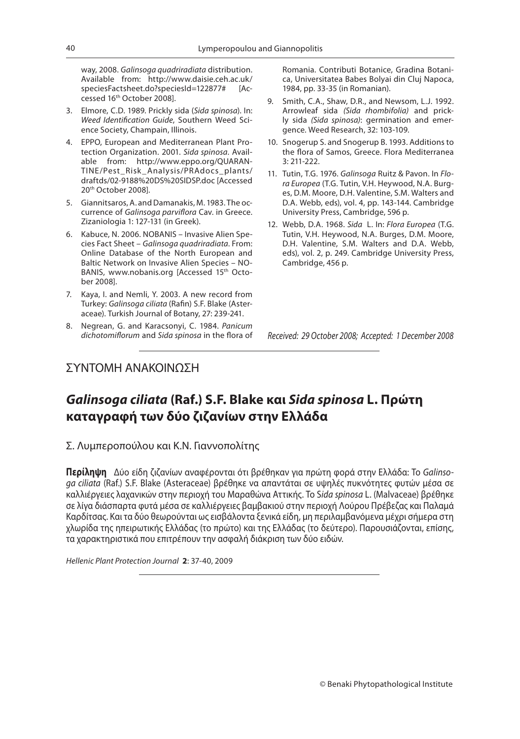way, 2008. *Galinsoga quadriradiata* distribution. Available from: http://www.daisie.ceh.ac.uk/speciesFactsheet.do?speciesId=122877# [Accessed 16th October 2008].

3. Elmore, C.D. 1989. Prickly sida (*Sida spinosa*). In: *Weed Identification Guide*, Southern Weed Science Society, Champain, Illinois.
4. EPPO, European and Mediterranean Plant Protection Organization. 2001. *Sida spinosa*. Available from: http://www.eppo.org/QUARANTINE/Pest_Risk_Analysis/PRAdocs_plants/draftds/02-9188%20DS%20SIDSP.doc [Accessed 20th October 2008].
5. Giannitsaros, A. and Damanakis, M. 1983. The occurrence of *Galinsoga parviflora* Cav. in Greece. Zizaniologia 1: 127-131 (in Greek).
6. Kabuce, N. 2006. NOBANIS – Invasive Alien Species Fact Sheet – *Galinsoga quadriradiata*. From: Online Database of the North European and Baltic Network on Invasive Alien Species – NOBANIS, www.nobanis.org [Accessed 15th October 2008].
7. Kaya, I. and Nemli, Y. 2003. A new record from Turkey: *Galinsoga ciliata* (Rafin) S.F. Blake (Asteraceae). Turkish Journal of Botany, 27: 239-241.
8. Negrean, G. and Karacsonyi, C. 1984. *Panicum dichotomiflorum* and *Sida spinosa* in the flora of Romania. Contributi Botanice, Gradina Botanica, Universitatea Babes Bolyai din Cluj Napoca, 1984, pp. 33-35 (in Romanian).
9. Smith, C.A., Shaw, D.R., and Newsom, L.J. 1992. Arrowleaf sida *(Sida rhombifolia)* and prickly sida *(Sida spinosa)*: germination and emergence. Weed Research, 32: 103-109.
10. Snogerup S. and Snogerup B. 1993. Additions to the flora of Samos, Greece. Flora Mediterranea 3: 211-222.
11. Tutin, T.G. 1976. *Galinsoga* Ruitz & Pavon. In *Flora Europea* (T.G. Tutin, V.H. Heywood, N.A. Burges, D.M. Moore, D.H. Valentine, S.M. Walters and D.A. Webb, eds), vol. 4, pp. 143-144. Cambridge University Press, Cambridge, 596 p.
12. Webb, D.A. 1968. *Sida* L. In: *Flora Europea* (T.G. Tutin, V.H. Heywood, N.A. Burges, D.M. Moore, D.H. Valentine, S.M. Walters and D.A. Webb, eds), vol. 2, p. 249. Cambridge University Press, Cambridge, 456 p.

*Received: 29 October 2008; Accepted: 1 December 2008*

---

## ΣΥΝΤΟΜΗ ΑΝΑΚΟΙΝΩΣΗ

# ***Galinsoga ciliata*** **(Raf.) S.F. Blake και** ***Sida spinosa*** **L. Πρώτη καταγραφή των δύο ζιζανίων στην Ελλάδα**

Σ. Λυμπεροπούλου και Κ.Ν. Γιαννοπολίτης

**Περίληψη** Δύο είδη ζιζανίων αναφέρονται ότι βρέθηκαν για πρώτη φορά στην Ελλάδα: Το *Galinsoga ciliata* (Raf.) S.F. Blake (Asteraceae) βρέθηκε να απαντάται σε υψηλές πυκνότητες φυτών μέσα σε καλλιέργειες λαχανικών στην περιοχή του Μαραθώνα Αττικής. Το *Sida spinosa* L. (Malvaceae) βρέθηκε σε λίγα διάσπαρτα φυτά μέσα σε καλλιέργειες βαμβακιού στην περιοχή Λούρου Πρέβεζας και Παλαμά Καρδίτσας. Και τα δύο θεωρούνται ως εισβάλοντα ξενικά είδη, μη περιλαμβανόμενα μέχρι σήμερα στη χλωρίδα της ηπειρωτικής Ελλάδας (το πρώτο) και της Ελλάδας (το δεύτερο). Παρουσιάζονται, επίσης, τα χαρακτηριστικά που επιτρέπουν την ασφαλή διάκριση των δύο ειδών.

*Hellenic Plant Protection Journal* **2**: 37-40, 2009

---

© Benaki Phytopathological Institute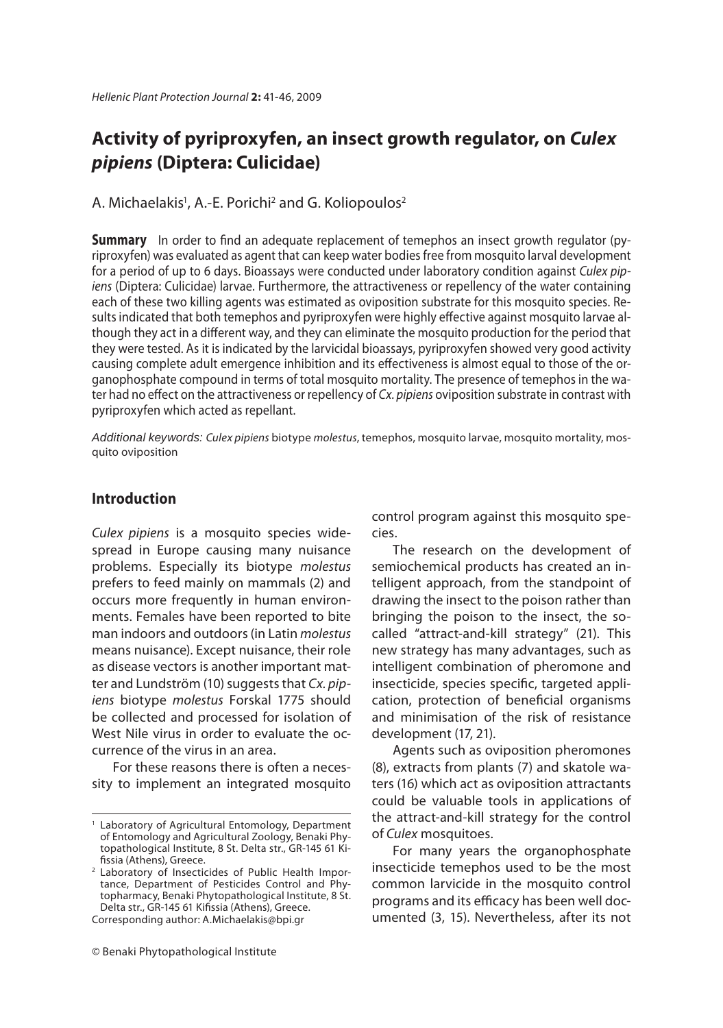# Activity of pyriproxyfen, an insect growth regulator, on *Culex pipiens* (Diptera: Culicidae)

A. Michaelakis[1], A.-E. Porichi[2] and G. Koliopoulos[2]

**Summary** In order to find an adequate replacement of temephos an insect growth regulator (pyriproxyfen) was evaluated as agent that can keep water bodies free from mosquito larval development for a period of up to 6 days. Bioassays were conducted under laboratory condition against *Culex pipiens* (Diptera: Culicidae) larvae. Furthermore, the attractiveness or repellency of the water containing each of these two killing agents was estimated as oviposition substrate for this mosquito species. Results indicated that both temephos and pyriproxyfen were highly effective against mosquito larvae although they act in a different way, and they can eliminate the mosquito production for the period that they were tested. As it is indicated by the larvicidal bioassays, pyriproxyfen showed very good activity causing complete adult emergence inhibition and its effectiveness is almost equal to those of the organophosphate compound in terms of total mosquito mortality. The presence of temephos in the water had no effect on the attractiveness or repellency of *Cx. pipiens* oviposition substrate in contrast with pyriproxyfen which acted as repellant.

*Additional keywords:* *Culex pipiens* biotype *molestus*, temephos, mosquito larvae, mosquito mortality, mosquito oviposition

## Introduction

*Culex pipiens* is a mosquito species widespread in Europe causing many nuisance problems. Especially its biotype *molestus* prefers to feed mainly on mammals (2) and occurs more frequently in human environments. Females have been reported to bite man indoors and outdoors (in Latin *molestus* means nuisance). Except nuisance, their role as disease vectors is another important matter and Lundström (10) suggests that *Cx. pipiens* biotype *molestus* Forskal 1775 should be collected and processed for isolation of West Nile virus in order to evaluate the occurrence of the virus in an area.

For these reasons there is often a necessity to implement an integrated mosquito control program against this mosquito species.

The research on the development of semiochemical products has created an intelligent approach, from the standpoint of drawing the insect to the poison rather than bringing the poison to the insect, the so-called "attract-and-kill strategy" (21). This new strategy has many advantages, such as intelligent combination of pheromone and insecticide, species specific, targeted application, protection of beneficial organisms and minimisation of the risk of resistance development (17, 21).

Agents such as oviposition pheromones (8), extracts from plants (7) and skatole waters (16) which act as oviposition attractants could be valuable tools in applications of the attract-and-kill strategy for the control of *Culex* mosquitoes.

For many years the organophosphate insecticide temephos used to be the most common larvicide in the mosquito control programs and its efficacy has been well documented (3, 15). Nevertheless, after its not

---

[1] Laboratory of Agricultural Entomology, Department of Entomology and Agricultural Zoology, Benaki Phytopathological Institute, 8 St. Delta str., GR-145 61 Kifissia (Athens), Greece.

[2] Laboratory of Insecticides of Public Health Importance, Department of Pesticides Control and Phytopharmacy, Benaki Phytopathological Institute, 8 St. Delta str., GR-145 61 Kifissia (Athens), Greece.

Corresponding author: A.Michaelakis@bpi.gr

© Benaki Phytopathological Institute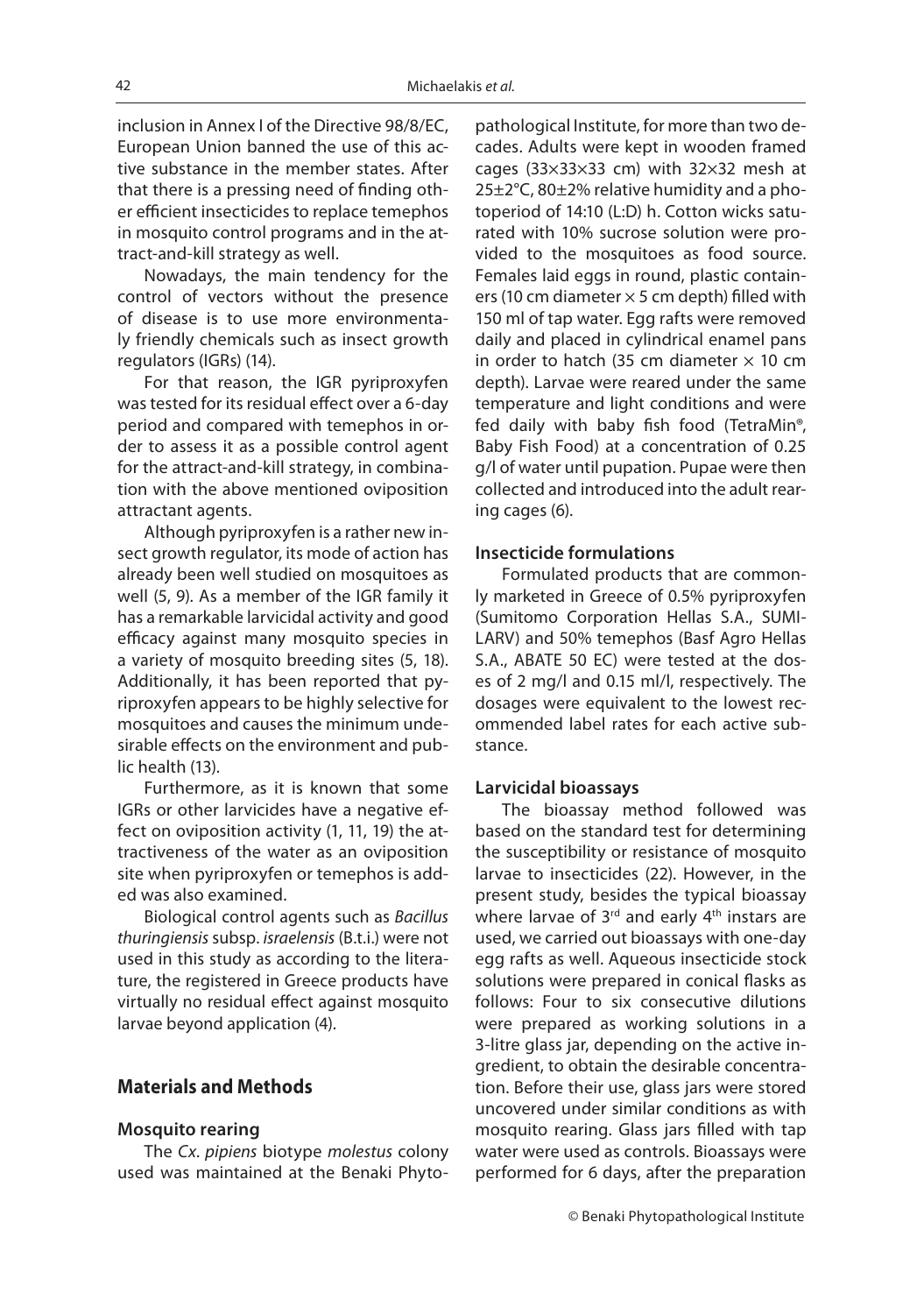inclusion in Annex I of the Directive 98/8/EC, European Union banned the use of this active substance in the member states. After that there is a pressing need of finding other efficient insecticides to replace temephos in mosquito control programs and in the attract-and-kill strategy as well.

Nowadays, the main tendency for the control of vectors without the presence of disease is to use more environmentaly friendly chemicals such as insect growth regulators (IGRs) (14).

For that reason, the IGR pyriproxyfen was tested for its residual effect over a 6-day period and compared with temephos in order to assess it as a possible control agent for the attract-and-kill strategy, in combination with the above mentioned oviposition attractant agents.

Although pyriproxyfen is a rather new insect growth regulator, its mode of action has already been well studied on mosquitoes as well (5, 9). As a member of the IGR family it has a remarkable larvicidal activity and good efficacy against many mosquito species in a variety of mosquito breeding sites (5, 18). Additionally, it has been reported that pyriproxyfen appears to be highly selective for mosquitoes and causes the minimum undesirable effects on the environment and public health (13).

Furthermore, as it is known that some IGRs or other larvicides have a negative effect on oviposition activity (1, 11, 19) the attractiveness of the water as an oviposition site when pyriproxyfen or temephos is added was also examined.

Biological control agents such as *Bacillus thuringiensis* subsp. *israelensis* (B.t.i.) were not used in this study as according to the literature, the registered in Greece products have virtually no residual effect against mosquito larvae beyond application (4).

## Materials and Methods

### Mosquito rearing

The *Cx. pipiens* biotype *molestus* colony used was maintained at the Benaki Phytopathological Institute, for more than two decades. Adults were kept in wooden framed cages (33×33×33 cm) with 32×32 mesh at 25±2°C, 80±2% relative humidity and a photoperiod of 14:10 (L:D) h. Cotton wicks saturated with 10% sucrose solution were provided to the mosquitoes as food source. Females laid eggs in round, plastic containers (10 cm diameter × 5 cm depth) filled with 150 ml of tap water. Egg rafts were removed daily and placed in cylindrical enamel pans in order to hatch (35 cm diameter × 10 cm depth). Larvae were reared under the same temperature and light conditions and were fed daily with baby fish food (TetraMin®, Baby Fish Food) at a concentration of 0.25 g/l of water until pupation. Pupae were then collected and introduced into the adult rearing cages (6).

### Insecticide formulations

Formulated products that are commonly marketed in Greece of 0.5% pyriproxyfen (Sumitomo Corporation Hellas S.A., SUMILARV) and 50% temephos (Basf Agro Hellas S.A., ABATE 50 EC) were tested at the doses of 2 mg/l and 0.15 ml/l, respectively. The dosages were equivalent to the lowest recommended label rates for each active substance.

### Larvicidal bioassays

The bioassay method followed was based on the standard test for determining the susceptibility or resistance of mosquito larvae to insecticides (22). However, in the present study, besides the typical bioassay where larvae of 3rd and early 4th instars are used, we carried out bioassays with one-day egg rafts as well. Aqueous insecticide stock solutions were prepared in conical flasks as follows: Four to six consecutive dilutions were prepared as working solutions in a 3-litre glass jar, depending on the active ingredient, to obtain the desirable concentration. Before their use, glass jars were stored uncovered under similar conditions as with mosquito rearing. Glass jars filled with tap water were used as controls. Bioassays were performed for 6 days, after the preparation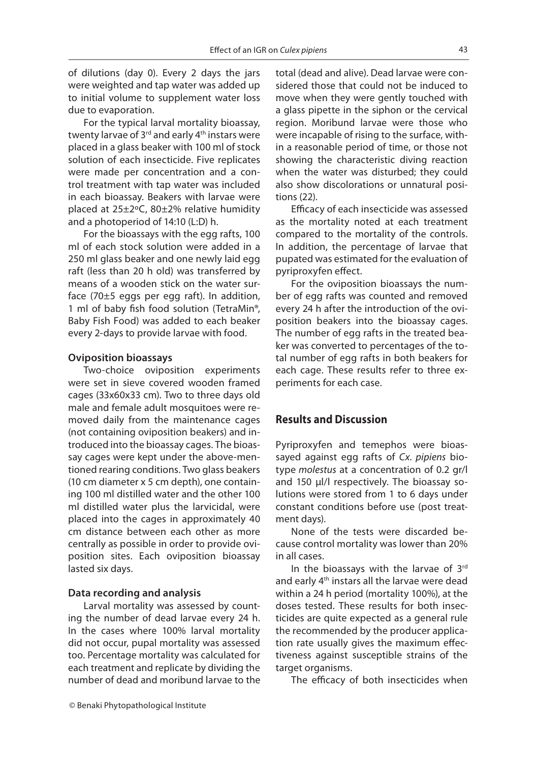of dilutions (day 0). Every 2 days the jars were weighted and tap water was added up to initial volume to supplement water loss due to evaporation.

For the typical larval mortality bioassay, twenty larvae of 3rd and early 4th instars were placed in a glass beaker with 100 ml of stock solution of each insecticide. Five replicates were made per concentration and a control treatment with tap water was included in each bioassay. Beakers with larvae were placed at 25±2°C, 80±2% relative humidity and a photoperiod of 14:10 (L:D) h.

For the bioassays with the egg rafts, 100 ml of each stock solution were added in a 250 ml glass beaker and one newly laid egg raft (less than 20 h old) was transferred by means of a wooden stick on the water surface (70±5 eggs per egg raft). In addition, 1 ml of baby fish food solution (TetraMin®, Baby Fish Food) was added to each beaker every 2-days to provide larvae with food.

### Oviposition bioassays

Two-choice oviposition experiments were set in sieve covered wooden framed cages (33x60x33 cm). Two to three days old male and female adult mosquitoes were removed daily from the maintenance cages (not containing oviposition beakers) and introduced into the bioassay cages. The bioassay cages were kept under the above-mentioned rearing conditions. Two glass beakers (10 cm diameter x 5 cm depth), one containing 100 ml distilled water and the other 100 ml distilled water plus the larvicidal, were placed into the cages in approximately 40 cm distance between each other as more centrally as possible in order to provide oviposition sites. Each oviposition bioassay lasted six days.

### Data recording and analysis

Larval mortality was assessed by counting the number of dead larvae every 24 h. In the cases where 100% larval mortality did not occur, pupal mortality was assessed too. Percentage mortality was calculated for each treatment and replicate by dividing the number of dead and moribund larvae to the total (dead and alive). Dead larvae were considered those that could not be induced to move when they were gently touched with a glass pipette in the siphon or the cervical region. Moribund larvae were those who were incapable of rising to the surface, within a reasonable period of time, or those not showing the characteristic diving reaction when the water was disturbed; they could also show discolorations or unnatural positions (22).

Efficacy of each insecticide was assessed as the mortality noted at each treatment compared to the mortality of the controls. In addition, the percentage of larvae that pupated was estimated for the evaluation of pyriproxyfen effect.

For the oviposition bioassays the number of egg rafts was counted and removed every 24 h after the introduction of the oviposition beakers into the bioassay cages. The number of egg rafts in the treated beaker was converted to percentages of the total number of egg rafts in both beakers for each cage. These results refer to three experiments for each case.

## Results and Discussion

Pyriproxyfen and temephos were bioassayed against egg rafts of *Cx. pipiens* biotype *molestus* at a concentration of 0.2 gr/l and 150 μl/l respectively. The bioassay solutions were stored from 1 to 6 days under constant conditions before use (post treatment days).

None of the tests were discarded because control mortality was lower than 20% in all cases.

In the bioassays with the larvae of 3rd and early 4th instars all the larvae were dead within a 24 h period (mortality 100%), at the doses tested. These results for both insecticides are quite expected as a general rule the recommended by the producer application rate usually gives the maximum effectiveness against susceptible strains of the target organisms.

The efficacy of both insecticides when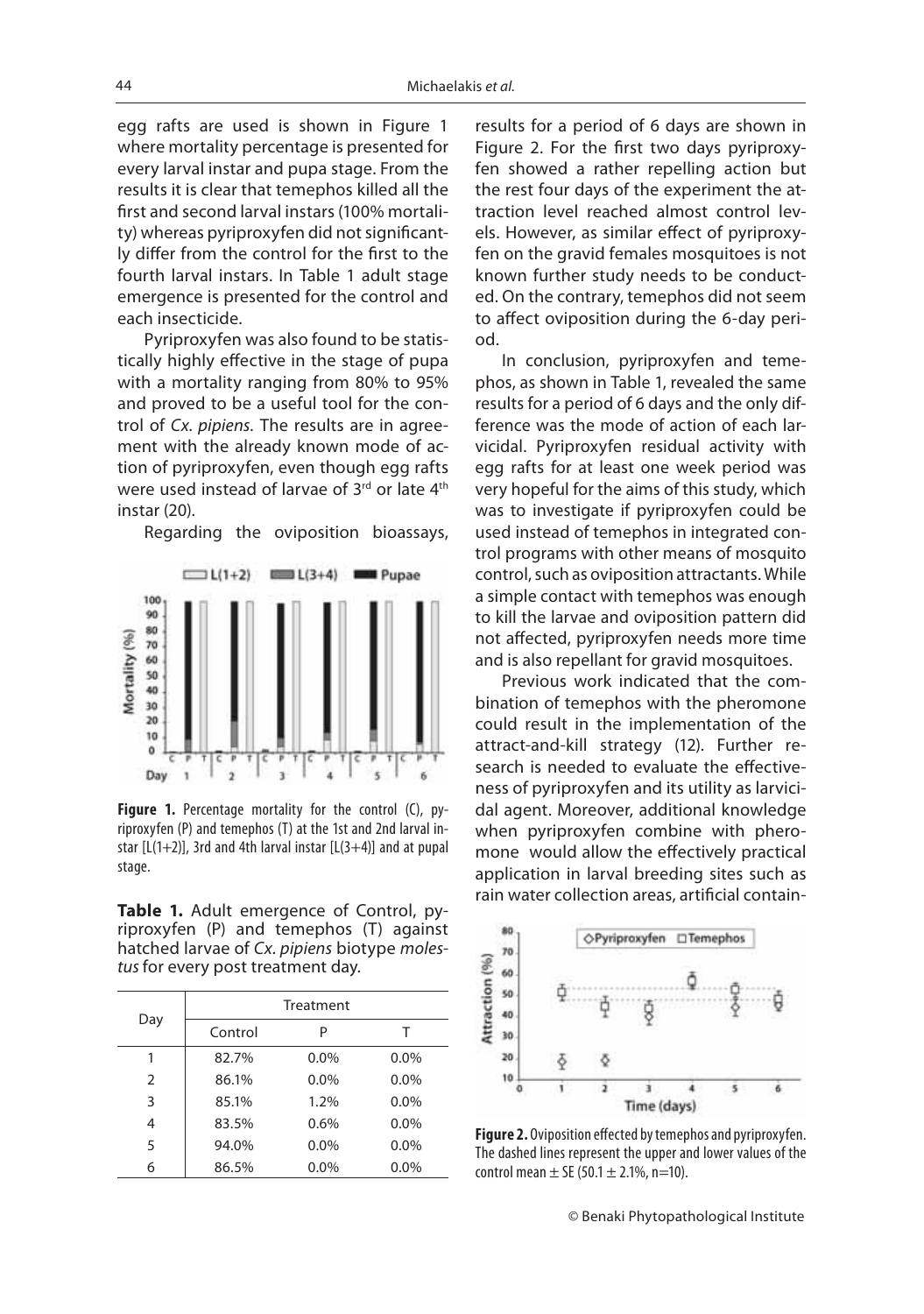egg rafts are used is shown in Figure 1 where mortality percentage is presented for every larval instar and pupa stage. From the results it is clear that temephos killed all the first and second larval instars (100% mortality) whereas pyriproxyfen did not significantly differ from the control for the first to the fourth larval instars. In Table 1 adult stage emergence is presented for the control and each insecticide.

Pyriproxyfen was also found to be statistically highly effective in the stage of pupa with a mortality ranging from 80% to 95% and proved to be a useful tool for the control of *Cx. pipiens*. The results are in agreement with the already known mode of action of pyriproxyfen, even though egg rafts were used instead of larvae of 3[rd] or late 4[th] instar (20).

Regarding the oviposition bioassays, results for a period of 6 days are shown in Figure 2. For the first two days pyriproxyfen showed a rather repelling action but the rest four days of the experiment the attraction level reached almost control levels. However, as similar effect of pyriproxyfen on the gravid females mosquitoes is not known further study needs to be conducted. On the contrary, temephos did not seem to affect oviposition during the 6-day period.

**Figure 1.** Percentage mortality for the control (C), pyriproxyfen (P) and temephos (T) at the 1st and 2nd larval instar [L(1+2)], 3rd and 4th larval instar [L(3+4)] and at pupal stage.

**Table 1.** Adult emergence of Control, pyriproxyfen (P) and temephos (T) against hatched larvae of *Cx. pipiens* biotype *molestus* for every post treatment day.

| Day | Treatment | | |
|---|---|---|---|
| | Control | P | T |
| 1 | 82.7% | 0.0% | 0.0% |
| 2 | 86.1% | 0.0% | 0.0% |
| 3 | 85.1% | 1.2% | 0.0% |
| 4 | 83.5% | 0.6% | 0.0% |
| 5 | 94.0% | 0.0% | 0.0% |
| 6 | 86.5% | 0.0% | 0.0% |

In conclusion, pyriproxyfen and temephos, as shown in Table 1, revealed the same results for a period of 6 days and the only difference was the mode of action of each larvicidal. Pyriproxyfen residual activity with egg rafts for at least one week period was very hopeful for the aims of this study, which was to investigate if pyriproxyfen could be used instead of temephos in integrated control programs with other means of mosquito control, such as oviposition attractants. While a simple contact with temephos was enough to kill the larvae and oviposition pattern did not affected, pyriproxyfen needs more time and is also repellant for gravid mosquitoes.

Previous work indicated that the combination of temephos with the pheromone could result in the implementation of the attract-and-kill strategy (12). Further research is needed to evaluate the effectiveness of pyriproxyfen and its utility as larvicidal agent. Moreover, additional knowledge when pyriproxyfen combine with pheromone would allow the effectively practical application in larval breeding sites such as rain water collection areas, artificial contain-

**Figure 2.** Oviposition effected by temephos and pyriproxyfen. The dashed lines represent the upper and lower values of the control mean ± SE (50.1 ± 2.1%, n=10).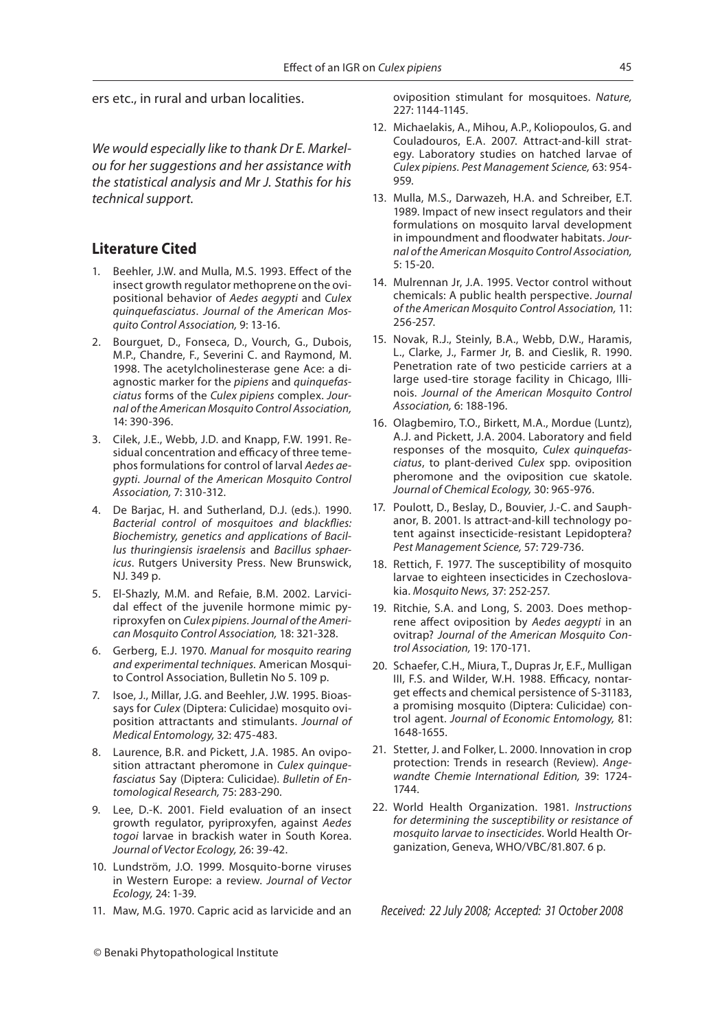ers etc., in rural and urban localities.

*We would especially like to thank Dr E. Markelou for her suggestions and her assistance with the statistical analysis and Mr J. Stathis for his technical support.*

## Literature Cited

1. Beehler, J.W. and Mulla, M.S. 1993. Effect of the insect growth regulator methoprene on the ovipositional behavior of *Aedes aegypti* and *Culex quinquefasciatus*. *Journal of the American Mosquito Control Association,* 9: 13-16.
2. Bourguet, D., Fonseca, D., Vourch, G., Dubois, M.P., Chandre, F., Severini C. and Raymond, M. 1998. The acetylcholinesterase gene Ace: a diagnostic marker for the *pipiens* and *quinquefasciatus* forms of the *Culex pipiens* complex. *Journal of the American Mosquito Control Association,* 14: 390-396.
3. Cilek, J.E., Webb, J.D. and Knapp, F.W. 1991. Residual concentration and efficacy of three temephos formulations for control of larval *Aedes aegypti*. *Journal of the American Mosquito Control Association,* 7: 310-312.
4. De Barjac, H. and Sutherland, D.J. (eds.). 1990. *Bacterial control of mosquitoes and blackflies: Biochemistry, genetics and applications of Bacillus thuringiensis israelensis* and *Bacillus sphaericus*. Rutgers University Press. New Brunswick, NJ. 349 p.
5. El-Shazly, M.M. and Refaie, B.M. 2002. Larvicidal effect of the juvenile hormone mimic pyriproxyfen on *Culex pipiens*. *Journal of the American Mosquito Control Association,* 18: 321-328.
6. Gerberg, E.J. 1970. *Manual for mosquito rearing and experimental techniques.* American Mosquito Control Association, Bulletin No 5. 109 p.
7. Isoe, J., Millar, J.G. and Beehler, J.W. 1995. Bioassays for *Culex* (Diptera: Culicidae) mosquito oviposition attractants and stimulants. *Journal of Medical Entomology,* 32: 475-483.
8. Laurence, B.R. and Pickett, J.A. 1985. An oviposition attractant pheromone in *Culex quinquefasciatus* Say (Diptera: Culicidae). *Bulletin of Entomological Research,* 75: 283-290.
9. Lee, D.-K. 2001. Field evaluation of an insect growth regulator, pyriproxyfen, against *Aedes togoi* larvae in brackish water in South Korea. *Journal of Vector Ecology,* 26: 39-42.
10. Lundström, J.O. 1999. Mosquito-borne viruses in Western Europe: a review. *Journal of Vector Ecology,* 24: 1-39.
11. Maw, M.G. 1970. Capric acid as larvicide and an oviposition stimulant for mosquitoes. *Nature,* 227: 1144-1145.
12. Michaelakis, A., Mihou, A.P., Koliopoulos, G. and Couladouros, E.A. 2007. Attract-and-kill strategy. Laboratory studies on hatched larvae of *Culex pipiens*. *Pest Management Science,* 63: 954-959.
13. Mulla, M.S., Darwazeh, H.A. and Schreiber, E.T. 1989. Impact of new insect regulators and their formulations on mosquito larval development in impoundment and floodwater habitats. *Journal of the American Mosquito Control Association,* 5: 15-20.
14. Mulrennan Jr, J.A. 1995. Vector control without chemicals: A public health perspective. *Journal of the American Mosquito Control Association,* 11: 256-257.
15. Novak, R.J., Steinly, B.A., Webb, D.W., Haramis, L., Clarke, J., Farmer Jr, B. and Cieslik, R. 1990. Penetration rate of two pesticide carriers at a large used-tire storage facility in Chicago, Illinois. *Journal of the American Mosquito Control Association,* 6: 188-196.
16. Olagbemiro, T.O., Birkett, M.A., Mordue (Luntz), A.J. and Pickett, J.A. 2004. Laboratory and field responses of the mosquito, *Culex quinquefasciatus*, to plant-derived *Culex* spp. oviposition pheromone and the oviposition cue skatole. *Journal of Chemical Ecology,* 30: 965-976.
17. Poulott, D., Beslay, D., Bouvier, J.-C. and Sauphanor, B. 2001. Is attract-and-kill technology potent against insecticide-resistant Lepidoptera? *Pest Management Science,* 57: 729-736.
18. Rettich, F. 1977. The susceptibility of mosquito larvae to eighteen insecticides in Czechoslovakia. *Mosquito News,* 37: 252-257.
19. Ritchie, S.A. and Long, S. 2003. Does methoprene affect oviposition by *Aedes aegypti* in an ovitrap? *Journal of the American Mosquito Control Association,* 19: 170-171.
20. Schaefer, C.H., Miura, T., Dupras Jr, E.F., Mulligan III, F.S. and Wilder, W.H. 1988. Efficacy, nontarget effects and chemical persistence of S-31183, a promising mosquito (Diptera: Culicidae) control agent. *Journal of Economic Entomology,* 81: 1648-1655.
21. Stetter, J. and Folker, L. 2000. Innovation in crop protection: Trends in research (Review). *Angewandte Chemie International Edition,* 39: 1724-1744.
22. World Health Organization. 1981. *Instructions for determining the susceptibility or resistance of mosquito larvae to insecticides.* World Health Organization, Geneva, WHO/VBC/81.807. 6 p.

*Received: 22 July 2008; Accepted: 31 October 2008*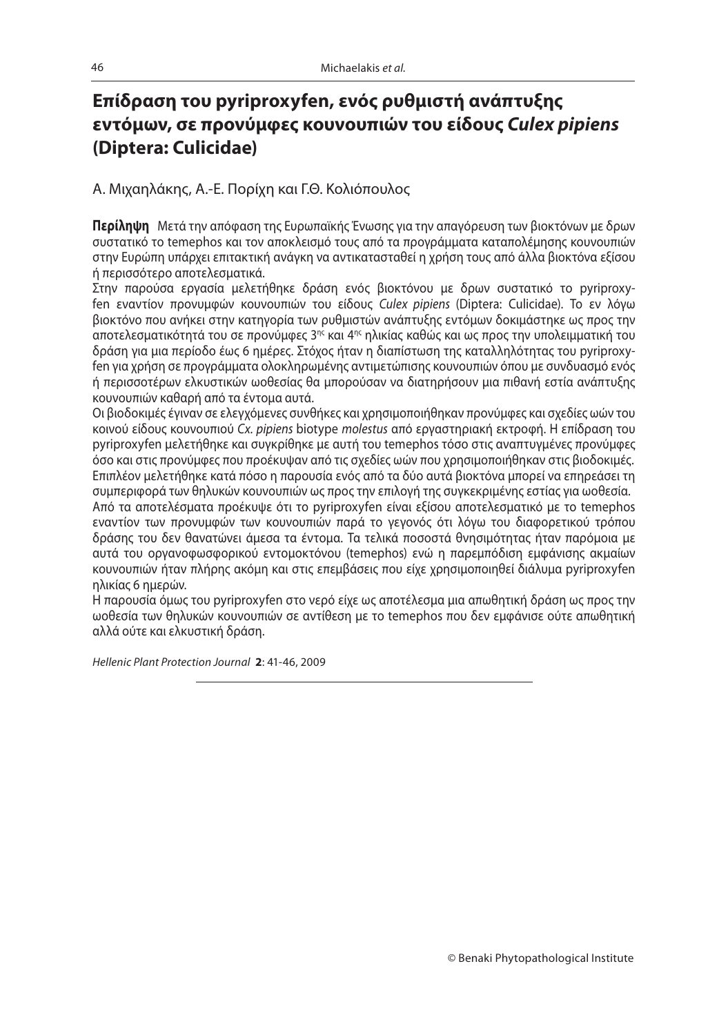# Επίδραση του pyriproxyfen, ενός ρυθμιστή ανάπτυξης εντόμων, σε προνύμφες κουνουπιών του είδους *Culex pipiens* (Diptera: Culicidae)

Α. Μιχαηλάκης, Α.-Ε. Πορίχη και Γ.Θ. Κολιόπουλος

**Περίληψη** Μετά την απόφαση της Ευρωπαϊκής Ένωσης για την απαγόρευση των βιοκτόνων με δρων συστατικό το temephos και τον αποκλεισμό τους από τα προγράμματα καταπολέμησης κουνουπιών στην Ευρώπη υπάρχει επιτακτική ανάγκη να αντικατασταθεί η χρήση τους από άλλα βιοκτόνα εξίσου ή περισσότερο αποτελεσματικά.

Στην παρούσα εργασία μελετήθηκε δράση ενός βιοκτόνου με δρων συστατικό το pyriproxyfen εναντίον προνυμφών κουνουπιών του είδους *Culex pipiens* (Diptera: Culicidae). Το εν λόγω βιοκτόνο που ανήκει στην κατηγορία των ρυθμιστών ανάπτυξης εντόμων δοκιμάστηκε ως προς την αποτελεσματικότητά του σε προνύμφες 3ης και 4ης ηλικίας καθώς και ως προς την υπολειμματική του δράση για μια περίοδο έως 6 ημέρες. Στόχος ήταν η διαπίστωση της καταλληλότητας του pyriproxyfen για χρήση σε προγράμματα ολοκληρωμένης αντιμετώπισης κουνουπιών όπου με συνδυασμό ενός ή περισσοτέρων ελκυστικών ωοθεσίας θα μπορούσαν να διατηρήσουν μια πιθανή εστία ανάπτυξης κουνουπιών καθαρή από τα έντομα αυτά.

Οι βιοδοκιμές έγιναν σε ελεγχόμενες συνθήκες και χρησιμοποιήθηκαν προνύμφες και σχεδίες ωών του κοινού είδους κουνουπιού *Cx. pipiens* biotype *molestus* από εργαστηριακή εκτροφή. Η επίδραση του pyriproxyfen μελετήθηκε και συγκρίθηκε με αυτή του temephos τόσο στις αναπτυγμένες προνύμφες όσο και στις προνύμφες που προέκυψαν από τις σχεδίες ωών που χρησιμοποιήθηκαν στις βιοδοκιμές. Επιπλέον μελετήθηκε κατά πόσο η παρουσία ενός από τα δύο αυτά βιοκτόνα μπορεί να επηρεάσει τη συμπεριφορά των θηλυκών κουνουπιών ως προς την επιλογή της συγκεκριμένης εστίας για ωοθεσία.

Από τα αποτελέσματα προέκυψε ότι το pyriproxyfen είναι εξίσου αποτελεσματικό με το temephos εναντίον των προνυμφών των κουνουπιών παρά το γεγονός ότι λόγω του διαφορετικού τρόπου δράσης του δεν θανατώνει άμεσα τα έντομα. Τα τελικά ποσοστά θνησιμότητας ήταν παρόμοια με αυτά του οργανοφωσφορικού εντομοκτόνου (temephos) ενώ η παρεμπόδιση εμφάνισης ακμαίων κουνουπιών ήταν πλήρης ακόμη και στις επεμβάσεις που είχε χρησιμοποιηθεί διάλυμα pyriproxyfen ηλικίας 6 ημερών.

Η παρουσία όμως του pyriproxyfen στο νερό είχε ως αποτέλεσμα μια απωθητική δράση ως προς την ωοθεσία των θηλυκών κουνουπιών σε αντίθεση με το temephos που δεν εμφάνισε ούτε απωθητική αλλά ούτε και ελκυστική δράση.

*Hellenic Plant Protection Journal* **2**: 41-46, 2009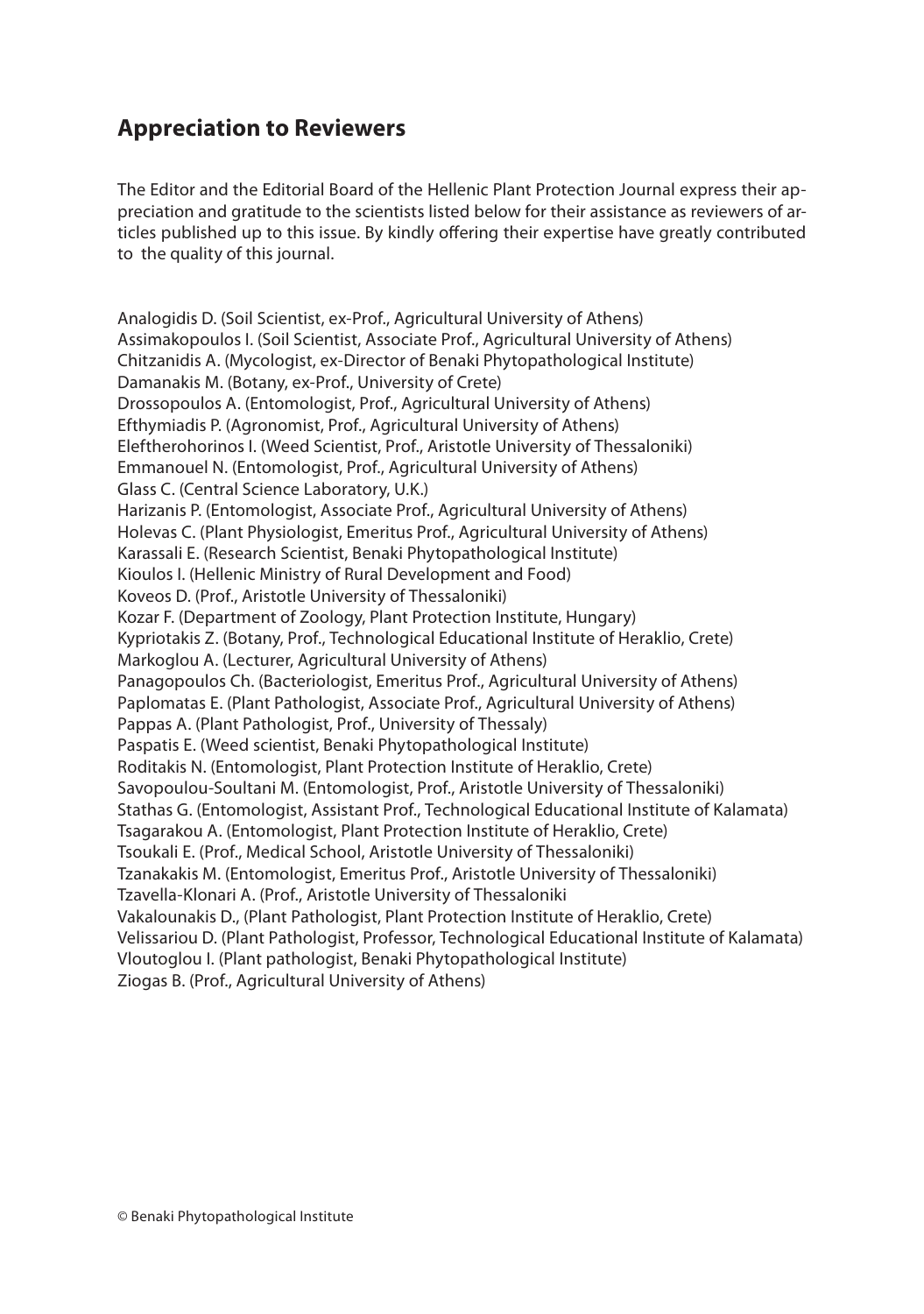## Appreciation to Reviewers

The Editor and the Editorial Board of the Hellenic Plant Protection Journal express their appreciation and gratitude to the scientists listed below for their assistance as reviewers of articles published up to this issue. By kindly offering their expertise have greatly contributed to the quality of this journal.

Analogidis D. (Soil Scientist, ex-Prof., Agricultural University of Athens)
Assimakopoulos I. (Soil Scientist, Associate Prof., Agricultural University of Athens)
Chitzanidis A. (Mycologist, ex-Director of Benaki Phytopathological Institute)
Damanakis M. (Botany, ex-Prof., University of Crete)
Drossopoulos A. (Entomologist, Prof., Agricultural University of Athens)
Efthymiadis P. (Agronomist, Prof., Agricultural University of Athens)
Eleftherohorinos I. (Weed Scientist, Prof., Aristotle University of Thessaloniki)
Emmanouel N. (Entomologist, Prof., Agricultural University of Athens)
Glass C. (Central Science Laboratory, U.K.)
Harizanis P. (Entomologist, Associate Prof., Agricultural University of Athens)
Holevas C. (Plant Physiologist, Emeritus Prof., Agricultural University of Athens)
Karassali E. (Research Scientist, Benaki Phytopathological Institute)
Kioulos I. (Hellenic Ministry of Rural Development and Food)
Koveos D. (Prof., Aristotle University of Thessaloniki)
Kozar F. (Department of Zoology, Plant Protection Institute, Hungary)
Kypriotakis Z. (Botany, Prof., Technological Educational Institute of Heraklio, Crete)
Markoglou A. (Lecturer, Agricultural University of Athens)
Panagopoulos Ch. (Bacteriologist, Emeritus Prof., Agricultural University of Athens)
Paplomatas E. (Plant Pathologist, Associate Prof., Agricultural University of Athens)
Pappas A. (Plant Pathologist, Prof., University of Thessaly)
Paspatis E. (Weed scientist, Benaki Phytopathological Institute)
Roditakis N. (Entomologist, Plant Protection Institute of Heraklio, Crete)
Savopoulou-Soultani M. (Entomologist, Prof., Aristotle University of Thessaloniki)
Stathas G. (Entomologist, Assistant Prof., Technological Educational Institute of Kalamata)
Tsagarakou A. (Entomologist, Plant Protection Institute of Heraklio, Crete)
Tsoukali E. (Prof., Medical School, Aristotle University of Thessaloniki)
Tzanakakis M. (Entomologist, Emeritus Prof., Aristotle University of Thessaloniki)
Tzavella-Klonari A. (Prof., Aristotle University of Thessaloniki
Vakalounakis D., (Plant Pathologist, Plant Protection Institute of Heraklio, Crete)
Velissariou D. (Plant Pathologist, Professor, Technological Educational Institute of Kalamata)
Vloutoglou I. (Plant pathologist, Benaki Phytopathological Institute)
Ziogas B. (Prof., Agricultural University of Athens)

© Benaki Phytopathological Institute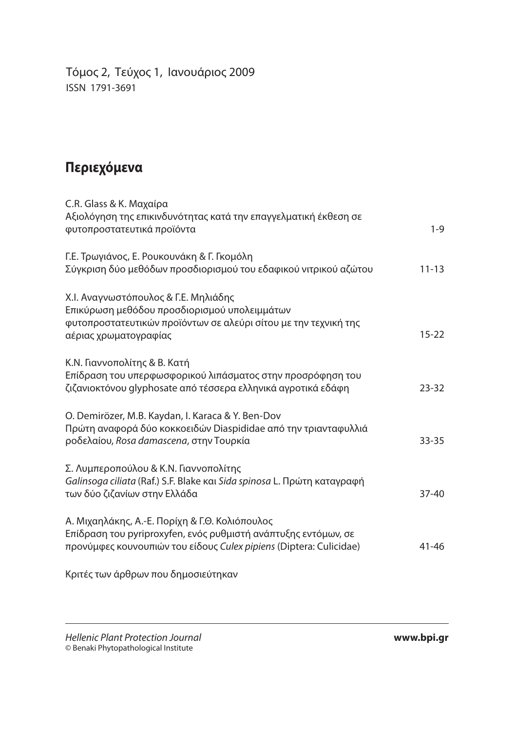Τόμος 2, Τεύχος 1, Ιανουάριος 2009

ISSN 1791-3691

## Περιεχόμενα

C.R. Glass & Κ. Μαχαίρα
Αξιολόγηση της επικινδυνότητας κατά την επαγγελματική έκθεση σε φυτοπροστατευτικά προϊόντα — 1-9

Γ.Ε. Τρωγιάνος, Ε. Ρουκουνάκη & Γ. Γκομόλη
Σύγκριση δύο μεθόδων προσδιορισμού του εδαφικού νιτρικού αζώτου — 11-13

Χ.Ι. Αναγνωστόπουλος & Γ.Ε. Μηλιάδης
Επικύρωση μεθόδου προσδιορισμού υπολειμμάτων φυτοπροστατευτικών προϊόντων σε αλεύρι σίτου με την τεχνική της αέριας χρωματογραφίας — 15-22

Κ.Ν. Γιαννοπολίτης & Β. Κατή
Επίδραση του υπερφωσφορικού λιπάσματος στην προσρόφηση του ζιζανιοκτόνου glyphosate από τέσσερα ελληνικά αγροτικά εδάφη — 23-32

O. Demirözer, M.B. Kaydan, I. Karaca & Y. Ben-Dov
Πρώτη αναφορά δύο κοκκοειδών Diaspididae από την τριανταφυλλιά ροδελαίου, *Rosa damascena*, στην Τουρκία — 33-35

Σ. Λυμπεροπούλου & Κ.Ν. Γιαννοπολίτης
*Galinsoga ciliata* (Raf.) S.F. Blake και *Sida spinosa* L. Πρώτη καταγραφή των δύο ζιζανίων στην Ελλάδα — 37-40

Α. Μιχαηλάκης, Α.-Ε. Πορίχη & Γ.Θ. Κολιόπουλος
Επίδραση του pyriproxyfen, ενός ρυθμιστή ανάπτυξης εντόμων, σε προνύμφες κουνουπιών του είδους *Culex pipiens* (Diptera: Culicidae) — 41-46

Κριτές των άρθρων που δημοσιεύτηκαν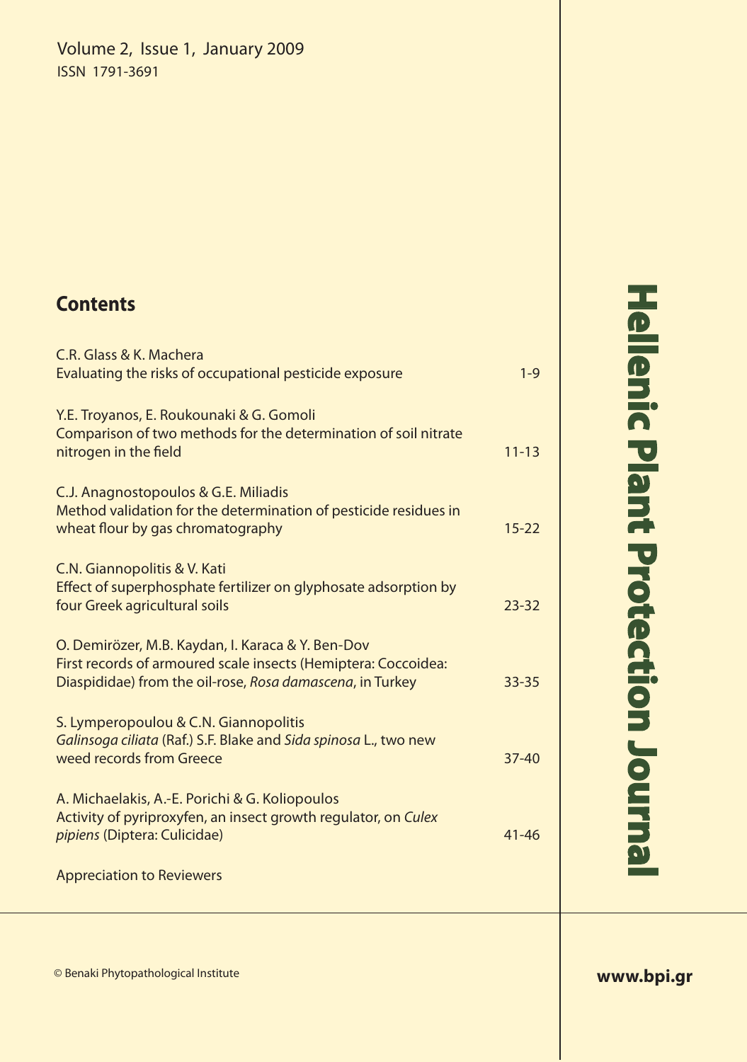Volume 2, Issue 1, January 2009
ISSN 1791-3691

# Hellenic Plant Protection Journal

## Contents

| | |
|---|---|
| C.R. Glass & K. Machera<br>Evaluating the risks of occupational pesticide exposure | 1-9 |
| Y.E. Troyanos, E. Roukounaki & G. Gomoli<br>Comparison of two methods for the determination of soil nitrate nitrogen in the field | 11-13 |
| C.J. Anagnostopoulos & G.E. Miliadis<br>Method validation for the determination of pesticide residues in wheat flour by gas chromatography | 15-22 |
| C.N. Giannopolitis & V. Kati<br>Effect of superphosphate fertilizer on glyphosate adsorption by four Greek agricultural soils | 23-32 |
| O. Demirözer, M.B. Kaydan, I. Karaca & Y. Ben-Dov<br>First records of armoured scale insects (Hemiptera: Coccoidea: Diaspididae) from the oil-rose, *Rosa damascena*, in Turkey | 33-35 |
| S. Lymperopoulou & C.N. Giannopolitis<br>*Galinsoga ciliata* (Raf.) S.F. Blake and *Sida spinosa* L., two new weed records from Greece | 37-40 |
| A. Michaelakis, A.-E. Porichi & G. Koliopoulos<br>Activity of pyriproxyfen, an insect growth regulator, on *Culex pipiens* (Diptera: Culicidae) | 41-46 |
| Appreciation to Reviewers | |

© Benaki Phytopathological Institute

www.bpi.gr